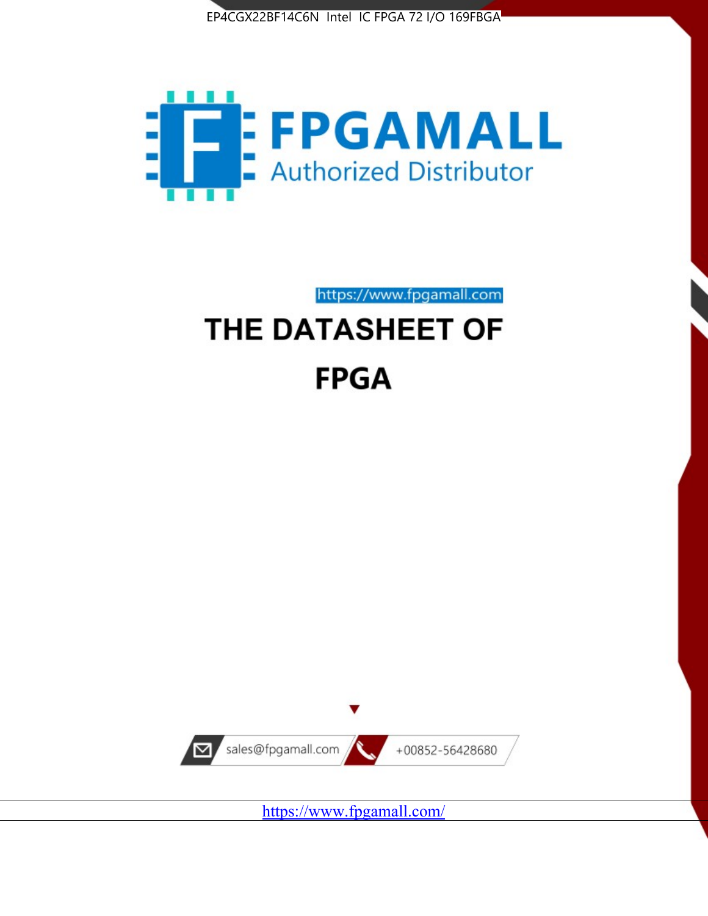EP4CGX22BF14C6N Intel IC FPGA 72 I/O 169FBGA

FPGAMALL

Authorized Distributor

https://www.fpgamall.com

# THE DATASHEET OF

# FPGA

sales@fpgamall.com

+00852-56428680

https://www.fpgamall.com/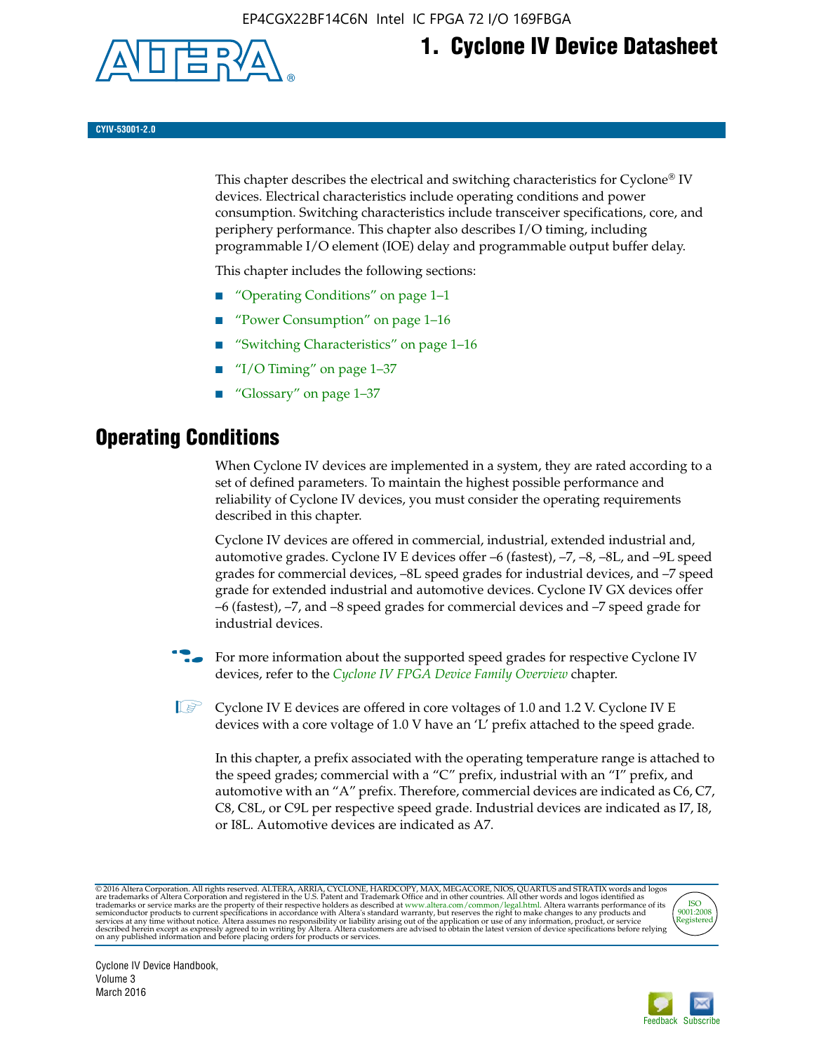# 1. Cyclone IV Device Datasheet

CYIV-53001-2.0

This chapter describes the electrical and switching characteristics for Cyclone® IV devices. Electrical characteristics include operating conditions and power consumption. Switching characteristics include transceiver specifications, core, and periphery performance. This chapter also describes I/O timing, including programmable I/O element (IOE) delay and programmable output buffer delay.

This chapter includes the following sections:

- "Operating Conditions" on page 1–1
- "Power Consumption" on page 1–16
- "Switching Characteristics" on page 1–16
- "I/O Timing" on page 1–37
- "Glossary" on page 1–37

## Operating Conditions

When Cyclone IV devices are implemented in a system, they are rated according to a set of defined parameters. To maintain the highest possible performance and reliability of Cyclone IV devices, you must consider the operating requirements described in this chapter.

Cyclone IV devices are offered in commercial, industrial, extended industrial and, automotive grades. Cyclone IV E devices offer –6 (fastest), –7, –8, –8L, and –9L speed grades for commercial devices, –8L speed grades for industrial devices, and –7 speed grade for extended industrial and automotive devices. Cyclone IV GX devices offer –6 (fastest), –7, and –8 speed grades for commercial devices and –7 speed grade for industrial devices.

For more information about the supported speed grades for respective Cyclone IV devices, refer to the *Cyclone IV FPGA Device Family Overview* chapter.

Cyclone IV E devices are offered in core voltages of 1.0 and 1.2 V. Cyclone IV E devices with a core voltage of 1.0 V have an 'L' prefix attached to the speed grade.

In this chapter, a prefix associated with the operating temperature range is attached to the speed grades; commercial with a "C" prefix, industrial with an "I" prefix, and automotive with an "A" prefix. Therefore, commercial devices are indicated as C6, C7, C8, C8L, or C9L per respective speed grade. Industrial devices are indicated as I7, I8, or I8L. Automotive devices are indicated as A7.

© 2016 Altera Corporation. All rights reserved. ALTERA, ARRIA, CYCLONE, HARDCOPY, MAX, MEGACORE, NIOS, QUARTUS and STRATIX words and logos are trademarks of Altera Corporation and registered in the U.S. Patent and Trademark Office and in other countries. All other words and logos identified as trademarks or service marks are the property of their respective holders as described at www.altera.com/common/legal.html. Altera warrants performance of its semiconductor products to current specifications in accordance with Altera's standard warranty, but reserves the right to make changes to any products and services at any time without notice. Altera assumes no responsibility or liability arising out of the application or use of any information, product, or service described herein except as expressly agreed to in writing by Altera. Altera customers are advised to obtain the latest version of device specifications before relying on any published information and before placing orders for products or services.

Cyclone IV Device Handbook,
Volume 3
March 2016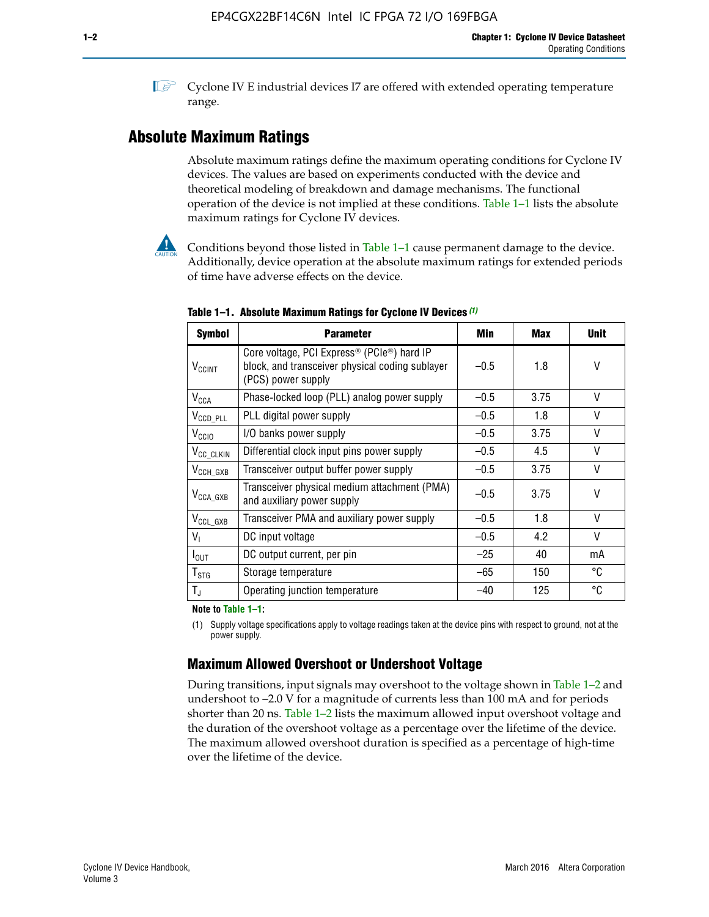Cyclone IV E industrial devices I7 are offered with extended operating temperature range.

## Absolute Maximum Ratings

Absolute maximum ratings define the maximum operating conditions for Cyclone IV devices. The values are based on experiments conducted with the device and theoretical modeling of breakdown and damage mechanisms. The functional operation of the device is not implied at these conditions. Table 1–1 lists the absolute maximum ratings for Cyclone IV devices.

Conditions beyond those listed in Table 1–1 cause permanent damage to the device. Additionally, device operation at the absolute maximum ratings for extended periods of time have adverse effects on the device.

**Table 1–1. Absolute Maximum Ratings for Cyclone IV Devices (1)**

| Symbol | Parameter | Min | Max | Unit |
|---|---|---|---|---|
| $V_{CCINT}$ | Core voltage, PCI Express® (PCIe®) hard IP block, and transceiver physical coding sublayer (PCS) power supply | –0.5 | 1.8 | V |
| $V_{CCA}$ | Phase-locked loop (PLL) analog power supply | –0.5 | 3.75 | V |
| $V_{CCD\_PLL}$ | PLL digital power supply | –0.5 | 1.8 | V |
| $V_{CCIO}$ | I/O banks power supply | –0.5 | 3.75 | V |
| $V_{CC\_CLKIN}$ | Differential clock input pins power supply | –0.5 | 4.5 | V |
| $V_{CCH\_GXB}$ | Transceiver output buffer power supply | –0.5 | 3.75 | V |
| $V_{CCA\_GXB}$ | Transceiver physical medium attachment (PMA) and auxiliary power supply | –0.5 | 3.75 | V |
| $V_{CCL\_GXB}$ | Transceiver PMA and auxiliary power supply | –0.5 | 1.8 | V |
| $V_I$ | DC input voltage | –0.5 | 4.2 | V |
| $I_{OUT}$ | DC output current, per pin | –25 | 40 | mA |
| $T_{STG}$ | Storage temperature | –65 | 150 | °C |
| $T_J$ | Operating junction temperature | –40 | 125 | °C |

**Note to Table 1–1:**

(1) Supply voltage specifications apply to voltage readings taken at the device pins with respect to ground, not at the power supply.

### Maximum Allowed Overshoot or Undershoot Voltage

During transitions, input signals may overshoot to the voltage shown in Table 1–2 and undershoot to –2.0 V for a magnitude of currents less than 100 mA and for periods shorter than 20 ns. Table 1–2 lists the maximum allowed input overshoot voltage and the duration of the overshoot voltage as a percentage over the lifetime of the device. The maximum allowed overshoot duration is specified as a percentage of high-time over the lifetime of the device.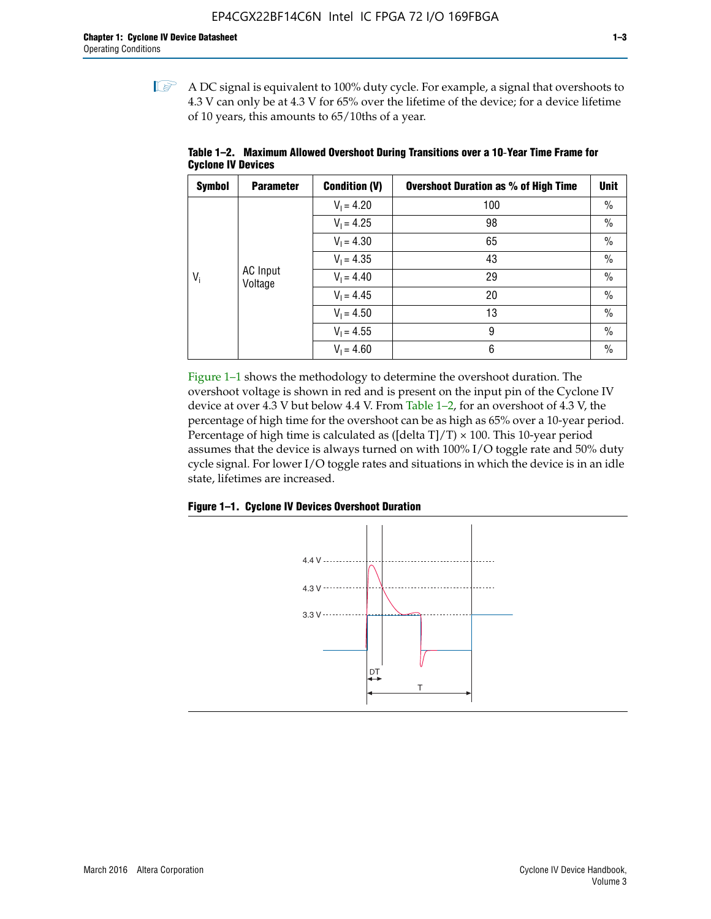A DC signal is equivalent to 100% duty cycle. For example, a signal that overshoots to 4.3 V can only be at 4.3 V for 65% over the lifetime of the device; for a device lifetime of 10 years, this amounts to 65/10ths of a year.

**Table 1–2. Maximum Allowed Overshoot During Transitions over a 10-Year Time Frame for Cyclone IV Devices**

| Symbol | Parameter | Condition (V) | Overshoot Duration as % of High Time | Unit |
|---|---|---|---|---|
| $V_i$ | AC Input Voltage | $V_I = 4.20$ | 100 | % |
| | | $V_I = 4.25$ | 98 | % |
| | | $V_I = 4.30$ | 65 | % |
| | | $V_I = 4.35$ | 43 | % |
| | | $V_I = 4.40$ | 29 | % |
| | | $V_I = 4.45$ | 20 | % |
| | | $V_I = 4.50$ | 13 | % |
| | | $V_I = 4.55$ | 9 | % |
| | | $V_I = 4.60$ | 6 | % |

Figure 1–1 shows the methodology to determine the overshoot duration. The overshoot voltage is shown in red and is present on the input pin of the Cyclone IV device at over 4.3 V but below 4.4 V. From Table 1–2, for an overshoot of 4.3 V, the percentage of high time for the overshoot can be as high as 65% over a 10-year period. Percentage of high time is calculated as ([delta T]/T) × 100. This 10-year period assumes that the device is always turned on with 100% I/O toggle rate and 50% duty cycle signal. For lower I/O toggle rates and situations in which the device is in an idle state, lifetimes are increased.

**Figure 1–1. Cyclone IV Devices Overshoot Duration**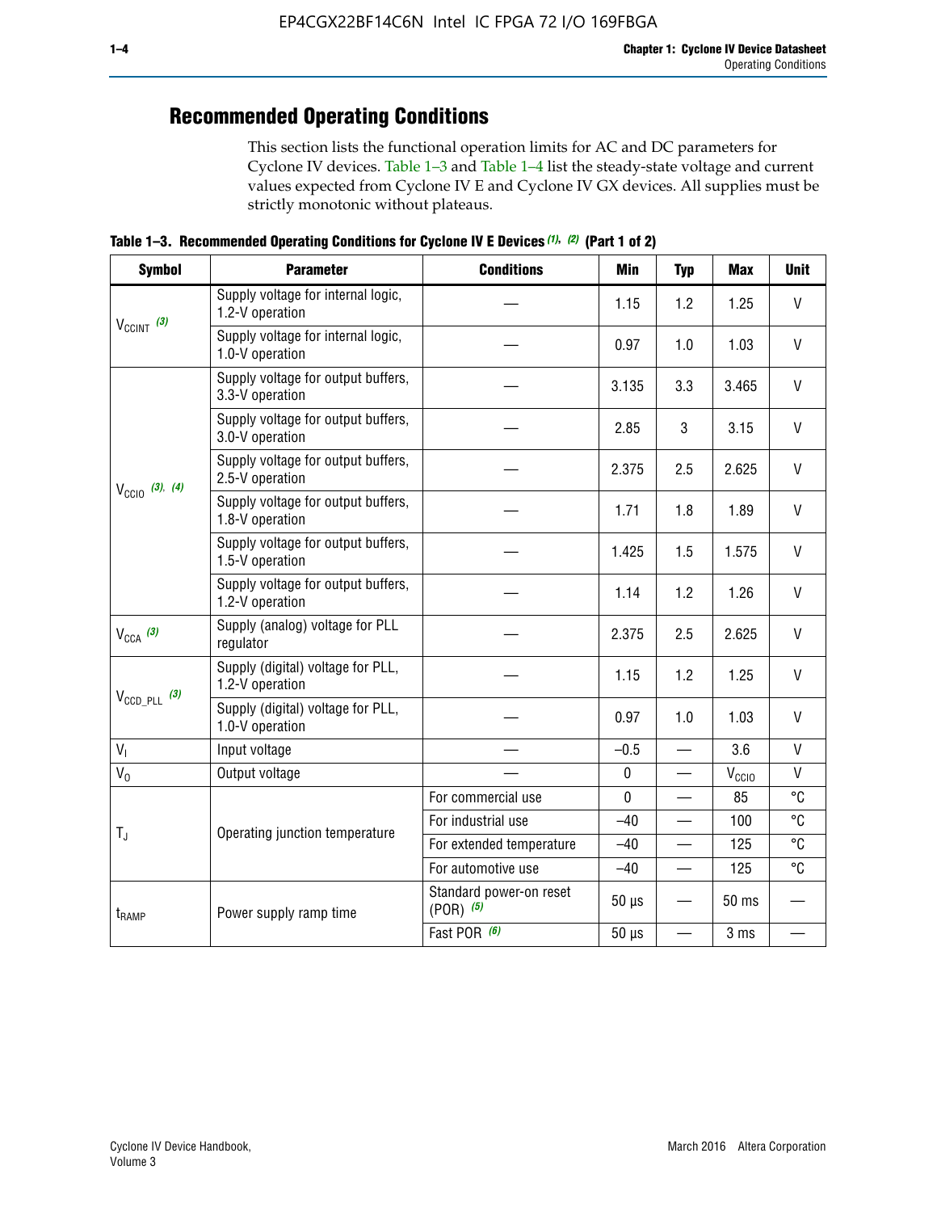## Recommended Operating Conditions

This section lists the functional operation limits for AC and DC parameters for Cyclone IV devices. Table 1–3 and Table 1–4 list the steady-state voltage and current values expected from Cyclone IV E and Cyclone IV GX devices. All supplies must be strictly monotonic without plateaus.

**Table 1–3. Recommended Operating Conditions for Cyclone IV E Devices (1), (2) (Part 1 of 2)**

| Symbol | Parameter | Conditions | Min | Typ | Max | Unit |
|---|---|---|---|---|---|---|
| $V_{CCINT}$ (3) | Supply voltage for internal logic, 1.2-V operation | — | 1.15 | 1.2 | 1.25 | V |
| | Supply voltage for internal logic, 1.0-V operation | — | 0.97 | 1.0 | 1.03 | V |
| $V_{CCIO}$ (3), (4) | Supply voltage for output buffers, 3.3-V operation | — | 3.135 | 3.3 | 3.465 | V |
| | Supply voltage for output buffers, 3.0-V operation | — | 2.85 | 3 | 3.15 | V |
| | Supply voltage for output buffers, 2.5-V operation | — | 2.375 | 2.5 | 2.625 | V |
| | Supply voltage for output buffers, 1.8-V operation | — | 1.71 | 1.8 | 1.89 | V |
| | Supply voltage for output buffers, 1.5-V operation | — | 1.425 | 1.5 | 1.575 | V |
| | Supply voltage for output buffers, 1.2-V operation | — | 1.14 | 1.2 | 1.26 | V |
| $V_{CCA}$ (3) | Supply (analog) voltage for PLL regulator | — | 2.375 | 2.5 | 2.625 | V |
| $V_{CCD\_PLL}$ (3) | Supply (digital) voltage for PLL, 1.2-V operation | — | 1.15 | 1.2 | 1.25 | V |
| | Supply (digital) voltage for PLL, 1.0-V operation | — | 0.97 | 1.0 | 1.03 | V |
| $V_I$ | Input voltage | — | –0.5 | — | 3.6 | V |
| $V_O$ | Output voltage | — | 0 | — | $V_{CCIO}$ | V |
| $T_J$ | Operating junction temperature | For commercial use | 0 | — | 85 | °C |
| | | For industrial use | –40 | — | 100 | °C |
| | | For extended temperature | –40 | — | 125 | °C |
| | | For automotive use | –40 | — | 125 | °C |
| $t_{RAMP}$ | Power supply ramp time | Standard power-on reset (POR) (5) | 50 µs | — | 50 ms | — |
| | | Fast POR (6) | 50 µs | — | 3 ms | — |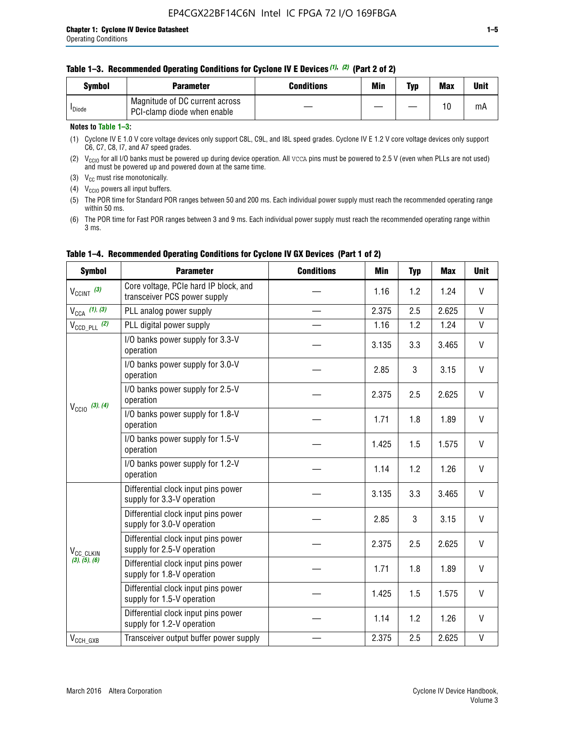#### Table 1–3. Recommended Operating Conditions for Cyclone IV E Devices (1), (2) (Part 2 of 2)

| Symbol | Parameter | Conditions | Min | Typ | Max | Unit |
|---|---|---|---|---|---|---|
| $I_{Diode}$ | Magnitude of DC current across PCI-clamp diode when enable | — | — | — | 10 | mA |

**Notes to Table 1–3:**

(1) Cyclone IV E 1.0 V core voltage devices only support C8L, C9L, and I8L speed grades. Cyclone IV E 1.2 V core voltage devices only support C6, C7, C8, I7, and A7 speed grades.

(2) $V_{CCIO}$ for all I/O banks must be powered up during device operation. All VCCA pins must be powered to 2.5 V (even when PLLs are not used) and must be powered up and powered down at the same time.

(3) $V_{CC}$ must rise monotonically.

(4) $V_{CCIO}$ powers all input buffers.

(5) The POR time for Standard POR ranges between 50 and 200 ms. Each individual power supply must reach the recommended operating range within 50 ms.

(6) The POR time for Fast POR ranges between 3 and 9 ms. Each individual power supply must reach the recommended operating range within 3 ms.

#### Table 1–4. Recommended Operating Conditions for Cyclone IV GX Devices (Part 1 of 2)

| Symbol | Parameter | Conditions | Min | Typ | Max | Unit |
|---|---|---|---|---|---|---|
| $V_{CCINT}$ (3) | Core voltage, PCIe hard IP block, and transceiver PCS power supply | — | 1.16 | 1.2 | 1.24 | V |
| $V_{CCA}$ (1), (3) | PLL analog power supply | — | 2.375 | 2.5 | 2.625 | V |
| $V_{CCD\_PLL}$ (2) | PLL digital power supply | — | 1.16 | 1.2 | 1.24 | V |
| $V_{CCIO}$ (3), (4) | I/O banks power supply for 3.3-V operation | — | 3.135 | 3.3 | 3.465 | V |
| | I/O banks power supply for 3.0-V operation | — | 2.85 | 3 | 3.15 | V |
| | I/O banks power supply for 2.5-V operation | — | 2.375 | 2.5 | 2.625 | V |
| | I/O banks power supply for 1.8-V operation | — | 1.71 | 1.8 | 1.89 | V |
| | I/O banks power supply for 1.5-V operation | — | 1.425 | 1.5 | 1.575 | V |
| | I/O banks power supply for 1.2-V operation | — | 1.14 | 1.2 | 1.26 | V |
| $V_{CC\_CLKIN}$ (3), (5), (6) | Differential clock input pins power supply for 3.3-V operation | — | 3.135 | 3.3 | 3.465 | V |
| | Differential clock input pins power supply for 3.0-V operation | — | 2.85 | 3 | 3.15 | V |
| | Differential clock input pins power supply for 2.5-V operation | — | 2.375 | 2.5 | 2.625 | V |
| | Differential clock input pins power supply for 1.8-V operation | — | 1.71 | 1.8 | 1.89 | V |
| | Differential clock input pins power supply for 1.5-V operation | — | 1.425 | 1.5 | 1.575 | V |
| | Differential clock input pins power supply for 1.2-V operation | — | 1.14 | 1.2 | 1.26 | V |
| $V_{CCH\_GXB}$ | Transceiver output buffer power supply | — | 2.375 | 2.5 | 2.625 | V |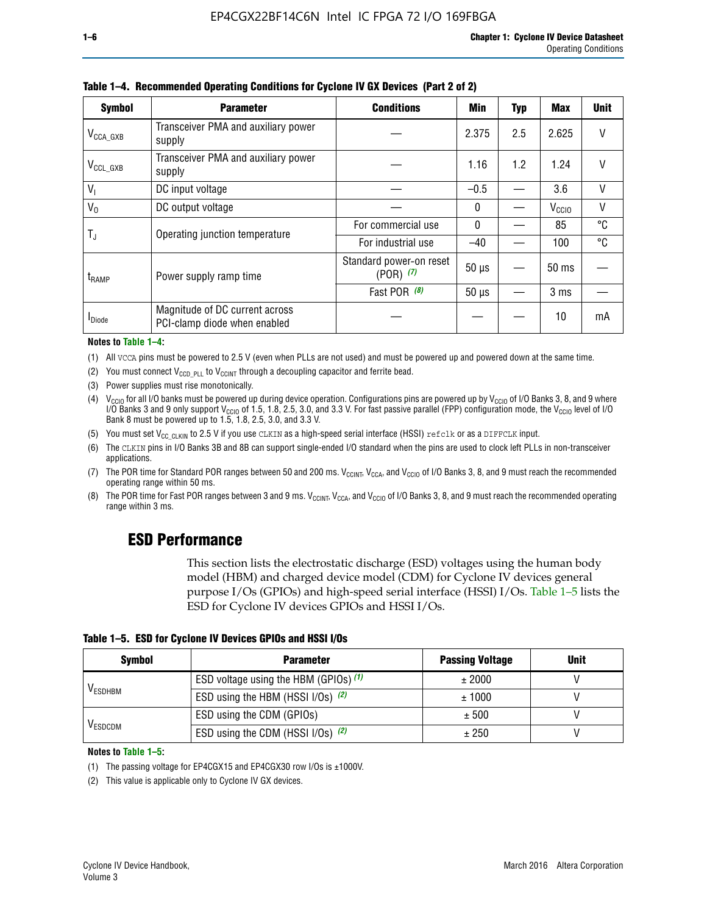**Table 1–4. Recommended Operating Conditions for Cyclone IV GX Devices (Part 2 of 2)**

| Symbol | Parameter | Conditions | Min | Typ | Max | Unit |
|---|---|---|---|---|---|---|
| $V_{CCA\_GXB}$ | Transceiver PMA and auxiliary power supply | — | 2.375 | 2.5 | 2.625 | V |
| $V_{CCL\_GXB}$ | Transceiver PMA and auxiliary power supply | — | 1.16 | 1.2 | 1.24 | V |
| $V_I$ | DC input voltage | — | –0.5 | — | 3.6 | V |
| $V_O$ | DC output voltage | — | 0 | — | $V_{CCIO}$ | V |
| $T_J$ | Operating junction temperature | For commercial use | 0 | — | 85 | °C |
| | | For industrial use | –40 | — | 100 | °C |
| $t_{RAMP}$ | Power supply ramp time | Standard power-on reset (POR) *(7)* | 50 µs | — | 50 ms | — |
| | | Fast POR *(8)* | 50 µs | — | 3 ms | — |
| $I_{Diode}$ | Magnitude of DC current across PCI-clamp diode when enabled | — | — | — | 10 | mA |

**Notes to Table 1–4:**

(1) All VCCA pins must be powered to 2.5 V (even when PLLs are not used) and must be powered up and powered down at the same time.

(2) You must connect $V_{CCD\_PLL}$ to $V_{CCINT}$ through a decoupling capacitor and ferrite bead.

(3) Power supplies must rise monotonically.

(4) $V_{CCIO}$ for all I/O banks must be powered up during device operation. Configurations pins are powered up by $V_{CCIO}$ of I/O Banks 3, 8, and 9 where I/O Banks 3 and 9 only support $V_{CCIO}$ of 1.5, 1.8, 2.5, 3.0, and 3.3 V. For fast passive parallel (FPP) configuration mode, the $V_{CCIO}$ level of I/O Bank 8 must be powered up to 1.5, 1.8, 2.5, 3.0, and 3.3 V.

(5) You must set $V_{CC\_CLKIN}$ to 2.5 V if you use CLKIN as a high-speed serial interface (HSSI) refclk or as a DIFFCLK input.

(6) The CLKIN pins in I/O Banks 3B and 8B can support single-ended I/O standard when the pins are used to clock left PLLs in non-transceiver applications.

(7) The POR time for Standard POR ranges between 50 and 200 ms. $V_{CCINT}$, $V_{CCA}$, and $V_{CCIO}$ of I/O Banks 3, 8, and 9 must reach the recommended operating range within 50 ms.

(8) The POR time for Fast POR ranges between 3 and 9 ms. $V_{CCINT}$, $V_{CCA}$, and $V_{CCIO}$ of I/O Banks 3, 8, and 9 must reach the recommended operating range within 3 ms.

## ESD Performance

This section lists the electrostatic discharge (ESD) voltages using the human body model (HBM) and charged device model (CDM) for Cyclone IV devices general purpose I/Os (GPIOs) and high-speed serial interface (HSSI) I/Os. Table 1–5 lists the ESD for Cyclone IV devices GPIOs and HSSI I/Os.

**Table 1–5. ESD for Cyclone IV Devices GPIOs and HSSI I/Os**

| Symbol | Parameter | Passing Voltage | Unit |
|---|---|---|---|
| $V_{ESDHBM}$ | ESD voltage using the HBM (GPIOs) *(1)* | ± 2000 | V |
| | ESD using the HBM (HSSI I/Os) *(2)* | ± 1000 | V |
| $V_{ESDCDM}$ | ESD using the CDM (GPIOs) | ± 500 | V |
| | ESD using the CDM (HSSI I/Os) *(2)* | ± 250 | V |

**Notes to Table 1–5:**

(1) The passing voltage for EP4CGX15 and EP4CGX30 row I/Os is ±1000V.

(2) This value is applicable only to Cyclone IV GX devices.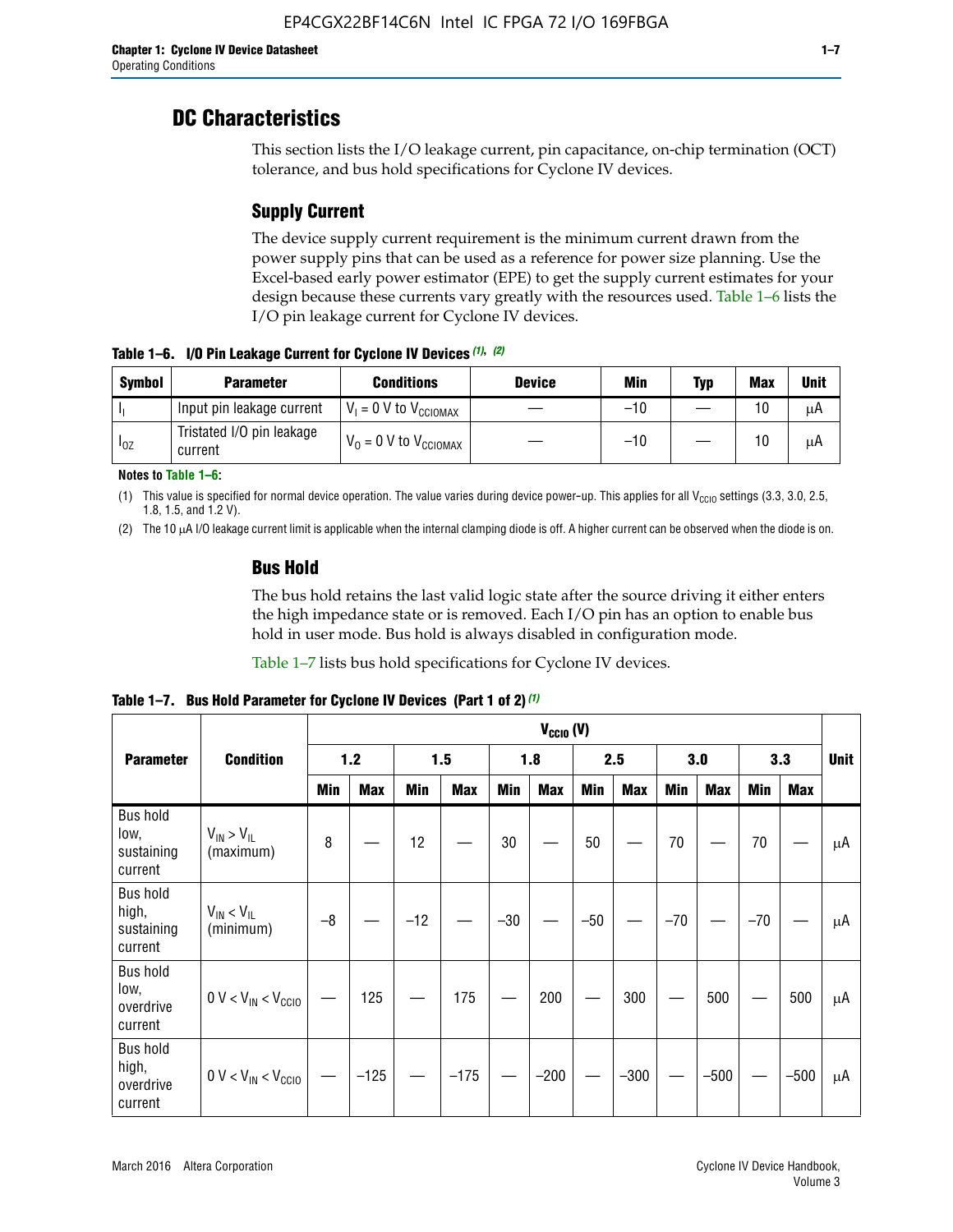# DC Characteristics

This section lists the I/O leakage current, pin capacitance, on-chip termination (OCT) tolerance, and bus hold specifications for Cyclone IV devices.

## Supply Current

The device supply current requirement is the minimum current drawn from the power supply pins that can be used as a reference for power size planning. Use the Excel-based early power estimator (EPE) to get the supply current estimates for your design because these currents vary greatly with the resources used. Table 1–6 lists the I/O pin leakage current for Cyclone IV devices.

**Table 1–6. I/O Pin Leakage Current for Cyclone IV Devices (1), (2)**

| Symbol | Parameter | Conditions | Device | Min | Typ | Max | Unit |
|---|---|---|---|---|---|---|---|
| $I_I$ | Input pin leakage current | $V_I = 0$ V to $V_{CCIOMAX}$ | — | –10 | — | 10 | µA |
| $I_{OZ}$ | Tristated I/O pin leakage current | $V_O = 0$ V to $V_{CCIOMAX}$ | — | –10 | — | 10 | µA |

**Notes to Table 1–6:**

(1) This value is specified for normal device operation. The value varies during device power-up. This applies for all $V_{CCIO}$ settings (3.3, 3.0, 2.5, 1.8, 1.5, and 1.2 V).

(2) The 10 µA I/O leakage current limit is applicable when the internal clamping diode is off. A higher current can be observed when the diode is on.

## Bus Hold

The bus hold retains the last valid logic state after the source driving it either enters the high impedance state or is removed. Each I/O pin has an option to enable bus hold in user mode. Bus hold is always disabled in configuration mode.

Table 1–7 lists bus hold specifications for Cyclone IV devices.

**Table 1–7. Bus Hold Parameter for Cyclone IV Devices (Part 1 of 2) (1)**

| Parameter | Condition | $V_{CCIO}$ (V) | | | | | | | | | | | | Unit |
|---|---|---|---|---|---|---|---|---|---|---|---|---|---|---|
| | | 1.2 | | 1.5 | | 1.8 | | 2.5 | | 3.0 | | 3.3 | | |
| | | Min | Max | Min | Max | Min | Max | Min | Max | Min | Max | Min | Max | |
| Bus hold low, sustaining current | $V_{IN} > V_{IL}$ (maximum) | 8 | — | 12 | — | 30 | — | 50 | — | 70 | — | 70 | — | µA |
| Bus hold high, sustaining current | $V_{IN} < V_{IL}$ (minimum) | –8 | — | –12 | — | –30 | — | –50 | — | –70 | — | –70 | — | µA |
| Bus hold low, overdrive current | $0 \text{ V} < V_{IN} < V_{CCIO}$ | — | 125 | — | 175 | — | 200 | — | 300 | — | 500 | — | 500 | µA |
| Bus hold high, overdrive current | $0 \text{ V} < V_{IN} < V_{CCIO}$ | — | –125 | — | –175 | — | –200 | — | –300 | — | –500 | — | –500 | µA |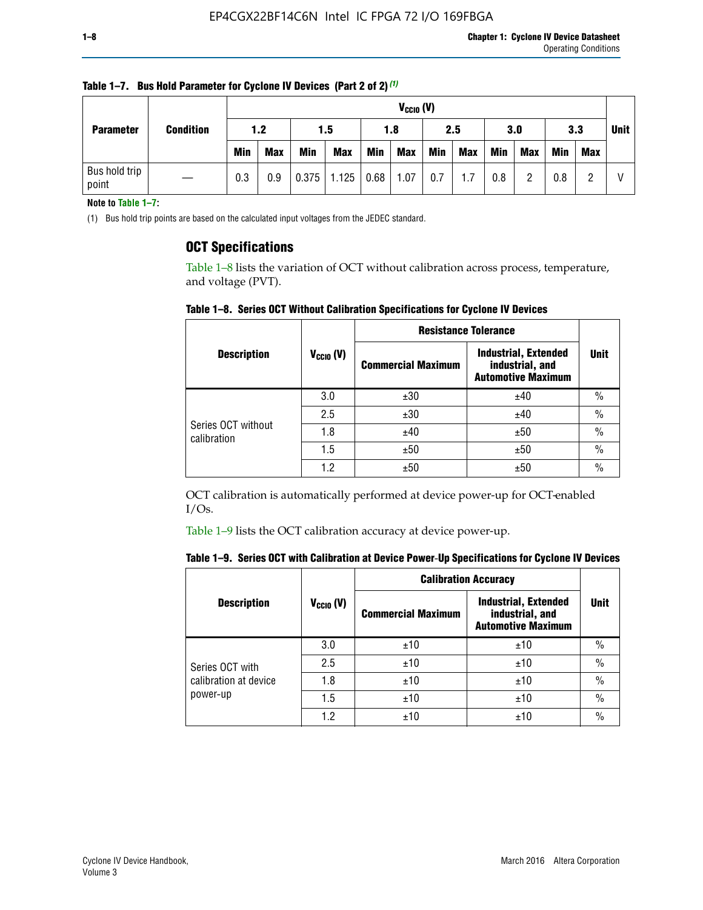**Table 1–7. Bus Hold Parameter for Cyclone IV Devices (Part 2 of 2)** (1)

| Parameter | Condition | $V_{CCIO}$ (V) | | | | | | | | | | | | Unit |
|---|---|---|---|---|---|---|---|---|---|---|---|---|---|---|
| | | 1.2 | | 1.5 | | 1.8 | | 2.5 | | 3.0 | | 3.3 | | |
| | | Min | Max | Min | Max | Min | Max | Min | Max | Min | Max | Min | Max | |
| Bus hold trip point | — | 0.3 | 0.9 | 0.375 | 1.125 | 0.68 | 1.07 | 0.7 | 1.7 | 0.8 | 2 | 0.8 | 2 | V |

**Note to Table 1–7:**

(1) Bus hold trip points are based on the calculated input voltages from the JEDEC standard.

## OCT Specifications

Table 1–8 lists the variation of OCT without calibration across process, temperature, and voltage (PVT).

**Table 1–8. Series OCT Without Calibration Specifications for Cyclone IV Devices**

| Description | $V_{CCIO}$ (V) | Resistance Tolerance | | Unit |
|---|---|---|---|---|
| | | Commercial Maximum | Industrial, Extended industrial, and Automotive Maximum | |
| Series OCT without calibration | 3.0 | ±30 | ±40 | % |
| | 2.5 | ±30 | ±40 | % |
| | 1.8 | ±40 | ±50 | % |
| | 1.5 | ±50 | ±50 | % |
| | 1.2 | ±50 | ±50 | % |

OCT calibration is automatically performed at device power-up for OCT-enabled I/Os.

Table 1–9 lists the OCT calibration accuracy at device power-up.

**Table 1–9. Series OCT with Calibration at Device Power-Up Specifications for Cyclone IV Devices**

| Description | $V_{CCIO}$ (V) | Calibration Accuracy | | Unit |
|---|---|---|---|---|
| | | Commercial Maximum | Industrial, Extended industrial, and Automotive Maximum | |
| Series OCT with calibration at device power-up | 3.0 | ±10 | ±10 | % |
| | 2.5 | ±10 | ±10 | % |
| | 1.8 | ±10 | ±10 | % |
| | 1.5 | ±10 | ±10 | % |
| | 1.2 | ±10 | ±10 | % |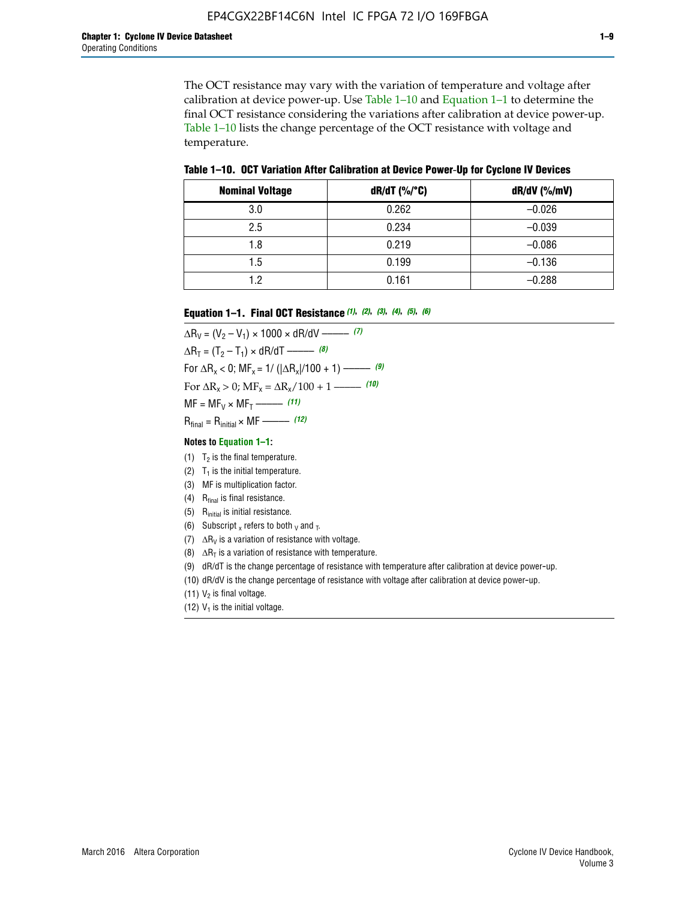The OCT resistance may vary with the variation of temperature and voltage after calibration at device power-up. Use Table 1–10 and Equation 1–1 to determine the final OCT resistance considering the variations after calibration at device power-up. Table 1–10 lists the change percentage of the OCT resistance with voltage and temperature.

**Table 1–10. OCT Variation After Calibration at Device Power-Up for Cyclone IV Devices**

| Nominal Voltage | dR/dT (%/°C) | dR/dV (%/mV) |
|---|---|---|
| 3.0 | 0.262 | –0.026 |
| 2.5 | 0.234 | –0.039 |
| 1.8 | 0.219 | –0.086 |
| 1.5 | 0.199 | –0.136 |
| 1.2 | 0.161 | –0.288 |

**Equation 1–1. Final OCT Resistance** *(1), (2), (3), (4), (5), (6)*

$$\Delta R_V = (V_2 - V_1) \times 1000 \times dR/dV \text{ ——— } (7)$$

$$\Delta R_T = (T_2 - T_1) \times dR/dT \text{ ——— } (8)$$

$$\text{For } \Delta R_x < 0;\ MF_x = 1/(|\Delta R_x|/100 + 1) \text{ ——— } (9)$$

$$\text{For } \Delta R_x > 0;\ MF_x = \Delta R_x/100 + 1 \text{ ——— } (10)$$

$$MF = MF_V \times MF_T \text{ ——— } (11)$$

$$R_{final} = R_{initial} \times MF \text{ ——— } (12)$$

**Notes to Equation 1–1:**

(1) $T_2$ is the final temperature.
(2) $T_1$ is the initial temperature.
(3) MF is multiplication factor.
(4) $R_{final}$ is final resistance.
(5) $R_{initial}$ is initial resistance.
(6) Subscript $_x$ refers to both $_V$ and $_T$.
(7) $\Delta R_V$ is a variation of resistance with voltage.
(8) $\Delta R_T$ is a variation of resistance with temperature.
(9) dR/dT is the change percentage of resistance with temperature after calibration at device power-up.
(10) dR/dV is the change percentage of resistance with voltage after calibration at device power-up.
(11) $V_2$ is final voltage.
(12) $V_1$ is the initial voltage.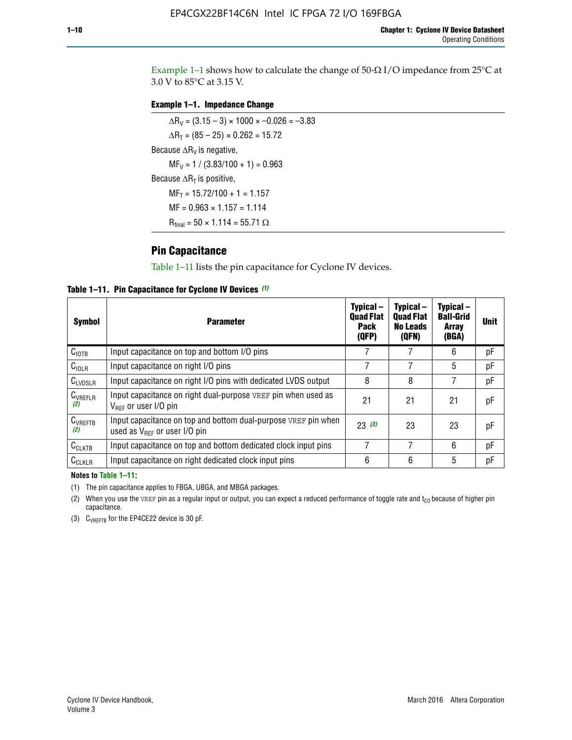Example 1–1 shows how to calculate the change of 50-Ω I/O impedance from 25°C at 3.0 V to 85°C at 3.15 V.

**Example 1–1. Impedance Change**

$\Delta R_V = (3.15 - 3) \times 1000 \times -0.026 = -3.83$

$\Delta R_T = (85 - 25) \times 0.262 = 15.72$

Because $\Delta R_V$ is negative,

$MF_V = 1 / (3.83/100 + 1) = 0.963$

Because $\Delta R_T$ is positive,

$MF_T = 15.72/100 + 1 = 1.157$

$MF = 0.963 \times 1.157 = 1.114$

$R_{final} = 50 \times 1.114 = 55.71\ \Omega$

## Pin Capacitance

Table 1–11 lists the pin capacitance for Cyclone IV devices.

**Table 1–11. Pin Capacitance for Cyclone IV Devices (1)**

| Symbol | Parameter | Typical – Quad Flat Pack (QFP) | Typical – Quad Flat No Leads (QFN) | Typical – Ball-Grid Array (BGA) | Unit |
|---|---|---|---|---|---|
| $C_{IOTB}$ | Input capacitance on top and bottom I/O pins | 7 | 7 | 6 | pF |
| $C_{IOLR}$ | Input capacitance on right I/O pins | 7 | 7 | 5 | pF |
| $C_{LVDSLR}$ | Input capacitance on right I/O pins with dedicated LVDS output | 8 | 8 | 7 | pF |
| $C_{VREFLR}$ (2) | Input capacitance on right dual-purpose VREF pin when used as $V_{REF}$ or user I/O pin | 21 | 21 | 21 | pF |
| $C_{VREFTB}$ (2) | Input capacitance on top and bottom dual-purpose VREF pin when used as $V_{REF}$ or user I/O pin | 23 (3) | 23 | 23 | pF |
| $C_{CLKTB}$ | Input capacitance on top and bottom dedicated clock input pins | 7 | 7 | 6 | pF |
| $C_{CLKLR}$ | Input capacitance on right dedicated clock input pins | 6 | 6 | 5 | pF |

**Notes to Table 1–11:**

(1) The pin capacitance applies to FBGA, UBGA, and MBGA packages.

(2) When you use the VREF pin as a regular input or output, you can expect a reduced performance of toggle rate and $t_{CO}$ because of higher pin capacitance.

(3) $C_{VREFTB}$ for the EP4CE22 device is 30 pF.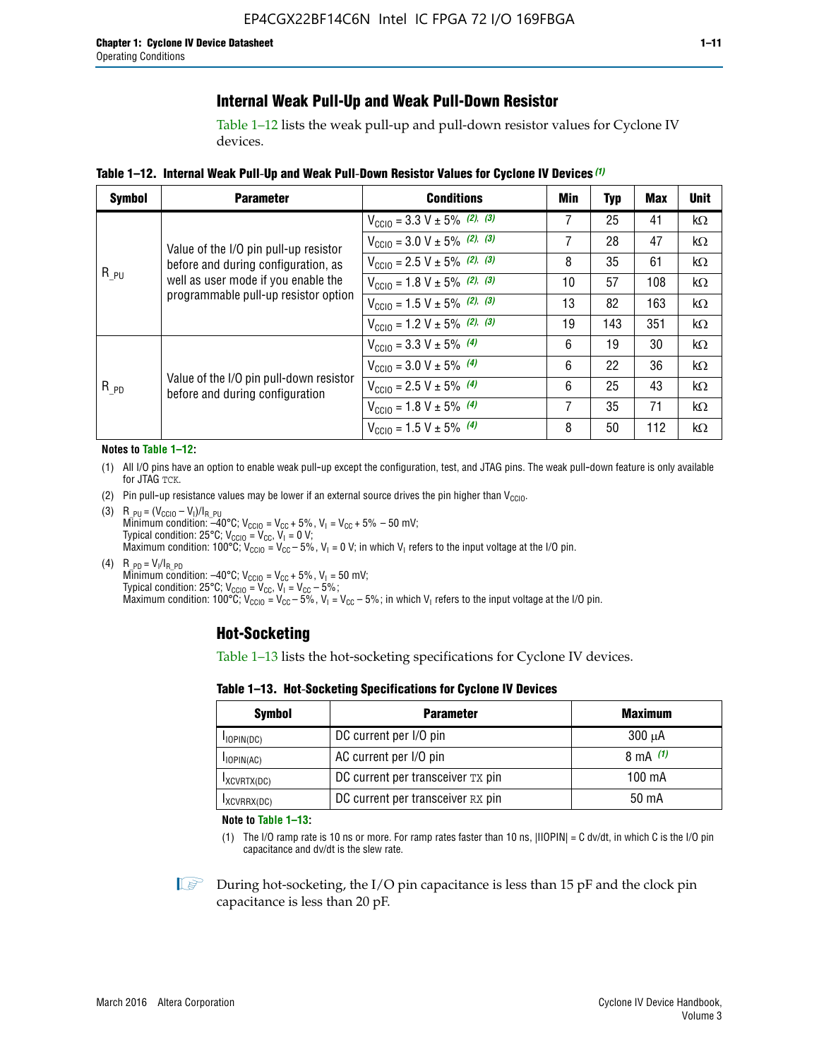## Internal Weak Pull-Up and Weak Pull-Down Resistor

Table 1–12 lists the weak pull-up and pull-down resistor values for Cyclone IV devices.

**Table 1–12. Internal Weak Pull-Up and Weak Pull-Down Resistor Values for Cyclone IV Devices** *(1)*

| Symbol | Parameter | Conditions | Min | Typ | Max | Unit |
|---|---|---|---|---|---|---|
| $R_{\_PU}$ | Value of the I/O pin pull-up resistor before and during configuration, as well as user mode if you enable the programmable pull-up resistor option | $V_{CCIO}$ = 3.3 V ± 5% *(2), (3)* | 7 | 25 | 41 | kΩ |
| | | $V_{CCIO}$ = 3.0 V ± 5% *(2), (3)* | 7 | 28 | 47 | kΩ |
| | | $V_{CCIO}$ = 2.5 V ± 5% *(2), (3)* | 8 | 35 | 61 | kΩ |
| | | $V_{CCIO}$ = 1.8 V ± 5% *(2), (3)* | 10 | 57 | 108 | kΩ |
| | | $V_{CCIO}$ = 1.5 V ± 5% *(2), (3)* | 13 | 82 | 163 | kΩ |
| | | $V_{CCIO}$ = 1.2 V ± 5% *(2), (3)* | 19 | 143 | 351 | kΩ |
| $R_{\_PD}$ | Value of the I/O pin pull-down resistor before and during configuration | $V_{CCIO}$ = 3.3 V ± 5% *(4)* | 6 | 19 | 30 | kΩ |
| | | $V_{CCIO}$ = 3.0 V ± 5% *(4)* | 6 | 22 | 36 | kΩ |
| | | $V_{CCIO}$ = 2.5 V ± 5% *(4)* | 6 | 25 | 43 | kΩ |
| | | $V_{CCIO}$ = 1.8 V ± 5% *(4)* | 7 | 35 | 71 | kΩ |
| | | $V_{CCIO}$ = 1.5 V ± 5% *(4)* | 8 | 50 | 112 | kΩ |

**Notes to Table 1–12:**

(1) All I/O pins have an option to enable weak pull-up except the configuration, test, and JTAG pins. The weak pull-down feature is only available for JTAG TCK.

(2) Pin pull-up resistance values may be lower if an external source drives the pin higher than $V_{CCIO}$.

(3) $R_{\_PU} = (V_{CCIO} - V_I)/I_{R\_PU}$
Minimum condition: –40°C; $V_{CCIO} = V_{CC} + 5\%$, $V_I = V_{CC} + 5\% - 50$ mV;
Typical condition: 25°C; $V_{CCIO} = V_{CC}$, $V_I = 0$ V;
Maximum condition: 100°C; $V_{CCIO} = V_{CC} - 5\%$, $V_I = 0$ V; in which $V_I$ refers to the input voltage at the I/O pin.

(4) $R_{\_PD} = V_I/I_{R\_PD}$
Minimum condition: –40°C; $V_{CCIO} = V_{CC} + 5\%$, $V_I = 50$ mV;
Typical condition: 25°C; $V_{CCIO} = V_{CC}$, $V_I = V_{CC} - 5\%$;
Maximum condition: 100°C; $V_{CCIO} = V_{CC} - 5\%$, $V_I = V_{CC} - 5\%$; in which $V_I$ refers to the input voltage at the I/O pin.

## Hot-Socketing

Table 1–13 lists the hot-socketing specifications for Cyclone IV devices.

**Table 1–13. Hot-Socketing Specifications for Cyclone IV Devices**

| Symbol | Parameter | Maximum |
|---|---|---|
| $I_{IOPIN(DC)}$ | DC current per I/O pin | 300 μA |
| $I_{IOPIN(AC)}$ | AC current per I/O pin | 8 mA *(1)* |
| $I_{XCVRTX(DC)}$ | DC current per transceiver TX pin | 100 mA |
| $I_{XCVRRX(DC)}$ | DC current per transceiver RX pin | 50 mA |

**Note to Table 1–13:**

(1) The I/O ramp rate is 10 ns or more. For ramp rates faster than 10 ns, |IIOPIN| = C dv/dt, in which C is the I/O pin capacitance and dv/dt is the slew rate.

During hot-socketing, the I/O pin capacitance is less than 15 pF and the clock pin capacitance is less than 20 pF.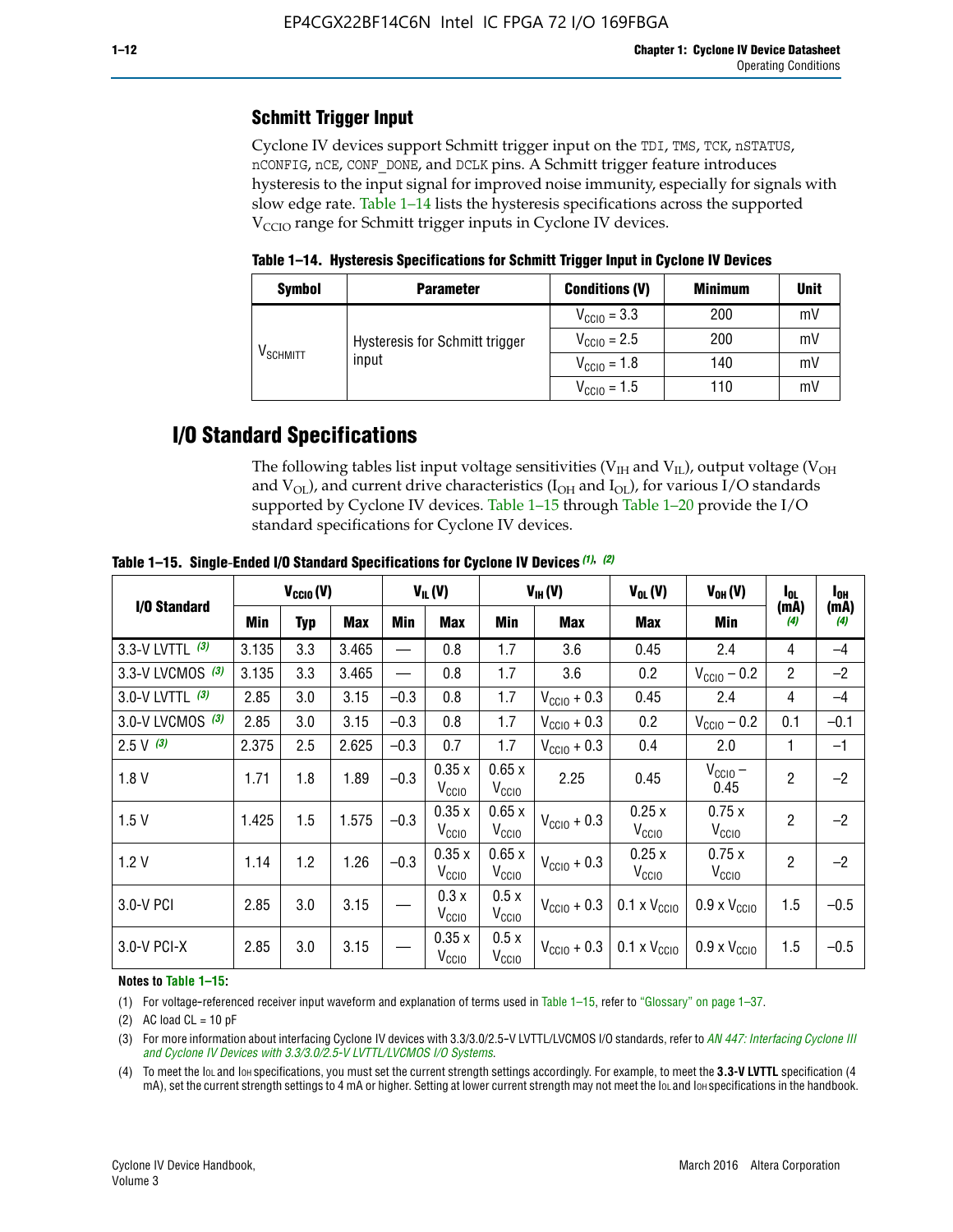## Schmitt Trigger Input

Cyclone IV devices support Schmitt trigger input on the TDI, TMS, TCK, nSTATUS, nCONFIG, nCE, CONF_DONE, and DCLK pins. A Schmitt trigger feature introduces hysteresis to the input signal for improved noise immunity, especially for signals with slow edge rate. Table 1–14 lists the hysteresis specifications across the supported $V_{CCIO}$ range for Schmitt trigger inputs in Cyclone IV devices.

**Table 1–14. Hysteresis Specifications for Schmitt Trigger Input in Cyclone IV Devices**

| Symbol | Parameter | Conditions (V) | Minimum | Unit |
|---|---|---|---|---|
| $V_{SCHMITT}$ | Hysteresis for Schmitt trigger input | $V_{CCIO}$ = 3.3 | 200 | mV |
| | | $V_{CCIO}$ = 2.5 | 200 | mV |
| | | $V_{CCIO}$ = 1.8 | 140 | mV |
| | | $V_{CCIO}$ = 1.5 | 110 | mV |

# I/O Standard Specifications

The following tables list input voltage sensitivities ($V_{IH}$ and $V_{IL}$), output voltage ($V_{OH}$ and $V_{OL}$), and current drive characteristics ($I_{OH}$ and $I_{OL}$), for various I/O standards supported by Cyclone IV devices. Table 1–15 through Table 1–20 provide the I/O standard specifications for Cyclone IV devices.

**Table 1–15. Single-Ended I/O Standard Specifications for Cyclone IV Devices** *(1), (2)*

| I/O Standard | $V_{CCIO}$ (V) | | | $V_{IL}$ (V) | | $V_{IH}$ (V) | | $V_{OL}$ (V) | $V_{OH}$ (V) | $I_{OL}$ (mA) *(4)* | $I_{OH}$ (mA) *(4)* |
|---|---|---|---|---|---|---|---|---|---|---|---|
| | Min | Typ | Max | Min | Max | Min | Max | Max | Min | | |
| 3.3-V LVTTL *(3)* | 3.135 | 3.3 | 3.465 | — | 0.8 | 1.7 | 3.6 | 0.45 | 2.4 | 4 | –4 |
| 3.3-V LVCMOS *(3)* | 3.135 | 3.3 | 3.465 | — | 0.8 | 1.7 | 3.6 | 0.2 | $V_{CCIO}$ – 0.2 | 2 | –2 |
| 3.0-V LVTTL *(3)* | 2.85 | 3.0 | 3.15 | –0.3 | 0.8 | 1.7 | $V_{CCIO}$ + 0.3 | 0.45 | 2.4 | 4 | –4 |
| 3.0-V LVCMOS *(3)* | 2.85 | 3.0 | 3.15 | –0.3 | 0.8 | 1.7 | $V_{CCIO}$ + 0.3 | 0.2 | $V_{CCIO}$ – 0.2 | 0.1 | –0.1 |
| 2.5 V *(3)* | 2.375 | 2.5 | 2.625 | –0.3 | 0.7 | 1.7 | $V_{CCIO}$ + 0.3 | 0.4 | 2.0 | 1 | –1 |
| 1.8 V | 1.71 | 1.8 | 1.89 | –0.3 | 0.35 x $V_{CCIO}$ | 0.65 x $V_{CCIO}$ | 2.25 | 0.45 | $V_{CCIO}$ – 0.45 | 2 | –2 |
| 1.5 V | 1.425 | 1.5 | 1.575 | –0.3 | 0.35 x $V_{CCIO}$ | 0.65 x $V_{CCIO}$ | $V_{CCIO}$ + 0.3 | 0.25 x $V_{CCIO}$ | 0.75 x $V_{CCIO}$ | 2 | –2 |
| 1.2 V | 1.14 | 1.2 | 1.26 | –0.3 | 0.35 x $V_{CCIO}$ | 0.65 x $V_{CCIO}$ | $V_{CCIO}$ + 0.3 | 0.25 x $V_{CCIO}$ | 0.75 x $V_{CCIO}$ | 2 | –2 |
| 3.0-V PCI | 2.85 | 3.0 | 3.15 | — | 0.3 x $V_{CCIO}$ | 0.5 x $V_{CCIO}$ | $V_{CCIO}$ + 0.3 | 0.1 x $V_{CCIO}$ | 0.9 x $V_{CCIO}$ | 1.5 | –0.5 |
| 3.0-V PCI-X | 2.85 | 3.0 | 3.15 | — | 0.35 x $V_{CCIO}$ | 0.5 x $V_{CCIO}$ | $V_{CCIO}$ + 0.3 | 0.1 x $V_{CCIO}$ | 0.9 x $V_{CCIO}$ | 1.5 | –0.5 |

**Notes to Table 1–15:**

(1) For voltage-referenced receiver input waveform and explanation of terms used in Table 1–15, refer to "Glossary" on page 1–37.

(2) AC load CL = 10 pF

(3) For more information about interfacing Cyclone IV devices with 3.3/3.0/2.5-V LVTTL/LVCMOS I/O standards, refer to *AN 447: Interfacing Cyclone III and Cyclone IV Devices with 3.3/3.0/2.5-V LVTTL/LVCMOS I/O Systems*.

(4) To meet the $I_{OL}$ and $I_{OH}$ specifications, you must set the current strength settings accordingly. For example, to meet the **3.3-V LVTTL** specification (4 mA), set the current strength settings to 4 mA or higher. Setting at lower current strength may not meet the $I_{OL}$ and $I_{OH}$ specifications in the handbook.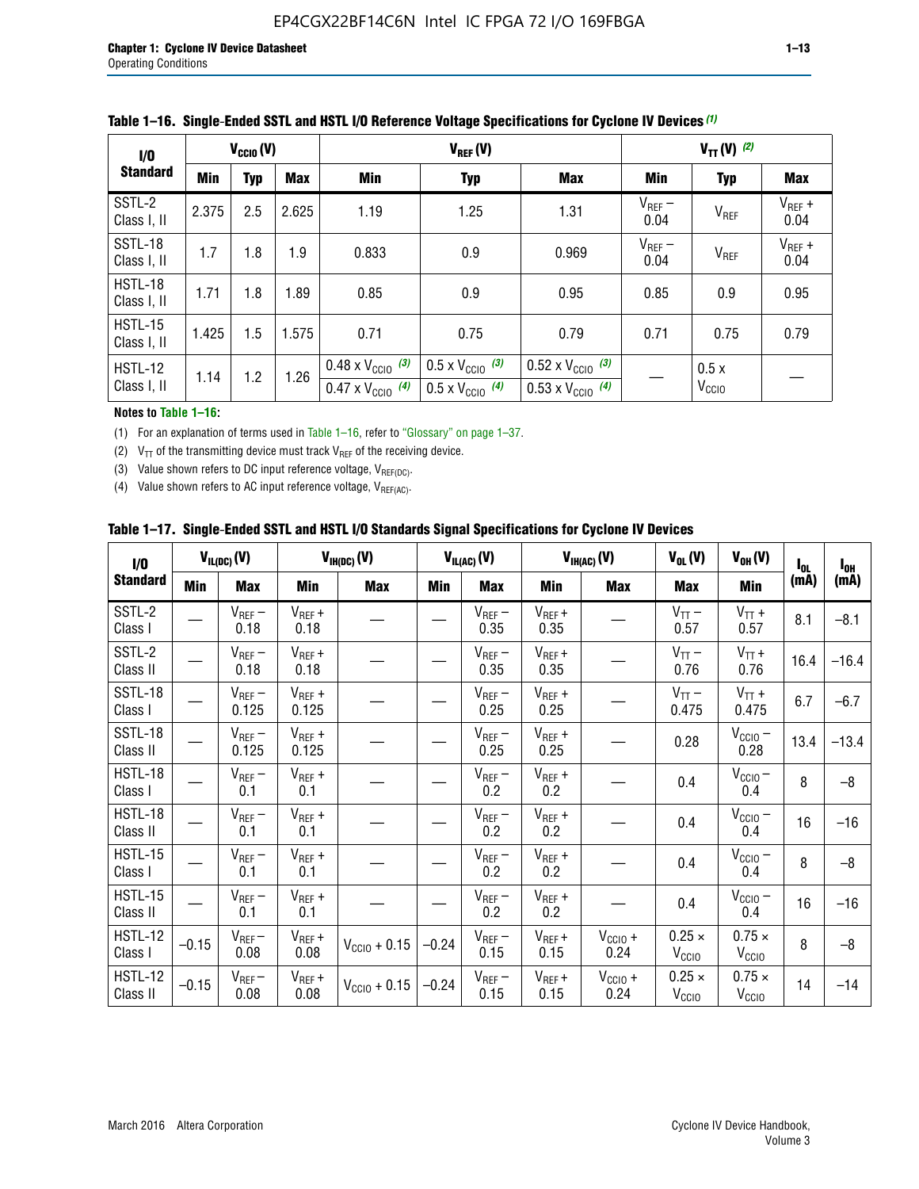**Table 1–16. Single-Ended SSTL and HSTL I/O Reference Voltage Specifications for Cyclone IV Devices (1)**

| I/O Standard | $V_{CCIO}$ (V) | | | $V_{REF}$ (V) | | | $V_{TT}$ (V) (2) | | |
|---|---|---|---|---|---|---|---|---|---|
| | Min | Typ | Max | Min | Typ | Max | Min | Typ | Max |
| SSTL-2 Class I, II | 2.375 | 2.5 | 2.625 | 1.19 | 1.25 | 1.31 | $V_{REF}$ – 0.04 | $V_{REF}$ | $V_{REF}$ + 0.04 |
| SSTL-18 Class I, II | 1.7 | 1.8 | 1.9 | 0.833 | 0.9 | 0.969 | $V_{REF}$ – 0.04 | $V_{REF}$ | $V_{REF}$ + 0.04 |
| HSTL-18 Class I, II | 1.71 | 1.8 | 1.89 | 0.85 | 0.9 | 0.95 | 0.85 | 0.9 | 0.95 |
| HSTL-15 Class I, II | 1.425 | 1.5 | 1.575 | 0.71 | 0.75 | 0.79 | 0.71 | 0.75 | 0.79 |
| HSTL-12 Class I, II | 1.14 | 1.2 | 1.26 | 0.48 x $V_{CCIO}$ (3) / 0.47 x $V_{CCIO}$ (4) | 0.5 x $V_{CCIO}$ (3) / 0.5 x $V_{CCIO}$ (4) | 0.52 x $V_{CCIO}$ (3) / 0.53 x $V_{CCIO}$ (4) | — | 0.5 x $V_{CCIO}$ | — |

**Notes to Table 1–16:**

(1) For an explanation of terms used in Table 1–16, refer to "Glossary" on page 1–37.

(2) $V_{TT}$ of the transmitting device must track $V_{REF}$ of the receiving device.

(3) Value shown refers to DC input reference voltage, $V_{REF(DC)}$.

(4) Value shown refers to AC input reference voltage, $V_{REF(AC)}$.

**Table 1–17. Single-Ended SSTL and HSTL I/O Standards Signal Specifications for Cyclone IV Devices**

| I/O Standard | $V_{IL(DC)}$ (V) | | $V_{IH(DC)}$ (V) | | $V_{IL(AC)}$ (V) | | $V_{IH(AC)}$ (V) | | $V_{OL}$ (V) | $V_{OH}$ (V) | $I_{OL}$ (mA) | $I_{OH}$ (mA) |
|---|---|---|---|---|---|---|---|---|---|---|---|---|
| | Min | Max | Min | Max | Min | Max | Min | Max | Max | Min | | |
| SSTL-2 Class I | — | $V_{REF}$ – 0.18 | $V_{REF}$ + 0.18 | — | — | $V_{REF}$ – 0.35 | $V_{REF}$ + 0.35 | — | $V_{TT}$ – 0.57 | $V_{TT}$ + 0.57 | 8.1 | –8.1 |
| SSTL-2 Class II | — | $V_{REF}$ – 0.18 | $V_{REF}$ + 0.18 | — | — | $V_{REF}$ – 0.35 | $V_{REF}$ + 0.35 | — | $V_{TT}$ – 0.76 | $V_{TT}$ + 0.76 | 16.4 | –16.4 |
| SSTL-18 Class I | — | $V_{REF}$ – 0.125 | $V_{REF}$ + 0.125 | — | — | $V_{REF}$ – 0.25 | $V_{REF}$ + 0.25 | — | $V_{TT}$ – 0.475 | $V_{TT}$ + 0.475 | 6.7 | –6.7 |
| SSTL-18 Class II | — | $V_{REF}$ – 0.125 | $V_{REF}$ + 0.125 | — | — | $V_{REF}$ – 0.25 | $V_{REF}$ + 0.25 | — | 0.28 | $V_{CCIO}$ – 0.28 | 13.4 | –13.4 |
| HSTL-18 Class I | — | $V_{REF}$ – 0.1 | $V_{REF}$ + 0.1 | — | — | $V_{REF}$ – 0.2 | $V_{REF}$ + 0.2 | — | 0.4 | $V_{CCIO}$ – 0.4 | 8 | –8 |
| HSTL-18 Class II | — | $V_{REF}$ – 0.1 | $V_{REF}$ + 0.1 | — | — | $V_{REF}$ – 0.2 | $V_{REF}$ + 0.2 | — | 0.4 | $V_{CCIO}$ – 0.4 | 16 | –16 |
| HSTL-15 Class I | — | $V_{REF}$ – 0.1 | $V_{REF}$ + 0.1 | — | — | $V_{REF}$ – 0.2 | $V_{REF}$ + 0.2 | — | 0.4 | $V_{CCIO}$ – 0.4 | 8 | –8 |
| HSTL-15 Class II | — | $V_{REF}$ – 0.1 | $V_{REF}$ + 0.1 | — | — | $V_{REF}$ – 0.2 | $V_{REF}$ + 0.2 | — | 0.4 | $V_{CCIO}$ – 0.4 | 16 | –16 |
| HSTL-12 Class I | –0.15 | $V_{REF}$ – 0.08 | $V_{REF}$ + 0.08 | $V_{CCIO}$ + 0.15 | –0.24 | $V_{REF}$ – 0.15 | $V_{REF}$ + 0.15 | $V_{CCIO}$ + 0.24 | 0.25 × $V_{CCIO}$ | 0.75 × $V_{CCIO}$ | 8 | –8 |
| HSTL-12 Class II | –0.15 | $V_{REF}$ – 0.08 | $V_{REF}$ + 0.08 | $V_{CCIO}$ + 0.15 | –0.24 | $V_{REF}$ – 0.15 | $V_{REF}$ + 0.15 | $V_{CCIO}$ + 0.24 | 0.25 × $V_{CCIO}$ | 0.75 × $V_{CCIO}$ | 14 | –14 |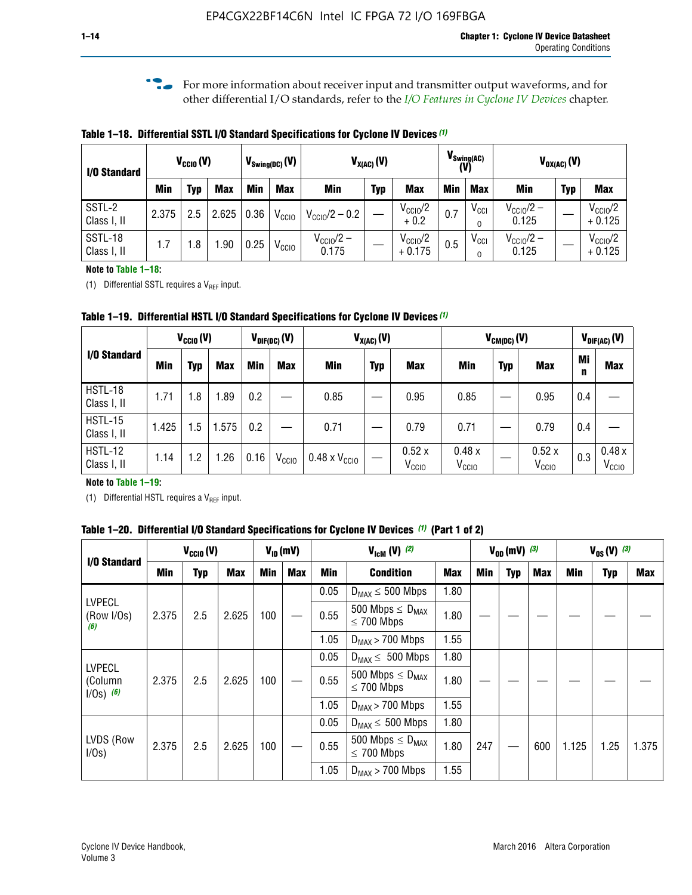For more information about receiver input and transmitter output waveforms, and for other differential I/O standards, refer to the *I/O Features in Cyclone IV Devices* chapter.

**Table 1–18. Differential SSTL I/O Standard Specifications for Cyclone IV Devices (1)**

| I/O Standard | $V_{CCIO}$ (V) | | | $V_{Swing(DC)}$ (V) | | $V_{X(AC)}$ (V) | | | $V_{Swing(AC)}$ (V) | | $V_{OX(AC)}$ (V) | | |
|---|---|---|---|---|---|---|---|---|---|---|---|---|---|
| | Min | Typ | Max | Min | Max | Min | Typ | Max | Min | Max | Min | Typ | Max |
| SSTL-2 Class I, II | 2.375 | 2.5 | 2.625 | 0.36 | $V_{CCIO}$ | $V_{CCIO}/2 - 0.2$ | — | $V_{CCIO}/2 + 0.2$ | 0.7 | $V_{CCIO}$ | $V_{CCIO}/2 - 0.125$ | — | $V_{CCIO}/2 + 0.125$ |
| SSTL-18 Class I, II | 1.7 | 1.8 | 1.90 | 0.25 | $V_{CCIO}$ | $V_{CCIO}/2 - 0.175$ | — | $V_{CCIO}/2 + 0.175$ | 0.5 | $V_{CCIO}$ | $V_{CCIO}/2 - 0.125$ | — | $V_{CCIO}/2 + 0.125$ |

**Note to Table 1–18:**

(1) Differential SSTL requires a $V_{REF}$ input.

**Table 1–19. Differential HSTL I/O Standard Specifications for Cyclone IV Devices (1)**

| I/O Standard | $V_{CCIO}$ (V) | | | $V_{DIF(DC)}$ (V) | | $V_{X(AC)}$ (V) | | | $V_{CM(DC)}$ (V) | | | $V_{DIF(AC)}$ (V) | |
|---|---|---|---|---|---|---|---|---|---|---|---|---|---|
| | Min | Typ | Max | Min | Max | Min | Typ | Max | Min | Typ | Max | Min | Max |
| HSTL-18 Class I, II | 1.71 | 1.8 | 1.89 | 0.2 | — | 0.85 | — | 0.95 | 0.85 | — | 0.95 | 0.4 | — |
| HSTL-15 Class I, II | 1.425 | 1.5 | 1.575 | 0.2 | — | 0.71 | — | 0.79 | 0.71 | — | 0.79 | 0.4 | — |
| HSTL-12 Class I, II | 1.14 | 1.2 | 1.26 | 0.16 | $V_{CCIO}$ | 0.48 x $V_{CCIO}$ | — | 0.52 x $V_{CCIO}$ | 0.48 x $V_{CCIO}$ | — | 0.52 x $V_{CCIO}$ | 0.3 | 0.48 x $V_{CCIO}$ |

**Note to Table 1–19:**

(1) Differential HSTL requires a $V_{REF}$ input.

**Table 1–20. Differential I/O Standard Specifications for Cyclone IV Devices (1) (Part 1 of 2)**

| I/O Standard | $V_{CCIO}$ (V) | | | $V_{ID}$ (mV) | | $V_{IcM}$ (V) (2) | | | $V_{OD}$ (mV) (3) | | | $V_{OS}$ (V) (3) | | |
|---|---|---|---|---|---|---|---|---|---|---|---|---|---|---|
| | Min | Typ | Max | Min | Max | Min | Condition | Max | Min | Typ | Max | Min | Typ | Max |
| LVPECL (Row I/Os) (6) | 2.375 | 2.5 | 2.625 | 100 | — | 0.05 | $D_{MAX} \leq 500$ Mbps | 1.80 | — | — | — | — | — | — |
| | | | | | | 0.55 | 500 Mbps $\leq D_{MAX} \leq 700$ Mbps | 1.80 | | | | | | |
| | | | | | | 1.05 | $D_{MAX} > 700$ Mbps | 1.55 | | | | | | |
| LVPECL (Column I/Os) (6) | 2.375 | 2.5 | 2.625 | 100 | — | 0.05 | $D_{MAX} \leq 500$ Mbps | 1.80 | — | — | — | — | — | — |
| | | | | | | 0.55 | 500 Mbps $\leq D_{MAX} \leq 700$ Mbps | 1.80 | | | | | | |
| | | | | | | 1.05 | $D_{MAX} > 700$ Mbps | 1.55 | | | | | | |
| LVDS (Row I/Os) | 2.375 | 2.5 | 2.625 | 100 | — | 0.05 | $D_{MAX} \leq 500$ Mbps | 1.80 | 247 | — | 600 | 1.125 | 1.25 | 1.375 |
| | | | | | | 0.55 | 500 Mbps $\leq D_{MAX} \leq 700$ Mbps | 1.80 | | | | | | |
| | | | | | | 1.05 | $D_{MAX} > 700$ Mbps | 1.55 | | | | | | |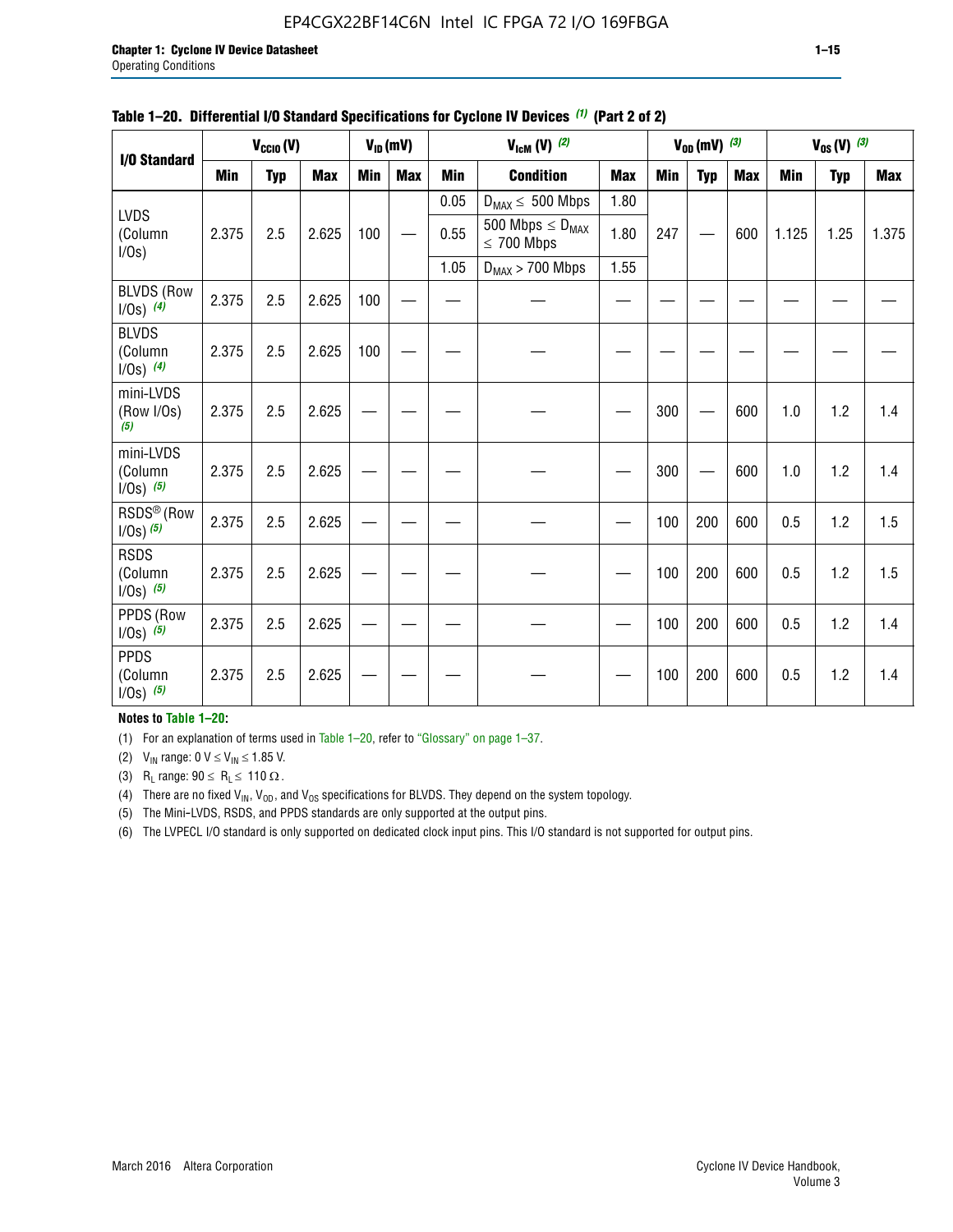**Table 1–20. Differential I/O Standard Specifications for Cyclone IV Devices (1) (Part 2 of 2)**

| I/O Standard | $V_{CCIO}$ (V) | | | $V_{ID}$ (mV) | | $V_{IcM}$ (V) (2) | | | $V_{OD}$ (mV) (3) | | | $V_{OS}$ (V) (3) | | |
|---|---|---|---|---|---|---|---|---|---|---|---|---|---|---|
| | Min | Typ | Max | Min | Max | Min | Condition | Max | Min | Typ | Max | Min | Typ | Max |
| LVDS (Column I/Os) | 2.375 | 2.5 | 2.625 | 100 | — | 0.05 | $D_{MAX} \leq$ 500 Mbps | 1.80 | 247 | — | 600 | 1.125 | 1.25 | 1.375 |
| | | | | | | 0.55 | 500 Mbps $\leq D_{MAX} \leq$ 700 Mbps | 1.80 | | | | | | |
| | | | | | | 1.05 | $D_{MAX}$ > 700 Mbps | 1.55 | | | | | | |
| BLVDS (Row I/Os) (4) | 2.375 | 2.5 | 2.625 | 100 | — | — | — | — | — | — | — | — | — | — |
| BLVDS (Column I/Os) (4) | 2.375 | 2.5 | 2.625 | 100 | — | — | — | — | — | — | — | — | — | — |
| mini-LVDS (Row I/Os) (5) | 2.375 | 2.5 | 2.625 | — | — | — | — | — | 300 | — | 600 | 1.0 | 1.2 | 1.4 |
| mini-LVDS (Column I/Os) (5) | 2.375 | 2.5 | 2.625 | — | — | — | — | — | 300 | — | 600 | 1.0 | 1.2 | 1.4 |
| RSDS® (Row I/Os) (5) | 2.375 | 2.5 | 2.625 | — | — | — | — | — | 100 | 200 | 600 | 0.5 | 1.2 | 1.5 |
| RSDS (Column I/Os) (5) | 2.375 | 2.5 | 2.625 | — | — | — | — | — | 100 | 200 | 600 | 0.5 | 1.2 | 1.5 |
| PPDS (Row I/Os) (5) | 2.375 | 2.5 | 2.625 | — | — | — | — | — | 100 | 200 | 600 | 0.5 | 1.2 | 1.4 |
| PPDS (Column I/Os) (5) | 2.375 | 2.5 | 2.625 | — | — | — | — | — | 100 | 200 | 600 | 0.5 | 1.2 | 1.4 |

**Notes to Table 1–20:**

(1) For an explanation of terms used in Table 1–20, refer to "Glossary" on page 1–37.

(2) $V_{IN}$ range: 0 V $\leq V_{IN} \leq$ 1.85 V.

(3) $R_L$ range: 90 $\leq R_L \leq$ 110 Ω.

(4) There are no fixed $V_{IN}$, $V_{OD}$, and $V_{OS}$ specifications for BLVDS. They depend on the system topology.

(5) The Mini-LVDS, RSDS, and PPDS standards are only supported at the output pins.

(6) The LVPECL I/O standard is only supported on dedicated clock input pins. This I/O standard is not supported for output pins.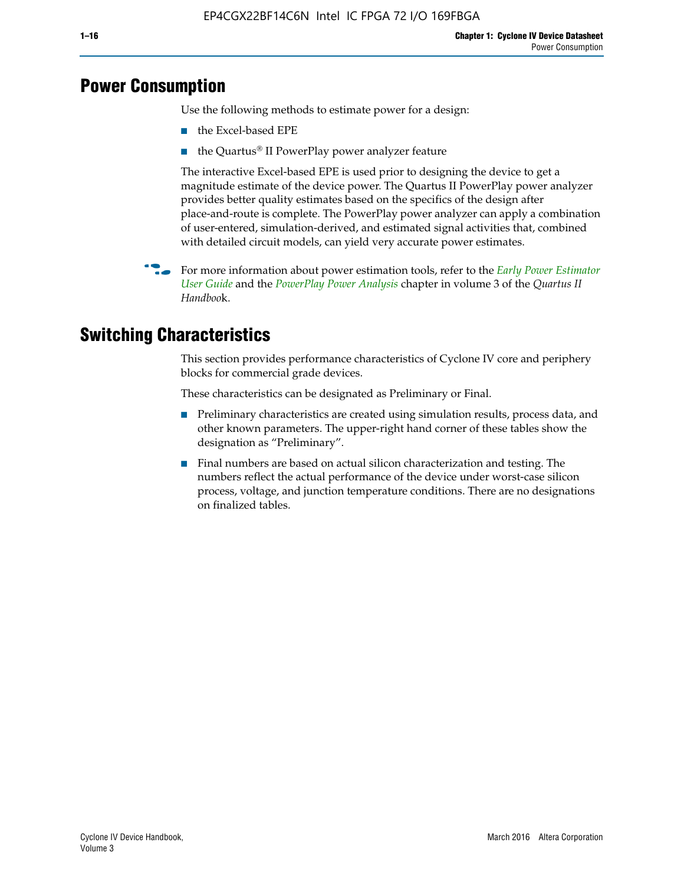## Power Consumption

Use the following methods to estimate power for a design:

- the Excel-based EPE
- the Quartus® II PowerPlay power analyzer feature

The interactive Excel-based EPE is used prior to designing the device to get a magnitude estimate of the device power. The Quartus II PowerPlay power analyzer provides better quality estimates based on the specifics of the design after place-and-route is complete. The PowerPlay power analyzer can apply a combination of user-entered, simulation-derived, and estimated signal activities that, combined with detailed circuit models, can yield very accurate power estimates.

For more information about power estimation tools, refer to the *Early Power Estimator User Guide* and the *PowerPlay Power Analysis* chapter in volume 3 of the *Quartus II Handbook*.

## Switching Characteristics

This section provides performance characteristics of Cyclone IV core and periphery blocks for commercial grade devices.

These characteristics can be designated as Preliminary or Final.

- Preliminary characteristics are created using simulation results, process data, and other known parameters. The upper-right hand corner of these tables show the designation as "Preliminary".
- Final numbers are based on actual silicon characterization and testing. The numbers reflect the actual performance of the device under worst-case silicon process, voltage, and junction temperature conditions. There are no designations on finalized tables.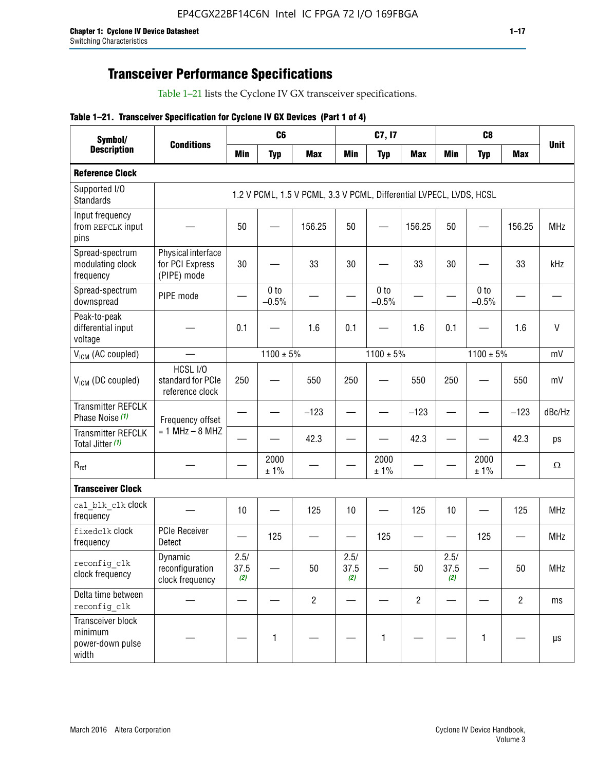## Transceiver Performance Specifications

Table 1–21 lists the Cyclone IV GX transceiver specifications.

**Table 1–21. Transceiver Specification for Cyclone IV GX Devices (Part 1 of 4)**

| Symbol/ Description | Conditions | C6 | | | C7, I7 | | | C8 | | | Unit |
|---|---|---|---|---|---|---|---|---|---|---|---|
| | | Min | Typ | Max | Min | Typ | Max | Min | Typ | Max | |
| **Reference Clock** | | | | | | | | | | | |
| Supported I/O Standards | 1.2 V PCML, 1.5 V PCML, 3.3 V PCML, Differential LVPECL, LVDS, HCSL | | | | | | | | | | |
| Input frequency from REFCLK input pins | — | 50 | — | 156.25 | 50 | — | 156.25 | 50 | — | 156.25 | MHz |
| Spread-spectrum modulating clock frequency | Physical interface for PCI Express (PIPE) mode | 30 | — | 33 | 30 | — | 33 | 30 | — | 33 | kHz |
| Spread-spectrum downspread | PIPE mode | — | 0 to −0.5% | — | — | 0 to −0.5% | — | — | 0 to −0.5% | — | — |
| Peak-to-peak differential input voltage | — | 0.1 | — | 1.6 | 0.1 | — | 1.6 | 0.1 | — | 1.6 | V |
| $V_{ICM}$ (AC coupled) | — | 1100 ± 5% | | | 1100 ± 5% | | | 1100 ± 5% | | | mV |
| $V_{ICM}$ (DC coupled) | HCSL I/O standard for PCIe reference clock | 250 | — | 550 | 250 | — | 550 | 250 | — | 550 | mV |
| Transmitter REFCLK Phase Noise (1) | Frequency offset = 1 MHz – 8 MHZ | — | — | −123 | — | — | −123 | — | — | −123 | dBc/Hz |
| Transmitter REFCLK Total Jitter (1) | | — | — | 42.3 | — | — | 42.3 | — | — | 42.3 | ps |
| $R_{ref}$ | — | — | 2000 ± 1% | — | — | 2000 ± 1% | — | — | 2000 ± 1% | — | Ω |
| **Transceiver Clock** | | | | | | | | | | | |
| cal_blk_clk clock frequency | — | 10 | — | 125 | 10 | — | 125 | 10 | — | 125 | MHz |
| fixedclk clock frequency | PCIe Receiver Detect | — | 125 | — | — | 125 | — | — | 125 | — | MHz |
| reconfig_clk clock frequency | Dynamic reconfiguration clock frequency | 2.5/ 37.5 (2) | — | 50 | 2.5/ 37.5 (2) | — | 50 | 2.5/ 37.5 (2) | — | 50 | MHz |
| Delta time between reconfig_clk | — | — | — | 2 | — | — | 2 | — | — | 2 | ms |
| Transceiver block minimum power-down pulse width | — | — | 1 | — | — | 1 | — | — | 1 | — | µs |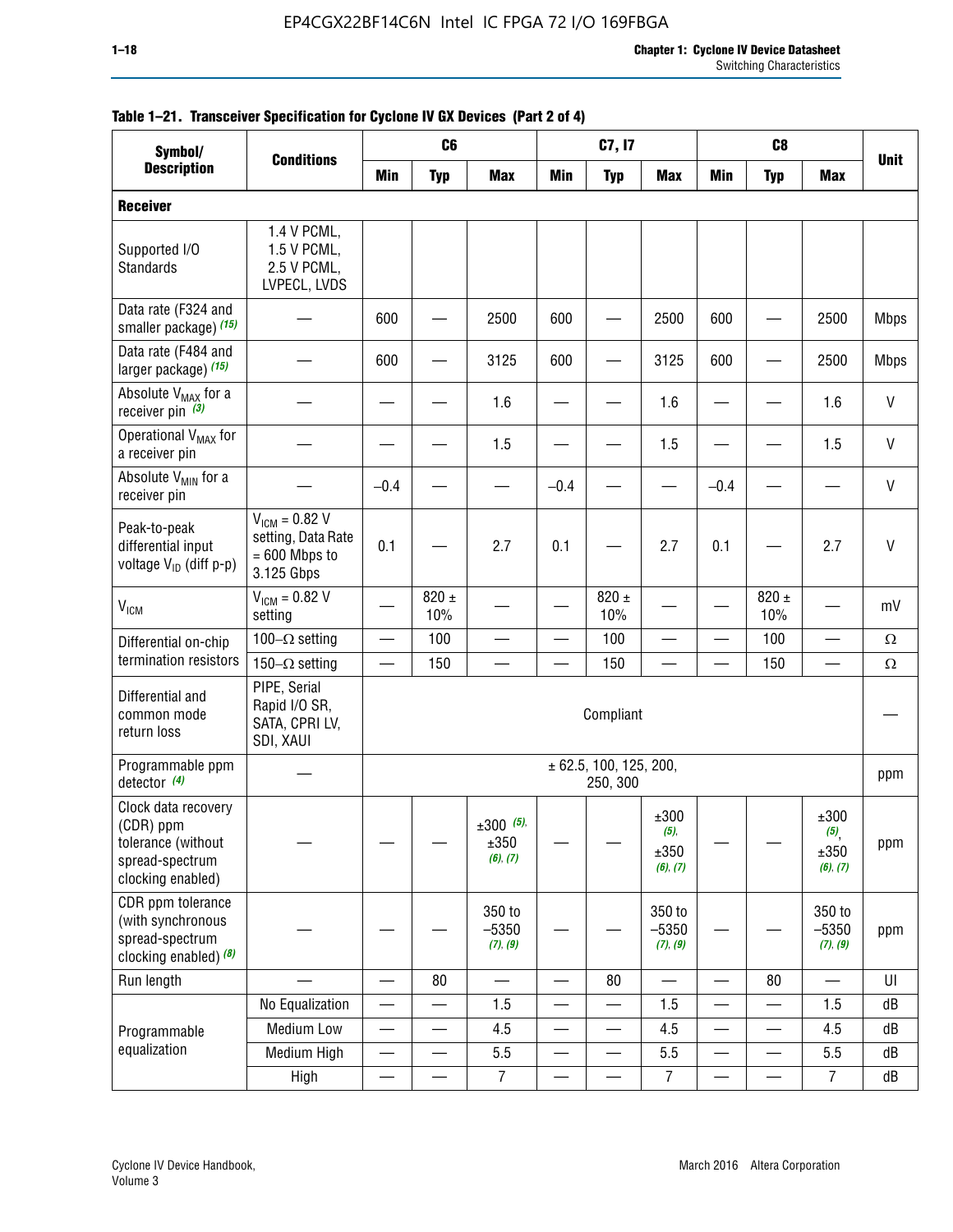**Table 1–21. Transceiver Specification for Cyclone IV GX Devices (Part 2 of 4)**

| Symbol/ Description | Conditions | C6 | | | C7, I7 | | | C8 | | | Unit |
|---|---|---|---|---|---|---|---|---|---|---|---|
| | | Min | Typ | Max | Min | Typ | Max | Min | Typ | Max | |
| **Receiver** | | | | | | | | | | | |
| Supported I/O Standards | 1.4 V PCML, 1.5 V PCML, 2.5 V PCML, LVPECL, LVDS | | | | | | | | | | |
| Data rate (F324 and smaller package) *(15)* | — | 600 | — | 2500 | 600 | — | 2500 | 600 | — | 2500 | Mbps |
| Data rate (F484 and larger package) *(15)* | — | 600 | — | 3125 | 600 | — | 3125 | 600 | — | 2500 | Mbps |
| Absolute $V_{MAX}$ for a receiver pin *(3)* | — | — | — | 1.6 | — | — | 1.6 | — | — | 1.6 | V |
| Operational $V_{MAX}$ for a receiver pin | — | — | — | 1.5 | — | — | 1.5 | — | — | 1.5 | V |
| Absolute $V_{MIN}$ for a receiver pin | — | –0.4 | — | — | –0.4 | — | — | –0.4 | — | — | V |
| Peak-to-peak differential input voltage $V_{ID}$ (diff p-p) | $V_{ICM}$ = 0.82 V setting, Data Rate = 600 Mbps to 3.125 Gbps | 0.1 | — | 2.7 | 0.1 | — | 2.7 | 0.1 | — | 2.7 | V |
| $V_{ICM}$ | $V_{ICM}$ = 0.82 V setting | — | 820 ± 10% | — | — | 820 ± 10% | — | — | 820 ± 10% | — | mV |
| Differential on-chip termination resistors | 100–Ω setting | — | 100 | — | — | 100 | — | — | 100 | — | Ω |
| | 150–Ω setting | — | 150 | — | — | 150 | — | — | 150 | — | Ω |
| Differential and common mode return loss | PIPE, Serial Rapid I/O SR, SATA, CPRI LV, SDI, XAUI | Compliant | | | | | | | | | — |
| Programmable ppm detector *(4)* | — | ± 62.5, 100, 125, 200, 250, 300 | | | | | | | | | ppm |
| Clock data recovery (CDR) ppm tolerance (without spread-spectrum clocking enabled) | — | — | — | ±300 *(5)*, ±350 *(6)*, *(7)* | — | — | ±300 *(5)*, ±350 *(6)*, *(7)* | — | — | ±300 *(5)*, ±350 *(6)*, *(7)* | ppm |
| CDR ppm tolerance (with synchronous spread-spectrum clocking enabled) *(8)* | — | — | — | 350 to –5350 *(7)*, *(9)* | — | — | 350 to –5350 *(7)*, *(9)* | — | — | 350 to –5350 *(7)*, *(9)* | ppm |
| Run length | — | — | 80 | — | — | 80 | — | — | 80 | — | UI |
| Programmable equalization | No Equalization | — | — | 1.5 | — | — | 1.5 | — | — | 1.5 | dB |
| | Medium Low | — | — | 4.5 | — | — | 4.5 | — | — | 4.5 | dB |
| | Medium High | — | — | 5.5 | — | — | 5.5 | — | — | 5.5 | dB |
| | High | — | — | 7 | — | — | 7 | — | — | 7 | dB |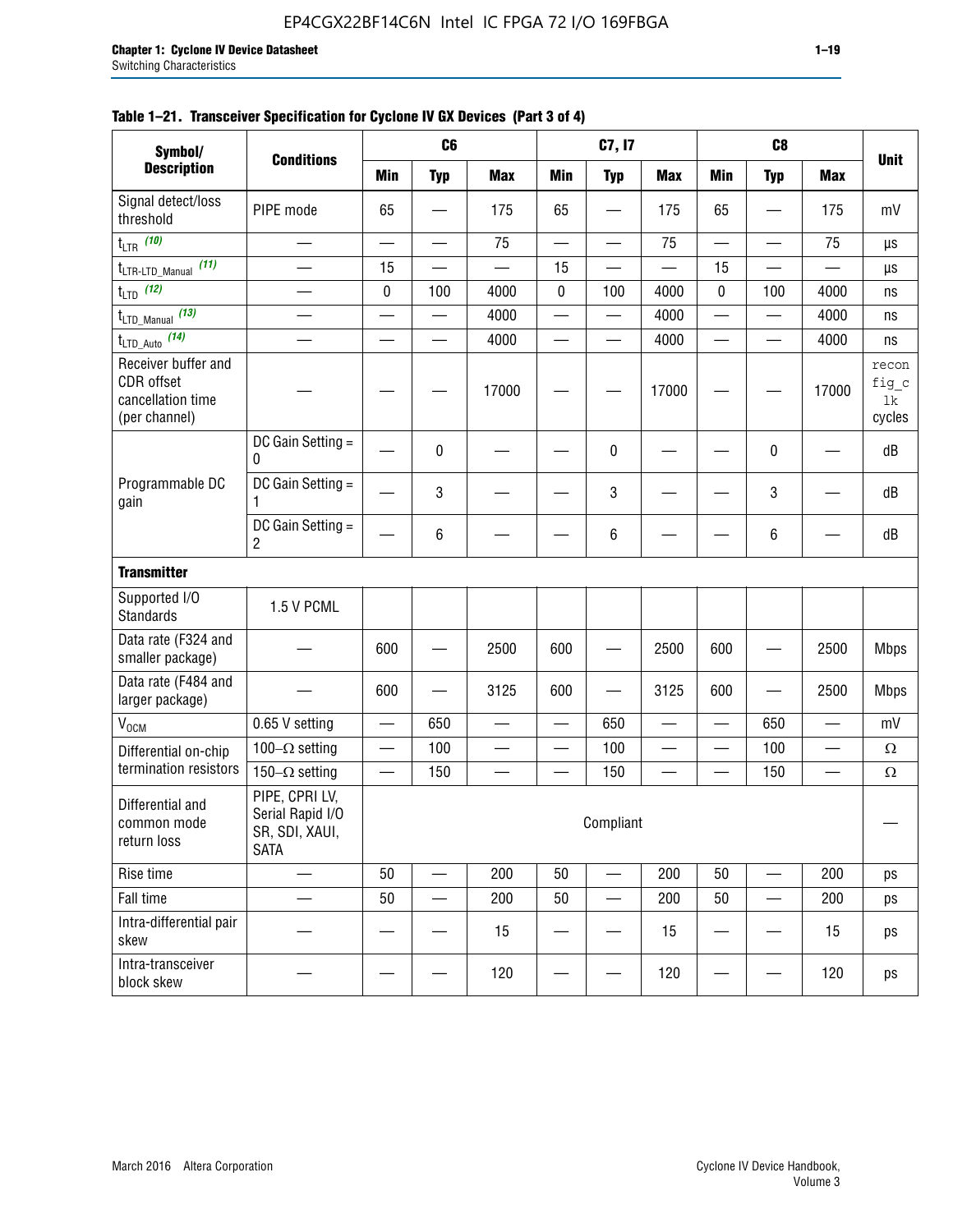**Table 1–21. Transceiver Specification for Cyclone IV GX Devices (Part 3 of 4)**

| Symbol/ Description | Conditions | C6 | | | C7, I7 | | | C8 | | | Unit |
|---|---|---|---|---|---|---|---|---|---|---|---|
| | | Min | Typ | Max | Min | Typ | Max | Min | Typ | Max | |
| Signal detect/loss threshold | PIPE mode | 65 | — | 175 | 65 | — | 175 | 65 | — | 175 | mV |
| $t_{LTR}$ (10) | — | — | — | 75 | — | — | 75 | — | — | 75 | µs |
| $t_{LTR\text{-}LTD\_Manual}$ (11) | — | 15 | — | — | 15 | — | — | 15 | — | — | µs |
| $t_{LTD}$ (12) | — | 0 | 100 | 4000 | 0 | 100 | 4000 | 0 | 100 | 4000 | ns |
| $t_{LTD\_Manual}$ (13) | — | — | — | 4000 | — | — | 4000 | — | — | 4000 | ns |
| $t_{LTD\_Auto}$ (14) | — | — | — | 4000 | — | — | 4000 | — | — | 4000 | ns |
| Receiver buffer and CDR offset cancellation time (per channel) | — | — | — | 17000 | — | — | 17000 | — | — | 17000 | reconfig_clk cycles |
| Programmable DC gain | DC Gain Setting = 0 | — | 0 | — | — | 0 | — | — | 0 | — | dB |
| | DC Gain Setting = 1 | — | 3 | — | — | 3 | — | — | 3 | — | dB |
| | DC Gain Setting = 2 | — | 6 | — | — | 6 | — | — | 6 | — | dB |
| **Transmitter** | | | | | | | | | | | |
| Supported I/O Standards | 1.5 V PCML | | | | | | | | | | |
| Data rate (F324 and smaller package) | — | 600 | — | 2500 | 600 | — | 2500 | 600 | — | 2500 | Mbps |
| Data rate (F484 and larger package) | — | 600 | — | 3125 | 600 | — | 3125 | 600 | — | 2500 | Mbps |
| $V_{OCM}$ | 0.65 V setting | — | 650 | — | — | 650 | — | — | 650 | — | mV |
| Differential on-chip termination resistors | 100–Ω setting | — | 100 | — | — | 100 | — | — | 100 | — | Ω |
| | 150–Ω setting | — | 150 | — | — | 150 | — | — | 150 | — | Ω |
| Differential and common mode return loss | PIPE, CPRI LV, Serial Rapid I/O SR, SDI, XAUI, SATA | Compliant | | | | | | | | | — |
| Rise time | — | 50 | — | 200 | 50 | — | 200 | 50 | — | 200 | ps |
| Fall time | — | 50 | — | 200 | 50 | — | 200 | 50 | — | 200 | ps |
| Intra-differential pair skew | — | — | — | 15 | — | — | 15 | — | — | 15 | ps |
| Intra-transceiver block skew | — | — | — | 120 | — | — | 120 | — | — | 120 | ps |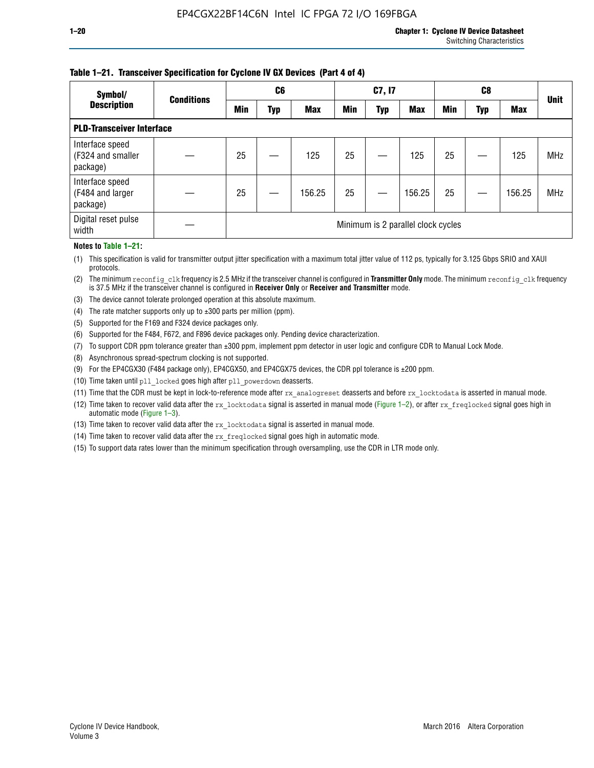**Table 1–21. Transceiver Specification for Cyclone IV GX Devices (Part 4 of 4)**

| Symbol/ Description | Conditions | C6 | | | C7, I7 | | | C8 | | | Unit |
|---|---|---|---|---|---|---|---|---|---|---|---|
| | | Min | Typ | Max | Min | Typ | Max | Min | Typ | Max | |
| **PLD-Transceiver Interface** | | | | | | | | | | | |
| Interface speed (F324 and smaller package) | — | 25 | — | 125 | 25 | — | 125 | 25 | — | 125 | MHz |
| Interface speed (F484 and larger package) | — | 25 | — | 156.25 | 25 | — | 156.25 | 25 | — | 156.25 | MHz |
| Digital reset pulse width | — | Minimum is 2 parallel clock cycles | | | | | | | | | |

**Notes to Table 1–21:**

(1) This specification is valid for transmitter output jitter specification with a maximum total jitter value of 112 ps, typically for 3.125 Gbps SRIO and XAUI protocols.

(2) The minimum `reconfig_clk` frequency is 2.5 MHz if the transceiver channel is configured in **Transmitter Only** mode. The minimum `reconfig_clk` frequency is 37.5 MHz if the transceiver channel is configured in **Receiver Only** or **Receiver and Transmitter** mode.

(3) The device cannot tolerate prolonged operation at this absolute maximum.

(4) The rate matcher supports only up to ±300 parts per million (ppm).

(5) Supported for the F169 and F324 device packages only.

(6) Supported for the F484, F672, and F896 device packages only. Pending device characterization.

(7) To support CDR ppm tolerance greater than ±300 ppm, implement ppm detector in user logic and configure CDR to Manual Lock Mode.

(8) Asynchronous spread-spectrum clocking is not supported.

(9) For the EP4CGX30 (F484 package only), EP4CGX50, and EP4CGX75 devices, the CDR ppl tolerance is ±200 ppm.

(10) Time taken until `pll_locked` goes high after `pll_powerdown` deasserts.

(11) Time that the CDR must be kept in lock-to-reference mode after `rx_analogreset` deasserts and before `rx_locktodata` is asserted in manual mode.

(12) Time taken to recover valid data after the `rx_locktodata` signal is asserted in manual mode (Figure 1–2), or after `rx_freqlocked` signal goes high in automatic mode (Figure 1–3).

(13) Time taken to recover valid data after the `rx_locktodata` signal is asserted in manual mode.

(14) Time taken to recover valid data after the `rx_freqlocked` signal goes high in automatic mode.

(15) To support data rates lower than the minimum specification through oversampling, use the CDR in LTR mode only.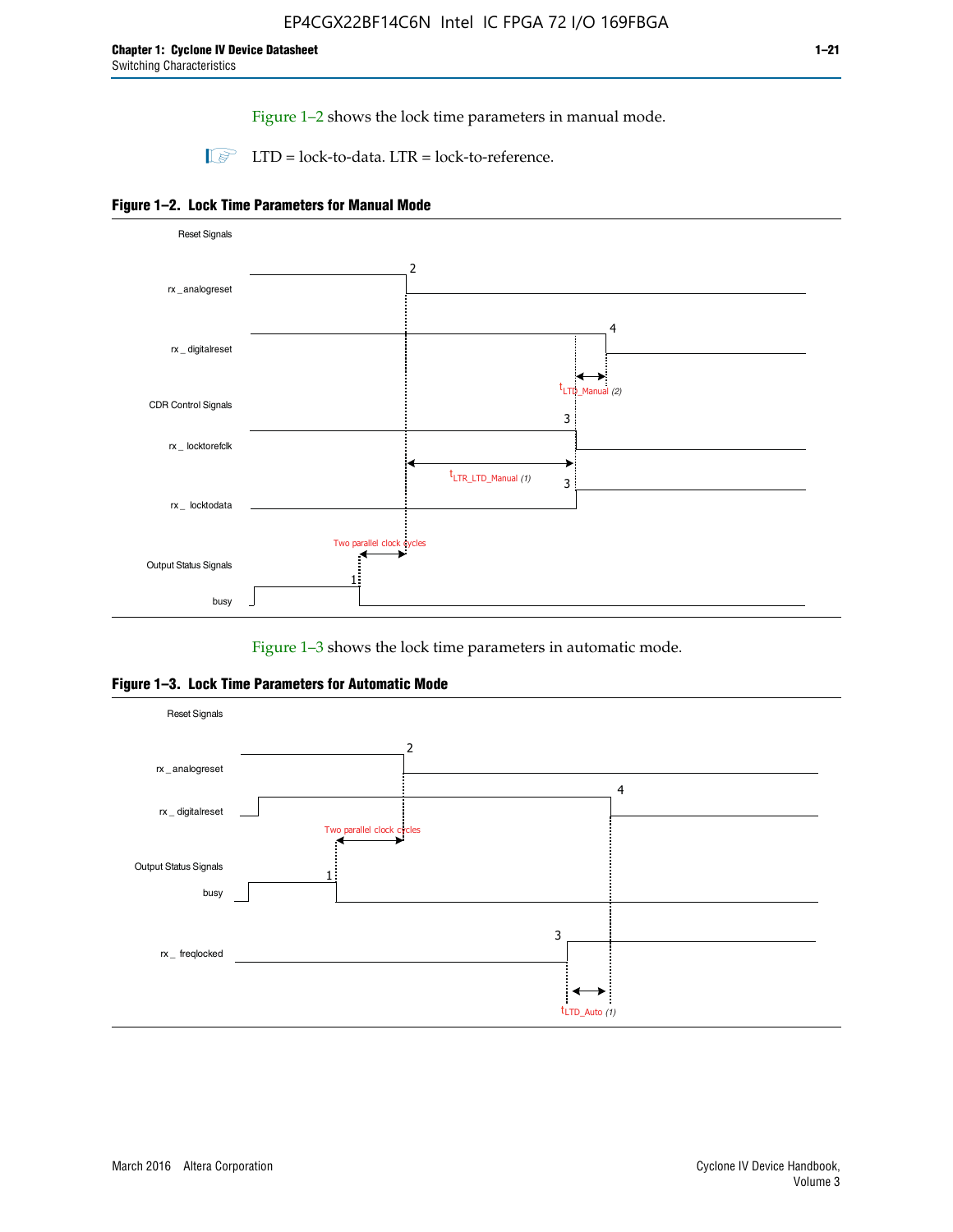Figure 1–2 shows the lock time parameters in manual mode.

LTD = lock-to-data. LTR = lock-to-reference.

**Figure 1–2. Lock Time Parameters for Manual Mode**

Figure 1–3 shows the lock time parameters in automatic mode.

**Figure 1–3. Lock Time Parameters for Automatic Mode**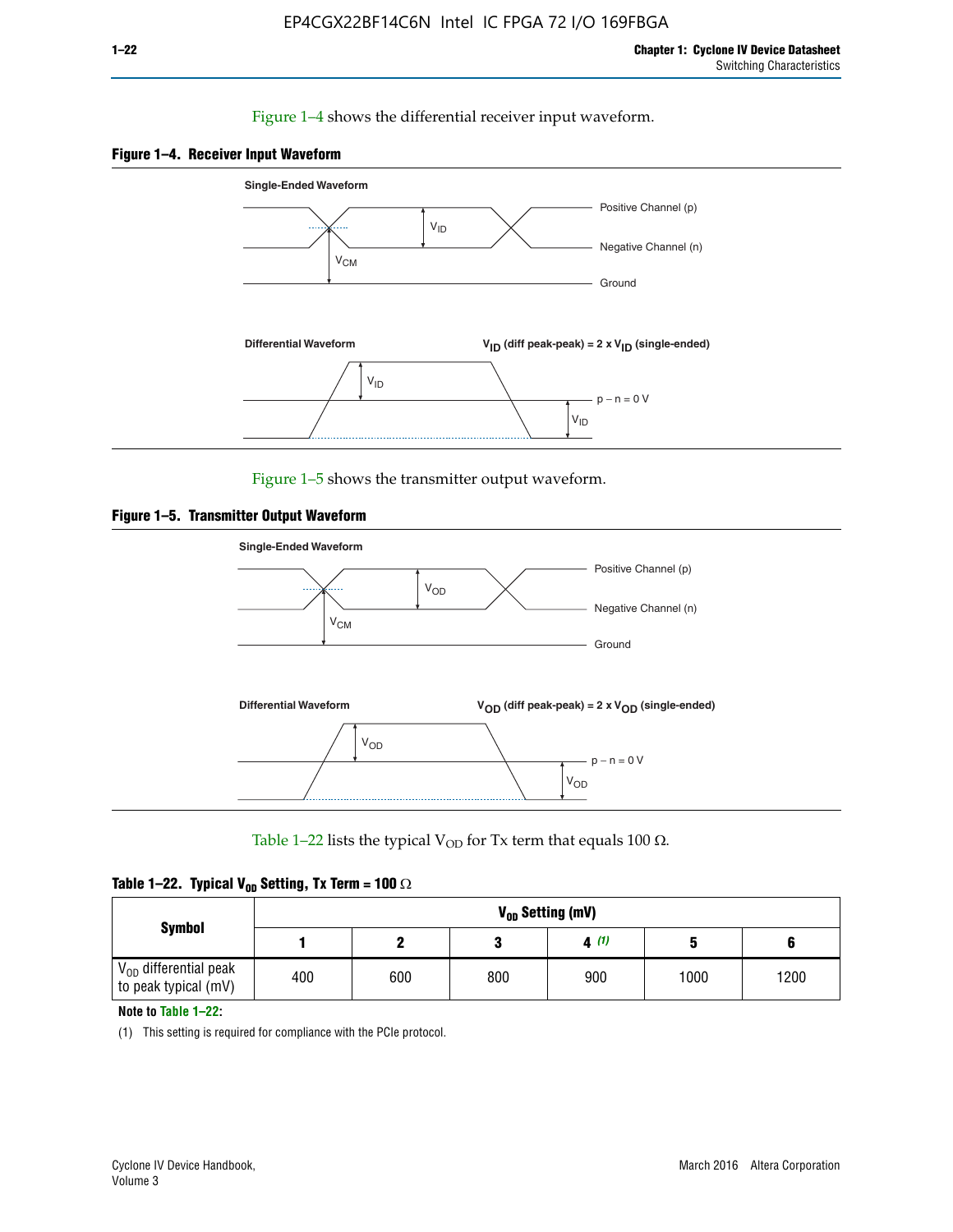Figure 1–4 shows the differential receiver input waveform.

**Figure 1–4. Receiver Input Waveform**

Single-Ended Waveform

Positive Channel (p)

Negative Channel (n)

Ground

$V_{ID}$

$V_{CM}$

Differential Waveform

$V_{ID}$ (diff peak-peak) = 2 x $V_{ID}$ (single-ended)

$V_{ID}$

p − n = 0 V

$V_{ID}$

Figure 1–5 shows the transmitter output waveform.

**Figure 1–5. Transmitter Output Waveform**

Single-Ended Waveform

Positive Channel (p)

Negative Channel (n)

Ground

$V_{OD}$

$V_{CM}$

Differential Waveform

$V_{OD}$ (diff peak-peak) = 2 x $V_{OD}$ (single-ended)

$V_{OD}$

p − n = 0 V

$V_{OD}$

Table 1–22 lists the typical $V_{OD}$ for Tx term that equals 100 Ω.

**Table 1–22. Typical $V_{OD}$ Setting, Tx Term = 100 Ω**

| Symbol | $V_{OD}$ Setting (mV) | | | | | |
|---|---|---|---|---|---|---|
| | 1 | 2 | 3 | 4 (1) | 5 | 6 |
| $V_{OD}$ differential peak to peak typical (mV) | 400 | 600 | 800 | 900 | 1000 | 1200 |

**Note to Table 1–22:**

(1) This setting is required for compliance with the PCIe protocol.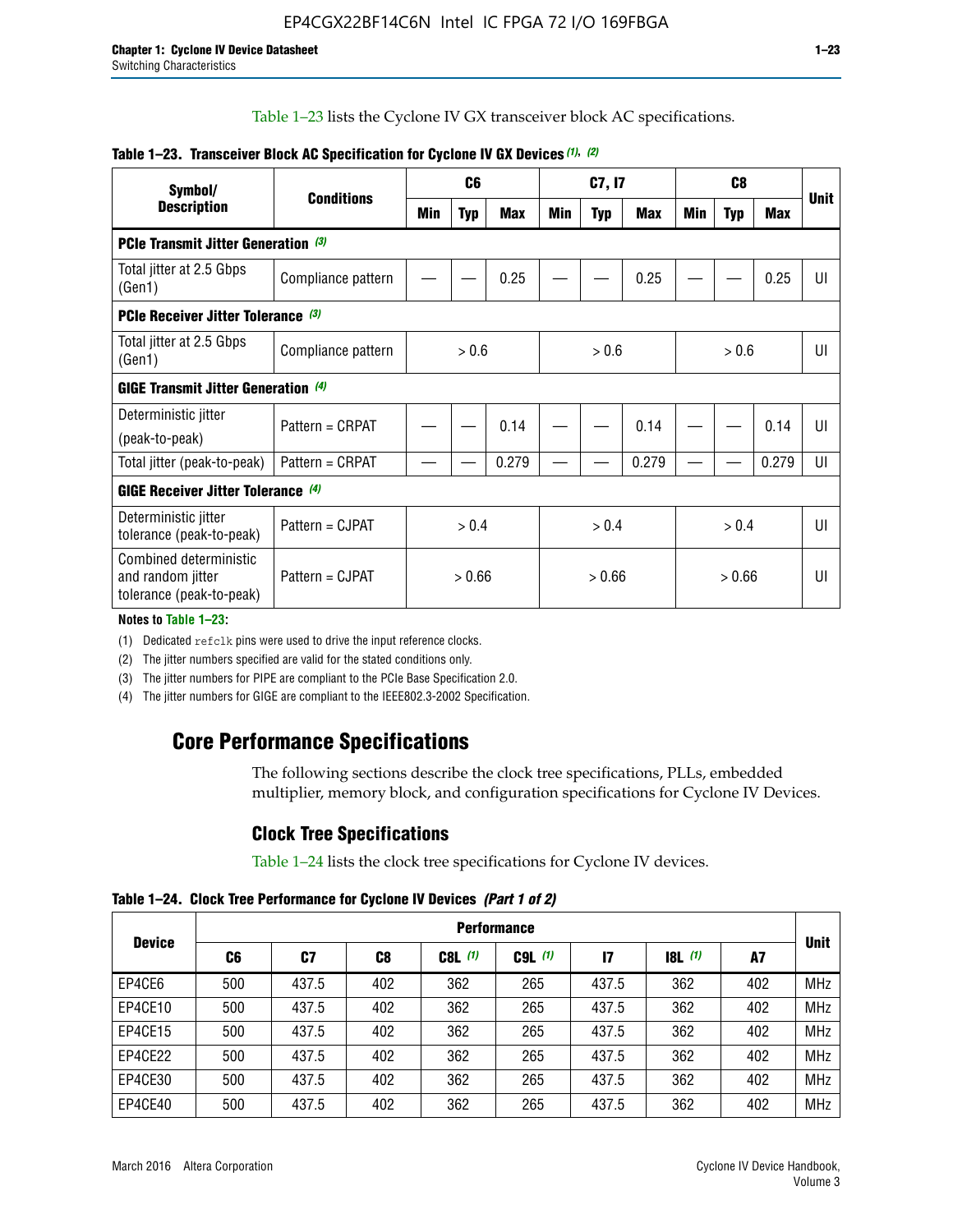Table 1–23 lists the Cyclone IV GX transceiver block AC specifications.

**Table 1–23. Transceiver Block AC Specification for Cyclone IV GX Devices (1), (2)**

| Symbol/ Description | Conditions | C6 | | | C7, I7 | | | C8 | | | Unit |
|---|---|---|---|---|---|---|---|---|---|---|---|
| | | Min | Typ | Max | Min | Typ | Max | Min | Typ | Max | |
| **PCIe Transmit Jitter Generation (3)** | | | | | | | | | | | |
| Total jitter at 2.5 Gbps (Gen1) | Compliance pattern | — | — | 0.25 | — | — | 0.25 | — | — | 0.25 | UI |
| **PCIe Receiver Jitter Tolerance (3)** | | | | | | | | | | | |
| Total jitter at 2.5 Gbps (Gen1) | Compliance pattern | > 0.6 | | | > 0.6 | | | > 0.6 | | | UI |
| **GIGE Transmit Jitter Generation (4)** | | | | | | | | | | | |
| Deterministic jitter (peak-to-peak) | Pattern = CRPAT | — | — | 0.14 | — | — | 0.14 | — | — | 0.14 | UI |
| Total jitter (peak-to-peak) | Pattern = CRPAT | — | — | 0.279 | — | — | 0.279 | — | — | 0.279 | UI |
| **GIGE Receiver Jitter Tolerance (4)** | | | | | | | | | | | |
| Deterministic jitter tolerance (peak-to-peak) | Pattern = CJPAT | > 0.4 | | | > 0.4 | | | > 0.4 | | | UI |
| Combined deterministic and random jitter tolerance (peak-to-peak) | Pattern = CJPAT | > 0.66 | | | > 0.66 | | | > 0.66 | | | UI |

**Notes to Table 1–23:**

(1) Dedicated refclk pins were used to drive the input reference clocks.

(2) The jitter numbers specified are valid for the stated conditions only.

(3) The jitter numbers for PIPE are compliant to the PCIe Base Specification 2.0.

(4) The jitter numbers for GIGE are compliant to the IEEE802.3-2002 Specification.

## Core Performance Specifications

The following sections describe the clock tree specifications, PLLs, embedded multiplier, memory block, and configuration specifications for Cyclone IV Devices.

### Clock Tree Specifications

Table 1–24 lists the clock tree specifications for Cyclone IV devices.

**Table 1–24. Clock Tree Performance for Cyclone IV Devices** *(Part 1 of 2)*

| Device | Performance | | | | | | | | Unit |
|---|---|---|---|---|---|---|---|---|---|
| | C6 | C7 | C8 | C8L (1) | C9L (1) | I7 | I8L (1) | A7 | |
| EP4CE6 | 500 | 437.5 | 402 | 362 | 265 | 437.5 | 362 | 402 | MHz |
| EP4CE10 | 500 | 437.5 | 402 | 362 | 265 | 437.5 | 362 | 402 | MHz |
| EP4CE15 | 500 | 437.5 | 402 | 362 | 265 | 437.5 | 362 | 402 | MHz |
| EP4CE22 | 500 | 437.5 | 402 | 362 | 265 | 437.5 | 362 | 402 | MHz |
| EP4CE30 | 500 | 437.5 | 402 | 362 | 265 | 437.5 | 362 | 402 | MHz |
| EP4CE40 | 500 | 437.5 | 402 | 362 | 265 | 437.5 | 362 | 402 | MHz |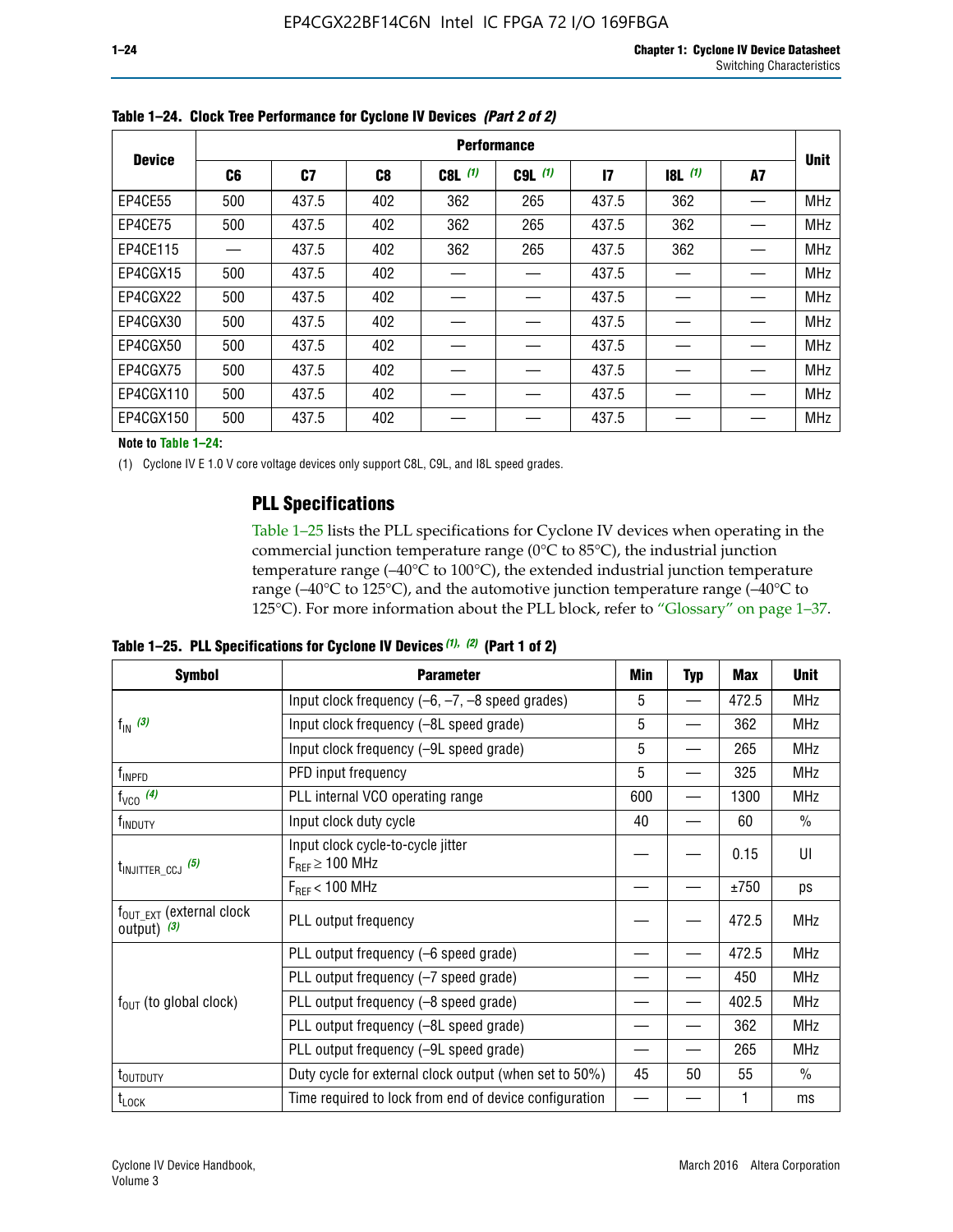**Table 1–24. Clock Tree Performance for Cyclone IV Devices *(Part 2 of 2)***

| Device | Performance | | | | | | | | Unit |
|---|---|---|---|---|---|---|---|---|---|
| | C6 | C7 | C8 | C8L (1) | C9L (1) | I7 | I8L (1) | A7 | |
| EP4CE55 | 500 | 437.5 | 402 | 362 | 265 | 437.5 | 362 | — | MHz |
| EP4CE75 | 500 | 437.5 | 402 | 362 | 265 | 437.5 | 362 | — | MHz |
| EP4CE115 | — | 437.5 | 402 | 362 | 265 | 437.5 | 362 | — | MHz |
| EP4CGX15 | 500 | 437.5 | 402 | — | — | 437.5 | — | — | MHz |
| EP4CGX22 | 500 | 437.5 | 402 | — | — | 437.5 | — | — | MHz |
| EP4CGX30 | 500 | 437.5 | 402 | — | — | 437.5 | — | — | MHz |
| EP4CGX50 | 500 | 437.5 | 402 | — | — | 437.5 | — | — | MHz |
| EP4CGX75 | 500 | 437.5 | 402 | — | — | 437.5 | — | — | MHz |
| EP4CGX110 | 500 | 437.5 | 402 | — | — | 437.5 | — | — | MHz |
| EP4CGX150 | 500 | 437.5 | 402 | — | — | 437.5 | — | — | MHz |

**Note to Table 1–24:**

(1) Cyclone IV E 1.0 V core voltage devices only support C8L, C9L, and I8L speed grades.

## PLL Specifications

Table 1–25 lists the PLL specifications for Cyclone IV devices when operating in the commercial junction temperature range (0°C to 85°C), the industrial junction temperature range (–40°C to 100°C), the extended industrial junction temperature range (–40°C to 125°C), and the automotive junction temperature range (–40°C to 125°C). For more information about the PLL block, refer to "Glossary" on page 1–37.

**Table 1–25. PLL Specifications for Cyclone IV Devices *(1), (2)* (Part 1 of 2)**

| Symbol | Parameter | Min | Typ | Max | Unit |
|---|---|---|---|---|---|
| $f_{IN}$ (3) | Input clock frequency (–6, –7, –8 speed grades) | 5 | — | 472.5 | MHz |
| | Input clock frequency (–8L speed grade) | 5 | — | 362 | MHz |
| | Input clock frequency (–9L speed grade) | 5 | — | 265 | MHz |
| $f_{INPFD}$ | PFD input frequency | 5 | — | 325 | MHz |
| $f_{VCO}$ (4) | PLL internal VCO operating range | 600 | — | 1300 | MHz |
| $f_{INDUTY}$ | Input clock duty cycle | 40 | — | 60 | % |
| $t_{INJITTER\_CCJ}$ (5) | Input clock cycle-to-cycle jitter $F_{REF} \geq 100$ MHz | — | — | 0.15 | UI |
| | $F_{REF} < 100$ MHz | — | — | ±750 | ps |
| $f_{OUT\_EXT}$ (external clock output) (3) | PLL output frequency | — | — | 472.5 | MHz |
| $f_{OUT}$ (to global clock) | PLL output frequency (–6 speed grade) | — | — | 472.5 | MHz |
| | PLL output frequency (–7 speed grade) | — | — | 450 | MHz |
| | PLL output frequency (–8 speed grade) | — | — | 402.5 | MHz |
| | PLL output frequency (–8L speed grade) | — | — | 362 | MHz |
| | PLL output frequency (–9L speed grade) | — | — | 265 | MHz |
| $t_{OUTDUTY}$ | Duty cycle for external clock output (when set to 50%) | 45 | 50 | 55 | % |
| $t_{LOCK}$ | Time required to lock from end of device configuration | — | — | 1 | ms |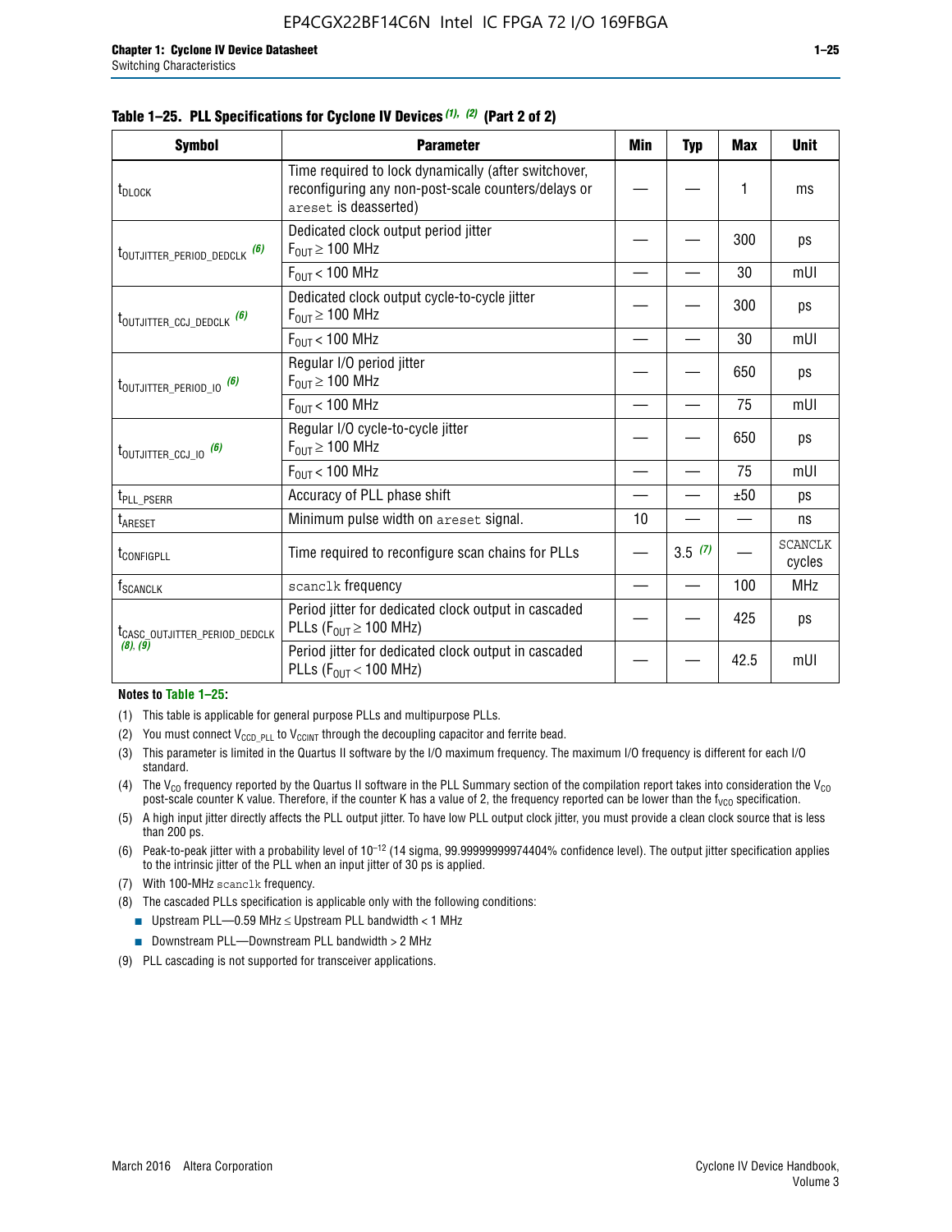**Table 1–25. PLL Specifications for Cyclone IV Devices (1), (2) (Part 2 of 2)**

| Symbol | Parameter | Min | Typ | Max | Unit |
|---|---|---|---|---|---|
| $t_{DLOCK}$ | Time required to lock dynamically (after switchover, reconfiguring any non-post-scale counters/delays or areset is deasserted) | — | — | 1 | ms |
| $t_{OUTJITTER\_PERIOD\_DEDCLK}$ (6) | Dedicated clock output period jitter $F_{OUT} \geq 100$ MHz | — | — | 300 | ps |
| | $F_{OUT} < 100$ MHz | — | — | 30 | mUI |
| $t_{OUTJITTER\_CCJ\_DEDCLK}$ (6) | Dedicated clock output cycle-to-cycle jitter $F_{OUT} \geq 100$ MHz | — | — | 300 | ps |
| | $F_{OUT} < 100$ MHz | — | — | 30 | mUI |
| $t_{OUTJITTER\_PERIOD\_IO}$ (6) | Regular I/O period jitter $F_{OUT} \geq 100$ MHz | — | — | 650 | ps |
| | $F_{OUT} < 100$ MHz | — | — | 75 | mUI |
| $t_{OUTJITTER\_CCJ\_IO}$ (6) | Regular I/O cycle-to-cycle jitter $F_{OUT} \geq 100$ MHz | — | — | 650 | ps |
| | $F_{OUT} < 100$ MHz | — | — | 75 | mUI |
| $t_{PLL\_PSERR}$ | Accuracy of PLL phase shift | — | — | ±50 | ps |
| $t_{ARESET}$ | Minimum pulse width on areset signal. | 10 | — | — | ns |
| $t_{CONFIGPLL}$ | Time required to reconfigure scan chains for PLLs | — | 3.5 (7) | — | SCANCLK cycles |
| $f_{SCANCLK}$ | scanclk frequency | — | — | 100 | MHz |
| $t_{CASC\_OUTJITTER\_PERIOD\_DEDCLK}$ (8), (9) | Period jitter for dedicated clock output in cascaded PLLs ($F_{OUT} \geq 100$ MHz) | — | — | 425 | ps |
| | Period jitter for dedicated clock output in cascaded PLLs ($F_{OUT} < 100$ MHz) | — | — | 42.5 | mUI |

**Notes to Table 1–25:**

(1) This table is applicable for general purpose PLLs and multipurpose PLLs.

(2) You must connect $V_{CCD\_PLL}$ to $V_{CCINT}$ through the decoupling capacitor and ferrite bead.

(3) This parameter is limited in the Quartus II software by the I/O maximum frequency. The maximum I/O frequency is different for each I/O standard.

(4) The $V_{CO}$ frequency reported by the Quartus II software in the PLL Summary section of the compilation report takes into consideration the $V_{CO}$ post-scale counter K value. Therefore, if the counter K has a value of 2, the frequency reported can be lower than the $f_{VCO}$ specification.

(5) A high input jitter directly affects the PLL output jitter. To have low PLL output clock jitter, you must provide a clean clock source that is less than 200 ps.

(6) Peak-to-peak jitter with a probability level of $10^{-12}$ (14 sigma, 99.99999999974404% confidence level). The output jitter specification applies to the intrinsic jitter of the PLL when an input jitter of 30 ps is applied.

(7) With 100-MHz scanclk frequency.

(8) The cascaded PLLs specification is applicable only with the following conditions:

- Upstream PLL—0.59 MHz ≤ Upstream PLL bandwidth < 1 MHz
- Downstream PLL—Downstream PLL bandwidth > 2 MHz

(9) PLL cascading is not supported for transceiver applications.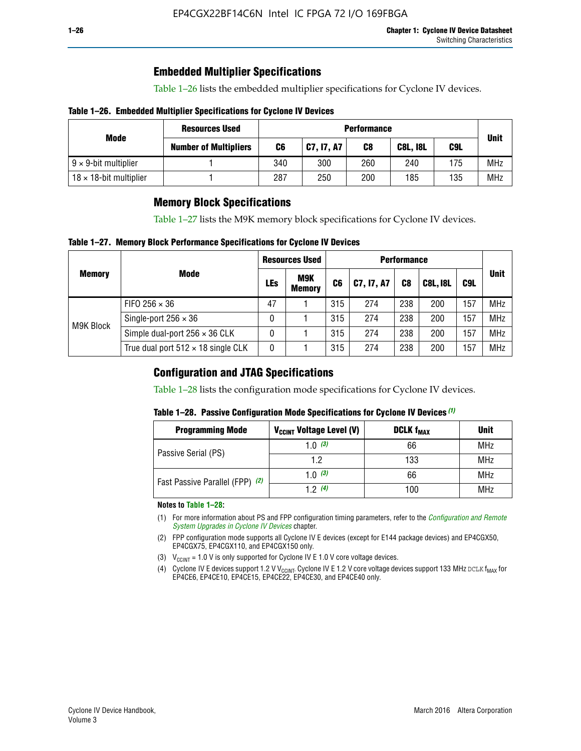## Embedded Multiplier Specifications

Table 1–26 lists the embedded multiplier specifications for Cyclone IV devices.

**Table 1–26. Embedded Multiplier Specifications for Cyclone IV Devices**

| Mode | Resources Used | Performance | | | | | Unit |
|---|---|---|---|---|---|---|---|
| | Number of Multipliers | C6 | C7, I7, A7 | C8 | C8L, I8L | C9L | |
| 9 × 9-bit multiplier | 1 | 340 | 300 | 260 | 240 | 175 | MHz |
| 18 × 18-bit multiplier | 1 | 287 | 250 | 200 | 185 | 135 | MHz |

## Memory Block Specifications

Table 1–27 lists the M9K memory block specifications for Cyclone IV devices.

**Table 1–27. Memory Block Performance Specifications for Cyclone IV Devices**

| Memory | Mode | Resources Used | | Performance | | | | | Unit |
|---|---|---|---|---|---|---|---|---|---|
| | | LEs | M9K Memory | C6 | C7, I7, A7 | C8 | C8L, I8L | C9L | |
| M9K Block | FIFO 256 × 36 | 47 | 1 | 315 | 274 | 238 | 200 | 157 | MHz |
| | Single-port 256 × 36 | 0 | 1 | 315 | 274 | 238 | 200 | 157 | MHz |
| | Simple dual-port 256 × 36 CLK | 0 | 1 | 315 | 274 | 238 | 200 | 157 | MHz |
| | True dual port 512 × 18 single CLK | 0 | 1 | 315 | 274 | 238 | 200 | 157 | MHz |

## Configuration and JTAG Specifications

Table 1–28 lists the configuration mode specifications for Cyclone IV devices.

**Table 1–28. Passive Configuration Mode Specifications for Cyclone IV Devices** *(1)*

| Programming Mode | $V_{CCINT}$ Voltage Level (V) | DCLK $f_{MAX}$ | Unit |
|---|---|---|---|
| Passive Serial (PS) | 1.0 *(3)* | 66 | MHz |
| | 1.2 | 133 | MHz |
| Fast Passive Parallel (FPP) *(2)* | 1.0 *(3)* | 66 | MHz |
| | 1.2 *(4)* | 100 | MHz |

**Notes to Table 1–28:**

(1) For more information about PS and FPP configuration timing parameters, refer to the *Configuration and Remote System Upgrades in Cyclone IV Devices* chapter.

(2) FPP configuration mode supports all Cyclone IV E devices (except for E144 package devices) and EP4CGX50, EP4CGX75, EP4CGX110, and EP4CGX150 only.

(3) $V_{CCINT}$ = 1.0 V is only supported for Cyclone IV E 1.0 V core voltage devices.

(4) Cyclone IV E devices support 1.2 V $V_{CCINT}$. Cyclone IV E 1.2 V core voltage devices support 133 MHz DCLK $f_{MAX}$ for EP4CE6, EP4CE10, EP4CE15, EP4CE22, EP4CE30, and EP4CE40 only.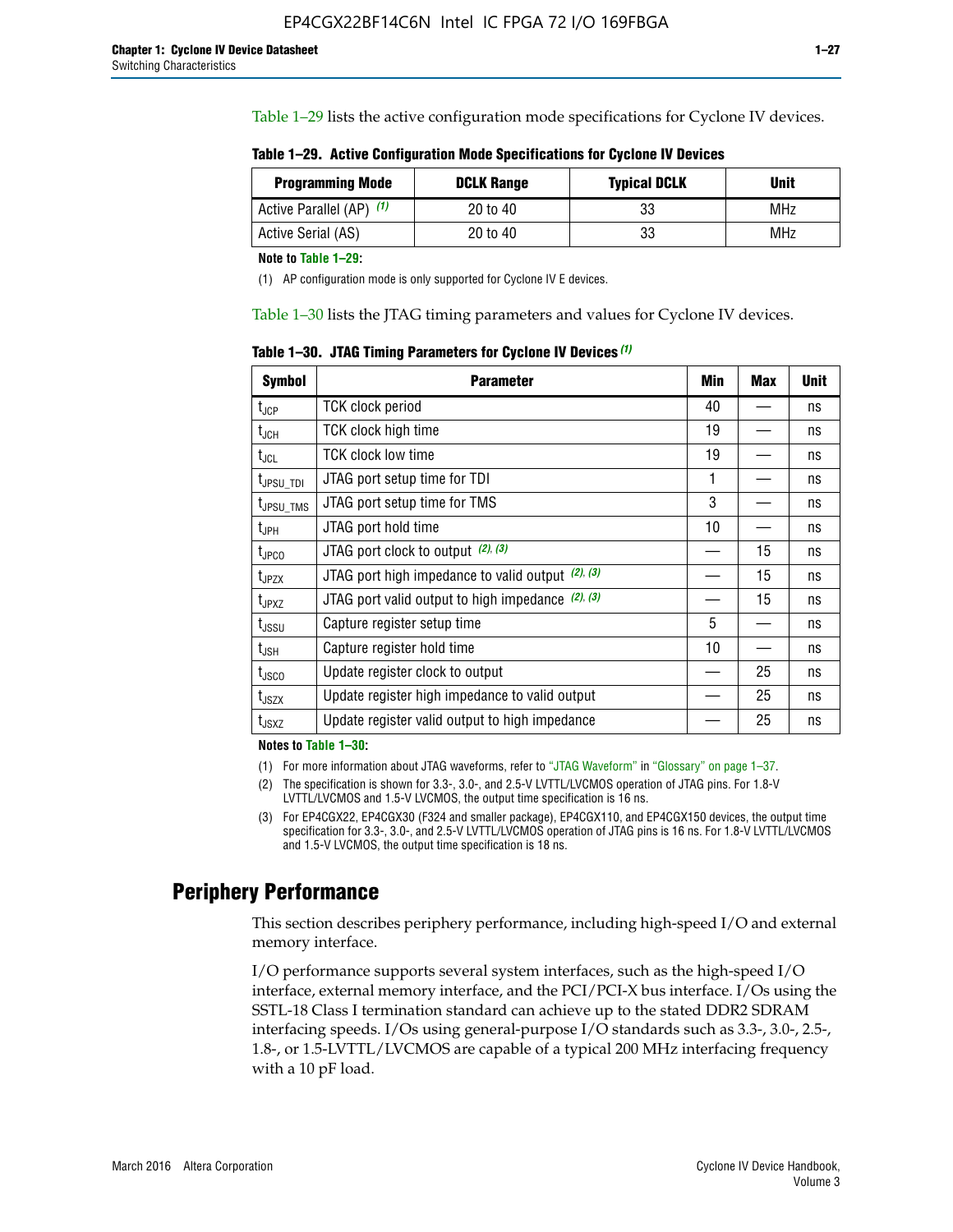Table 1–29 lists the active configuration mode specifications for Cyclone IV devices.

**Table 1–29. Active Configuration Mode Specifications for Cyclone IV Devices**

| Programming Mode | DCLK Range | Typical DCLK | Unit |
|---|---|---|---|
| Active Parallel (AP) (1) | 20 to 40 | 33 | MHz |
| Active Serial (AS) | 20 to 40 | 33 | MHz |

**Note to Table 1–29:**

(1) AP configuration mode is only supported for Cyclone IV E devices.

Table 1–30 lists the JTAG timing parameters and values for Cyclone IV devices.

**Table 1–30. JTAG Timing Parameters for Cyclone IV Devices (1)**

| Symbol | Parameter | Min | Max | Unit |
|---|---|---|---|---|
| $t_{JCP}$ | TCK clock period | 40 | — | ns |
| $t_{JCH}$ | TCK clock high time | 19 | — | ns |
| $t_{JCL}$ | TCK clock low time | 19 | — | ns |
| $t_{JPSU\_TDI}$ | JTAG port setup time for TDI | 1 | — | ns |
| $t_{JPSU\_TMS}$ | JTAG port setup time for TMS | 3 | — | ns |
| $t_{JPH}$ | JTAG port hold time | 10 | — | ns |
| $t_{JPCO}$ | JTAG port clock to output (2), (3) | — | 15 | ns |
| $t_{JPZX}$ | JTAG port high impedance to valid output (2), (3) | — | 15 | ns |
| $t_{JPXZ}$ | JTAG port valid output to high impedance (2), (3) | — | 15 | ns |
| $t_{JSSU}$ | Capture register setup time | 5 | — | ns |
| $t_{JSH}$ | Capture register hold time | 10 | — | ns |
| $t_{JSCO}$ | Update register clock to output | — | 25 | ns |
| $t_{JSZX}$ | Update register high impedance to valid output | — | 25 | ns |
| $t_{JSXZ}$ | Update register valid output to high impedance | — | 25 | ns |

**Notes to Table 1–30:**

(1) For more information about JTAG waveforms, refer to "JTAG Waveform" in "Glossary" on page 1–37.

(2) The specification is shown for 3.3-, 3.0-, and 2.5-V LVTTL/LVCMOS operation of JTAG pins. For 1.8-V LVTTL/LVCMOS and 1.5-V LVCMOS, the output time specification is 16 ns.

(3) For EP4CGX22, EP4CGX30 (F324 and smaller package), EP4CGX110, and EP4CGX150 devices, the output time specification for 3.3-, 3.0-, and 2.5-V LVTTL/LVCMOS operation of JTAG pins is 16 ns. For 1.8-V LVTTL/LVCMOS and 1.5-V LVCMOS, the output time specification is 18 ns.

## Periphery Performance

This section describes periphery performance, including high-speed I/O and external memory interface.

I/O performance supports several system interfaces, such as the high-speed I/O interface, external memory interface, and the PCI/PCI-X bus interface. I/Os using the SSTL-18 Class I termination standard can achieve up to the stated DDR2 SDRAM interfacing speeds. I/Os using general-purpose I/O standards such as 3.3-, 3.0-, 2.5-, 1.8-, or 1.5-LVTTL/LVCMOS are capable of a typical 200 MHz interfacing frequency with a 10 pF load.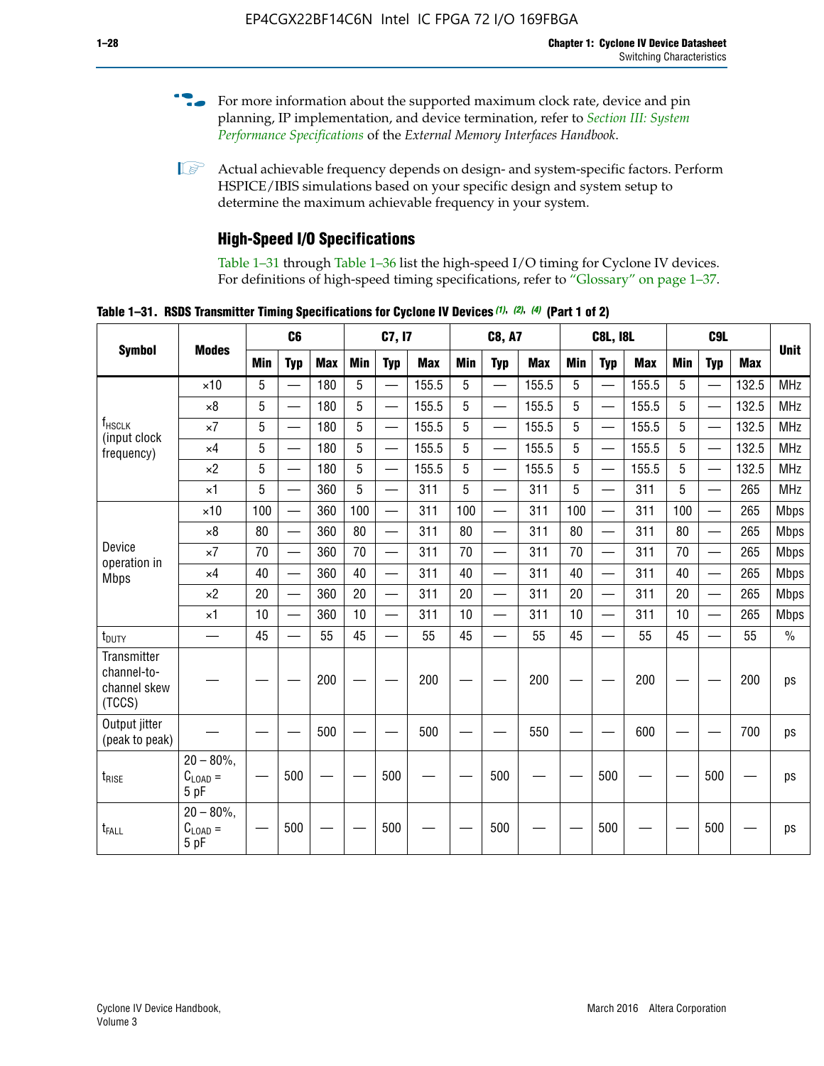For more information about the supported maximum clock rate, device and pin planning, IP implementation, and device termination, refer to *Section III: System Performance Specifications* of the *External Memory Interfaces Handbook*.

Actual achievable frequency depends on design- and system-specific factors. Perform HSPICE/IBIS simulations based on your specific design and system setup to determine the maximum achievable frequency in your system.

## High-Speed I/O Specifications

Table 1–31 through Table 1–36 list the high-speed I/O timing for Cyclone IV devices. For definitions of high-speed timing specifications, refer to "Glossary" on page 1–37.

**Table 1–31. RSDS Transmitter Timing Specifications for Cyclone IV Devices (1), (2), (4) (Part 1 of 2)**

| Symbol | Modes | C6 | | | C7, I7 | | | C8, A7 | | | C8L, I8L | | | C9L | | | Unit |
|---|---|---|---|---|---|---|---|---|---|---|---|---|---|---|---|---|---|
| | | Min | Typ | Max | Min | Typ | Max | Min | Typ | Max | Min | Typ | Max | Min | Typ | Max | |
| $f_{HSCLK}$ (input clock frequency) | ×10 | 5 | — | 180 | 5 | — | 155.5 | 5 | — | 155.5 | 5 | — | 155.5 | 5 | — | 132.5 | MHz |
| | ×8 | 5 | — | 180 | 5 | — | 155.5 | 5 | — | 155.5 | 5 | — | 155.5 | 5 | — | 132.5 | MHz |
| | ×7 | 5 | — | 180 | 5 | — | 155.5 | 5 | — | 155.5 | 5 | — | 155.5 | 5 | — | 132.5 | MHz |
| | ×4 | 5 | — | 180 | 5 | — | 155.5 | 5 | — | 155.5 | 5 | — | 155.5 | 5 | — | 132.5 | MHz |
| | ×2 | 5 | — | 180 | 5 | — | 155.5 | 5 | — | 155.5 | 5 | — | 155.5 | 5 | — | 132.5 | MHz |
| | ×1 | 5 | — | 360 | 5 | — | 311 | 5 | — | 311 | 5 | — | 311 | 5 | — | 265 | MHz |
| Device operation in Mbps | ×10 | 100 | — | 360 | 100 | — | 311 | 100 | — | 311 | 100 | — | 311 | 100 | — | 265 | Mbps |
| | ×8 | 80 | — | 360 | 80 | — | 311 | 80 | — | 311 | 80 | — | 311 | 80 | — | 265 | Mbps |
| | ×7 | 70 | — | 360 | 70 | — | 311 | 70 | — | 311 | 70 | — | 311 | 70 | — | 265 | Mbps |
| | ×4 | 40 | — | 360 | 40 | — | 311 | 40 | — | 311 | 40 | — | 311 | 40 | — | 265 | Mbps |
| | ×2 | 20 | — | 360 | 20 | — | 311 | 20 | — | 311 | 20 | — | 311 | 20 | — | 265 | Mbps |
| | ×1 | 10 | — | 360 | 10 | — | 311 | 10 | — | 311 | 10 | — | 311 | 10 | — | 265 | Mbps |
| $t_{DUTY}$ | — | 45 | — | 55 | 45 | — | 55 | 45 | — | 55 | 45 | — | 55 | 45 | — | 55 | % |
| Transmitter channel-to-channel skew (TCCS) | — | — | — | 200 | — | — | 200 | — | — | 200 | — | — | 200 | — | — | 200 | ps |
| Output jitter (peak to peak) | — | — | — | 500 | — | — | 500 | — | — | 550 | — | — | 600 | — | — | 700 | ps |
| $t_{RISE}$ | 20 – 80%, $C_{LOAD}$ = 5 pF | — | 500 | — | — | 500 | — | — | 500 | — | — | 500 | — | — | 500 | — | ps |
| $t_{FALL}$ | 20 – 80%, $C_{LOAD}$ = 5 pF | — | 500 | — | — | 500 | — | — | 500 | — | — | 500 | — | — | 500 | — | ps |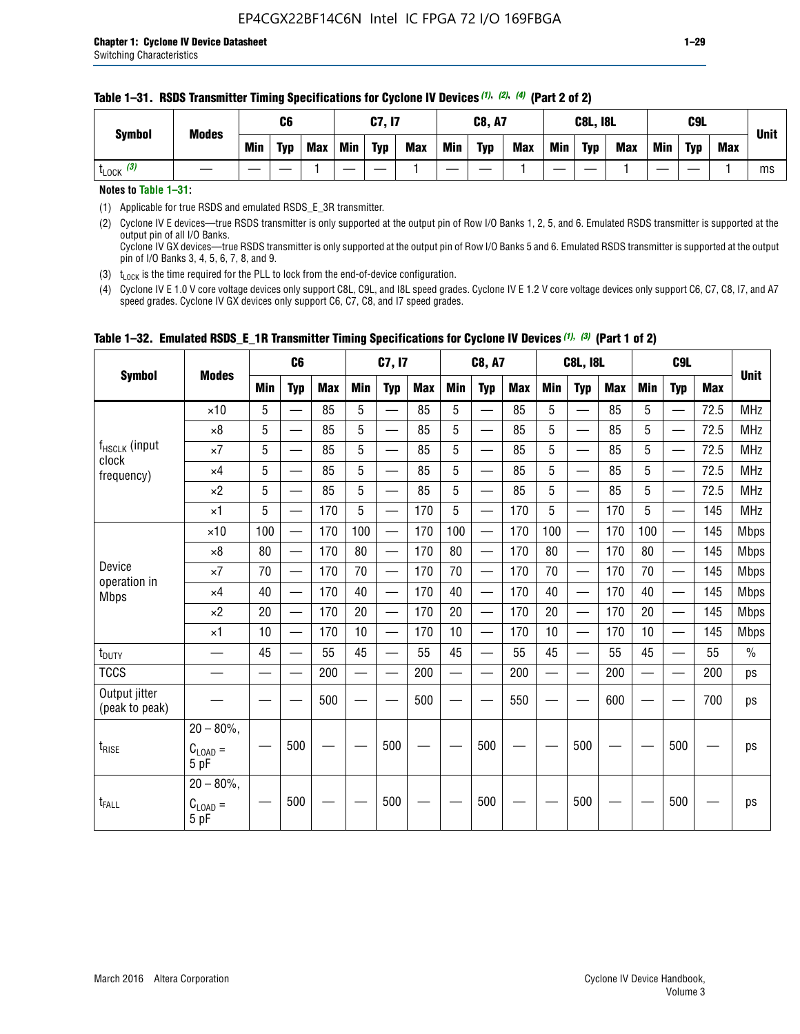**Table 1–31. RSDS Transmitter Timing Specifications for Cyclone IV Devices (1), (2), (4) (Part 2 of 2)**

| Symbol | Modes | C6 | | | C7, I7 | | | C8, A7 | | | C8L, I8L | | | C9L | | | Unit |
|---|---|---|---|---|---|---|---|---|---|---|---|---|---|---|---|---|---|
| | | Min | Typ | Max | Min | Typ | Max | Min | Typ | Max | Min | Typ | Max | Min | Typ | Max | |
| $t_{LOCK}$ (3) | — | — | — | 1 | — | — | 1 | — | — | 1 | — | — | 1 | — | — | 1 | ms |

**Notes to Table 1–31:**

(1) Applicable for true RSDS and emulated RSDS_E_3R transmitter.

(2) Cyclone IV E devices—true RSDS transmitter is only supported at the output pin of Row I/O Banks 1, 2, 5, and 6. Emulated RSDS transmitter is supported at the output pin of all I/O Banks.
Cyclone IV GX devices—true RSDS transmitter is only supported at the output pin of Row I/O Banks 5 and 6. Emulated RSDS transmitter is supported at the output pin of I/O Banks 3, 4, 5, 6, 7, 8, and 9.

(3) $t_{LOCK}$ is the time required for the PLL to lock from the end-of-device configuration.

(4) Cyclone IV E 1.0 V core voltage devices only support C8L, C9L, and I8L speed grades. Cyclone IV E 1.2 V core voltage devices only support C6, C7, C8, I7, and A7 speed grades. Cyclone IV GX devices only support C6, C7, C8, and I7 speed grades.

**Table 1–32. Emulated RSDS_E_1R Transmitter Timing Specifications for Cyclone IV Devices (1), (3) (Part 1 of 2)**

| Symbol | Modes | C6 | | | C7, I7 | | | C8, A7 | | | C8L, I8L | | | C9L | | | Unit |
|---|---|---|---|---|---|---|---|---|---|---|---|---|---|---|---|---|---|
| | | Min | Typ | Max | Min | Typ | Max | Min | Typ | Max | Min | Typ | Max | Min | Typ | Max | |
| $f_{HSCLK}$ (input clock frequency) | ×10 | 5 | — | 85 | 5 | — | 85 | 5 | — | 85 | 5 | — | 85 | 5 | — | 72.5 | MHz |
| | ×8 | 5 | — | 85 | 5 | — | 85 | 5 | — | 85 | 5 | — | 85 | 5 | — | 72.5 | MHz |
| | ×7 | 5 | — | 85 | 5 | — | 85 | 5 | — | 85 | 5 | — | 85 | 5 | — | 72.5 | MHz |
| | ×4 | 5 | — | 85 | 5 | — | 85 | 5 | — | 85 | 5 | — | 85 | 5 | — | 72.5 | MHz |
| | ×2 | 5 | — | 85 | 5 | — | 85 | 5 | — | 85 | 5 | — | 85 | 5 | — | 72.5 | MHz |
| | ×1 | 5 | — | 170 | 5 | — | 170 | 5 | — | 170 | 5 | — | 170 | 5 | — | 145 | MHz |
| Device operation in Mbps | ×10 | 100 | — | 170 | 100 | — | 170 | 100 | — | 170 | 100 | — | 170 | 100 | — | 145 | Mbps |
| | ×8 | 80 | — | 170 | 80 | — | 170 | 80 | — | 170 | 80 | — | 170 | 80 | — | 145 | Mbps |
| | ×7 | 70 | — | 170 | 70 | — | 170 | 70 | — | 170 | 70 | — | 170 | 70 | — | 145 | Mbps |
| | ×4 | 40 | — | 170 | 40 | — | 170 | 40 | — | 170 | 40 | — | 170 | 40 | — | 145 | Mbps |
| | ×2 | 20 | — | 170 | 20 | — | 170 | 20 | — | 170 | 20 | — | 170 | 20 | — | 145 | Mbps |
| | ×1 | 10 | — | 170 | 10 | — | 170 | 10 | — | 170 | 10 | — | 170 | 10 | — | 145 | Mbps |
| $t_{DUTY}$ | — | 45 | — | 55 | 45 | — | 55 | 45 | — | 55 | 45 | — | 55 | 45 | — | 55 | % |
| TCCS | — | — | — | 200 | — | — | 200 | — | — | 200 | — | — | 200 | — | — | 200 | ps |
| Output jitter (peak to peak) | — | — | — | 500 | — | — | 500 | — | — | 550 | — | — | 600 | — | — | 700 | ps |
| $t_{RISE}$ | 20 – 80%, $C_{LOAD}$ = 5 pF | — | 500 | — | — | 500 | — | — | 500 | — | — | 500 | — | — | 500 | — | ps |
| $t_{FALL}$ | 20 – 80%, $C_{LOAD}$ = 5 pF | — | 500 | — | — | 500 | — | — | 500 | — | — | 500 | — | — | 500 | — | ps |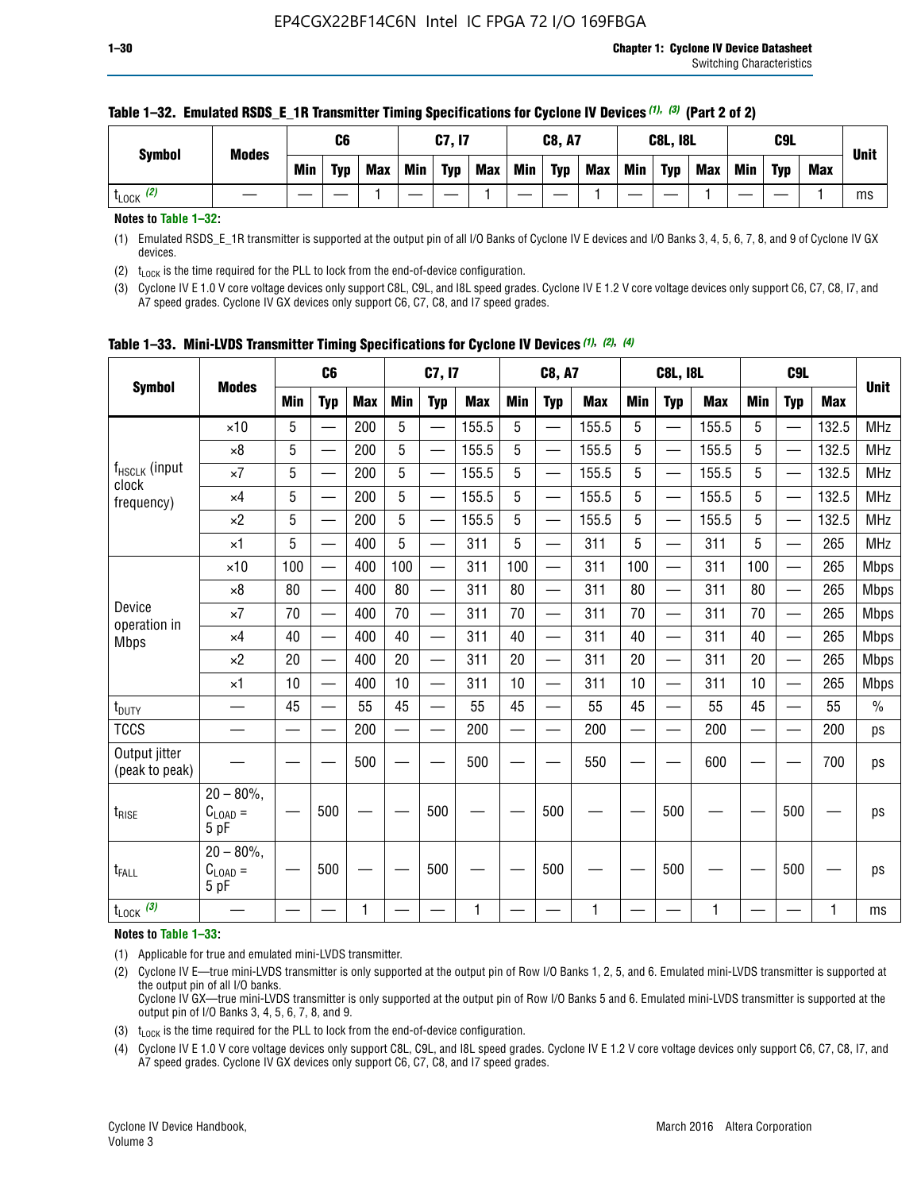**Table 1–32. Emulated RSDS_E_1R Transmitter Timing Specifications for Cyclone IV Devices (1), (3) (Part 2 of 2)**

| Symbol | Modes | C6 | | | C7, I7 | | | C8, A7 | | | C8L, I8L | | | C9L | | | Unit |
|---|---|---|---|---|---|---|---|---|---|---|---|---|---|---|---|---|---|
| | | Min | Typ | Max | Min | Typ | Max | Min | Typ | Max | Min | Typ | Max | Min | Typ | Max | |
| $t_{LOCK}$ (2) | — | — | — | 1 | — | — | 1 | — | — | 1 | — | — | 1 | — | — | 1 | ms |

**Notes to Table 1–32:**

(1) Emulated RSDS_E_1R transmitter is supported at the output pin of all I/O Banks of Cyclone IV E devices and I/O Banks 3, 4, 5, 6, 7, 8, and 9 of Cyclone IV GX devices.

(2) $t_{LOCK}$ is the time required for the PLL to lock from the end-of-device configuration.

(3) Cyclone IV E 1.0 V core voltage devices only support C8L, C9L, and I8L speed grades. Cyclone IV E 1.2 V core voltage devices only support C6, C7, C8, I7, and A7 speed grades. Cyclone IV GX devices only support C6, C7, C8, and I7 speed grades.

**Table 1–33. Mini-LVDS Transmitter Timing Specifications for Cyclone IV Devices (1), (2), (4)**

| Symbol | Modes | C6 | | | C7, I7 | | | C8, A7 | | | C8L, I8L | | | C9L | | | Unit |
|---|---|---|---|---|---|---|---|---|---|---|---|---|---|---|---|---|---|
| | | Min | Typ | Max | Min | Typ | Max | Min | Typ | Max | Min | Typ | Max | Min | Typ | Max | |
| $f_{HSCLK}$ (input clock frequency) | ×10 | 5 | — | 200 | 5 | — | 155.5 | 5 | — | 155.5 | 5 | — | 155.5 | 5 | — | 132.5 | MHz |
| | ×8 | 5 | — | 200 | 5 | — | 155.5 | 5 | — | 155.5 | 5 | — | 155.5 | 5 | — | 132.5 | MHz |
| | ×7 | 5 | — | 200 | 5 | — | 155.5 | 5 | — | 155.5 | 5 | — | 155.5 | 5 | — | 132.5 | MHz |
| | ×4 | 5 | — | 200 | 5 | — | 155.5 | 5 | — | 155.5 | 5 | — | 155.5 | 5 | — | 132.5 | MHz |
| | ×2 | 5 | — | 200 | 5 | — | 155.5 | 5 | — | 155.5 | 5 | — | 155.5 | 5 | — | 132.5 | MHz |
| | ×1 | 5 | — | 400 | 5 | — | 311 | 5 | — | 311 | 5 | — | 311 | 5 | — | 265 | MHz |
| Device operation in Mbps | ×10 | 100 | — | 400 | 100 | — | 311 | 100 | — | 311 | 100 | — | 311 | 100 | — | 265 | Mbps |
| | ×8 | 80 | — | 400 | 80 | — | 311 | 80 | — | 311 | 80 | — | 311 | 80 | — | 265 | Mbps |
| | ×7 | 70 | — | 400 | 70 | — | 311 | 70 | — | 311 | 70 | — | 311 | 70 | — | 265 | Mbps |
| | ×4 | 40 | — | 400 | 40 | — | 311 | 40 | — | 311 | 40 | — | 311 | 40 | — | 265 | Mbps |
| | ×2 | 20 | — | 400 | 20 | — | 311 | 20 | — | 311 | 20 | — | 311 | 20 | — | 265 | Mbps |
| | ×1 | 10 | — | 400 | 10 | — | 311 | 10 | — | 311 | 10 | — | 311 | 10 | — | 265 | Mbps |
| $t_{DUTY}$ | — | 45 | — | 55 | 45 | — | 55 | 45 | — | 55 | 45 | — | 55 | 45 | — | 55 | % |
| TCCS | — | — | — | 200 | — | — | 200 | — | — | 200 | — | — | 200 | — | — | 200 | ps |
| Output jitter (peak to peak) | — | — | — | 500 | — | — | 500 | — | — | 550 | — | — | 600 | — | — | 700 | ps |
| $t_{RISE}$ | 20 – 80%, $C_{LOAD}$ = 5 pF | — | 500 | — | — | 500 | — | — | 500 | — | — | 500 | — | — | 500 | — | ps |
| $t_{FALL}$ | 20 – 80%, $C_{LOAD}$ = 5 pF | — | 500 | — | — | 500 | — | — | 500 | — | — | 500 | — | — | 500 | — | ps |
| $t_{LOCK}$ (3) | — | — | — | 1 | — | — | 1 | — | — | 1 | — | — | 1 | — | — | 1 | ms |

**Notes to Table 1–33:**

(1) Applicable for true and emulated mini-LVDS transmitter.

(2) Cyclone IV E—true mini-LVDS transmitter is only supported at the output pin of Row I/O Banks 1, 2, 5, and 6. Emulated mini-LVDS transmitter is supported at the output pin of all I/O banks.
Cyclone IV GX—true mini-LVDS transmitter is only supported at the output pin of Row I/O Banks 5 and 6. Emulated mini-LVDS transmitter is supported at the output pin of I/O Banks 3, 4, 5, 6, 7, 8, and 9.

(3) $t_{LOCK}$ is the time required for the PLL to lock from the end-of-device configuration.

(4) Cyclone IV E 1.0 V core voltage devices only support C8L, C9L, and I8L speed grades. Cyclone IV E 1.2 V core voltage devices only support C6, C7, C8, I7, and A7 speed grades. Cyclone IV GX devices only support C6, C7, C8, and I7 speed grades.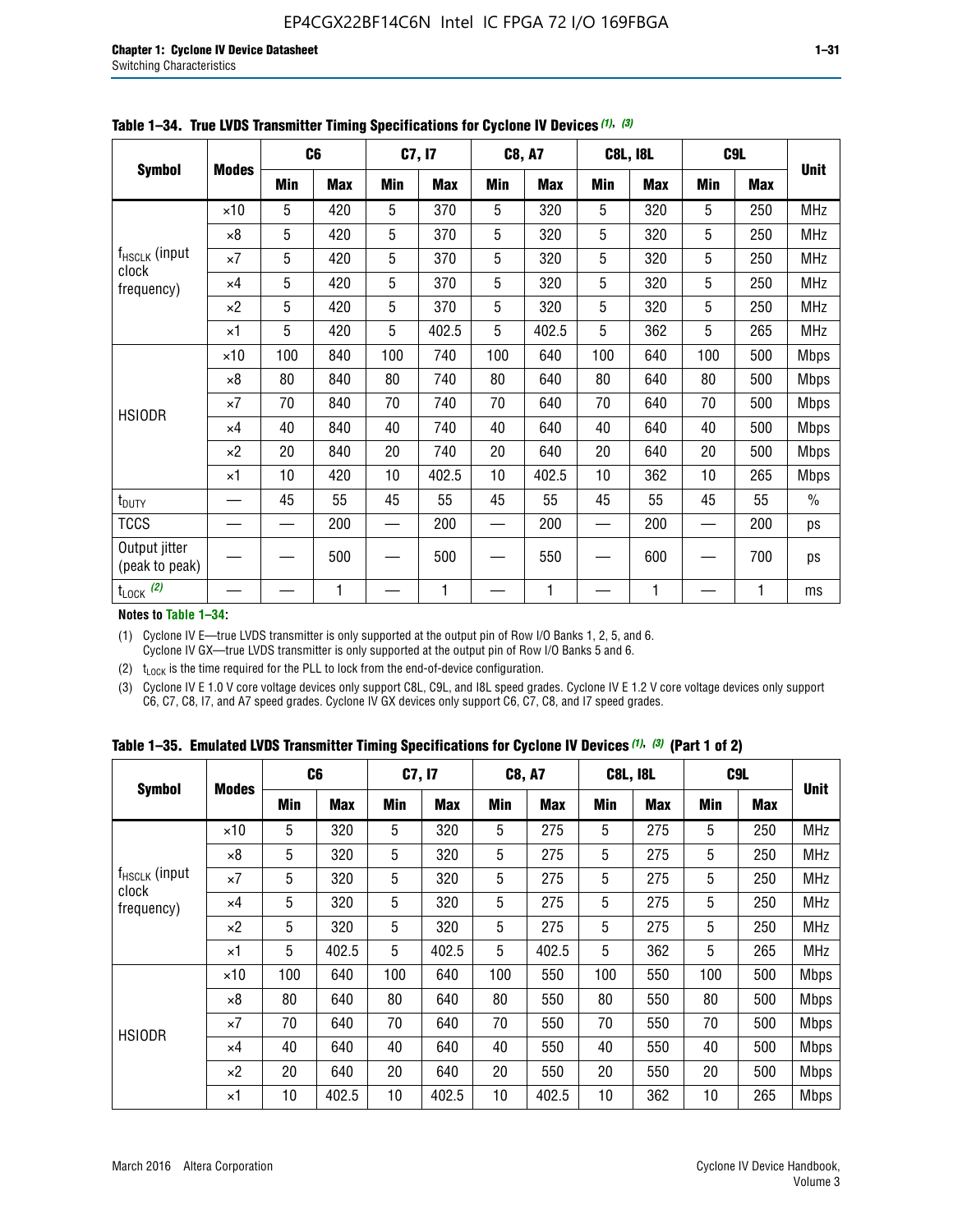**Table 1–34. True LVDS Transmitter Timing Specifications for Cyclone IV Devices (1), (3)**

| Symbol | Modes | C6 | | C7, I7 | | C8, A7 | | C8L, I8L | | C9L | | Unit |
|---|---|---|---|---|---|---|---|---|---|---|---|---|
| | | Min | Max | Min | Max | Min | Max | Min | Max | Min | Max | |
| $f_{HSCLK}$ (input clock frequency) | ×10 | 5 | 420 | 5 | 370 | 5 | 320 | 5 | 320 | 5 | 250 | MHz |
| | ×8 | 5 | 420 | 5 | 370 | 5 | 320 | 5 | 320 | 5 | 250 | MHz |
| | ×7 | 5 | 420 | 5 | 370 | 5 | 320 | 5 | 320 | 5 | 250 | MHz |
| | ×4 | 5 | 420 | 5 | 370 | 5 | 320 | 5 | 320 | 5 | 250 | MHz |
| | ×2 | 5 | 420 | 5 | 370 | 5 | 320 | 5 | 320 | 5 | 250 | MHz |
| | ×1 | 5 | 420 | 5 | 402.5 | 5 | 402.5 | 5 | 362 | 5 | 265 | MHz |
| HSIODR | ×10 | 100 | 840 | 100 | 740 | 100 | 640 | 100 | 640 | 100 | 500 | Mbps |
| | ×8 | 80 | 840 | 80 | 740 | 80 | 640 | 80 | 640 | 80 | 500 | Mbps |
| | ×7 | 70 | 840 | 70 | 740 | 70 | 640 | 70 | 640 | 70 | 500 | Mbps |
| | ×4 | 40 | 840 | 40 | 740 | 40 | 640 | 40 | 640 | 40 | 500 | Mbps |
| | ×2 | 20 | 840 | 20 | 740 | 20 | 640 | 20 | 640 | 20 | 500 | Mbps |
| | ×1 | 10 | 420 | 10 | 402.5 | 10 | 402.5 | 10 | 362 | 10 | 265 | Mbps |
| $t_{DUTY}$ | — | 45 | 55 | 45 | 55 | 45 | 55 | 45 | 55 | 45 | 55 | % |
| TCCS | — | — | 200 | — | 200 | — | 200 | — | 200 | — | 200 | ps |
| Output jitter (peak to peak) | — | — | 500 | — | 500 | — | 550 | — | 600 | — | 700 | ps |
| $t_{LOCK}$ (2) | — | — | 1 | — | 1 | — | 1 | — | 1 | — | 1 | ms |

**Notes to Table 1–34:**

(1) Cyclone IV E—true LVDS transmitter is only supported at the output pin of Row I/O Banks 1, 2, 5, and 6. Cyclone IV GX—true LVDS transmitter is only supported at the output pin of Row I/O Banks 5 and 6.

(2) $t_{LOCK}$ is the time required for the PLL to lock from the end-of-device configuration.

(3) Cyclone IV E 1.0 V core voltage devices only support C8L, C9L, and I8L speed grades. Cyclone IV E 1.2 V core voltage devices only support C6, C7, C8, I7, and A7 speed grades. Cyclone IV GX devices only support C6, C7, C8, and I7 speed grades.

**Table 1–35. Emulated LVDS Transmitter Timing Specifications for Cyclone IV Devices (1), (3) (Part 1 of 2)**

| Symbol | Modes | C6 | | C7, I7 | | C8, A7 | | C8L, I8L | | C9L | | Unit |
|---|---|---|---|---|---|---|---|---|---|---|---|---|
| | | Min | Max | Min | Max | Min | Max | Min | Max | Min | Max | |
| $f_{HSCLK}$ (input clock frequency) | ×10 | 5 | 320 | 5 | 320 | 5 | 275 | 5 | 275 | 5 | 250 | MHz |
| | ×8 | 5 | 320 | 5 | 320 | 5 | 275 | 5 | 275 | 5 | 250 | MHz |
| | ×7 | 5 | 320 | 5 | 320 | 5 | 275 | 5 | 275 | 5 | 250 | MHz |
| | ×4 | 5 | 320 | 5 | 320 | 5 | 275 | 5 | 275 | 5 | 250 | MHz |
| | ×2 | 5 | 320 | 5 | 320 | 5 | 275 | 5 | 275 | 5 | 250 | MHz |
| | ×1 | 5 | 402.5 | 5 | 402.5 | 5 | 402.5 | 5 | 362 | 5 | 265 | MHz |
| HSIODR | ×10 | 100 | 640 | 100 | 640 | 100 | 550 | 100 | 550 | 100 | 500 | Mbps |
| | ×8 | 80 | 640 | 80 | 640 | 80 | 550 | 80 | 550 | 80 | 500 | Mbps |
| | ×7 | 70 | 640 | 70 | 640 | 70 | 550 | 70 | 550 | 70 | 500 | Mbps |
| | ×4 | 40 | 640 | 40 | 640 | 40 | 550 | 40 | 550 | 40 | 500 | Mbps |
| | ×2 | 20 | 640 | 20 | 640 | 20 | 550 | 20 | 550 | 20 | 500 | Mbps |
| | ×1 | 10 | 402.5 | 10 | 402.5 | 10 | 402.5 | 10 | 362 | 10 | 265 | Mbps |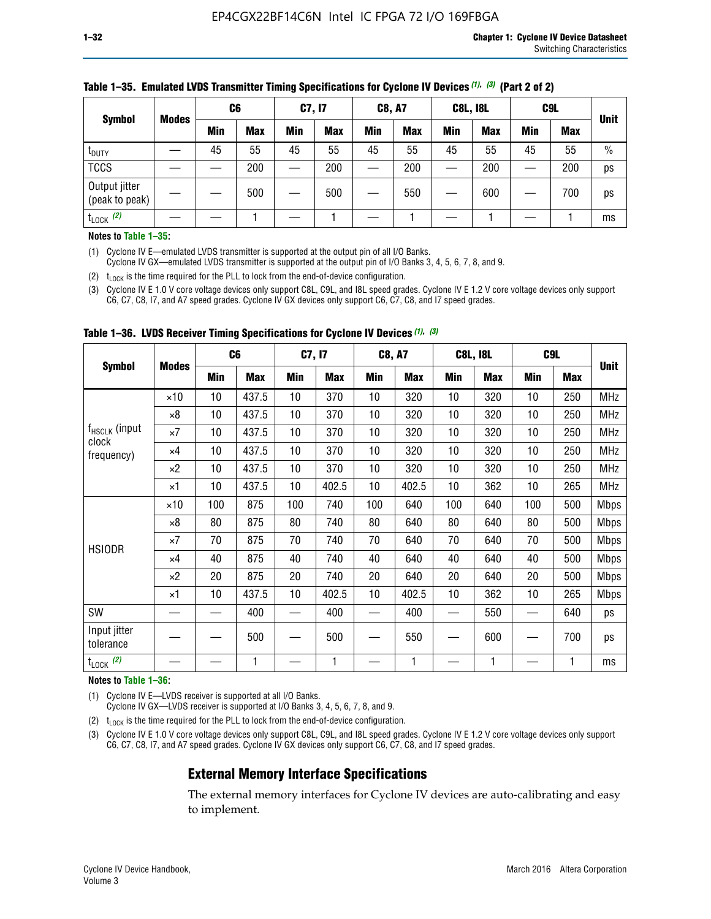**Table 1–35. Emulated LVDS Transmitter Timing Specifications for Cyclone IV Devices (1), (3) (Part 2 of 2)**

| Symbol | Modes | C6 | | C7, I7 | | C8, A7 | | C8L, I8L | | C9L | | Unit |
|---|---|---|---|---|---|---|---|---|---|---|---|---|
| | | Min | Max | Min | Max | Min | Max | Min | Max | Min | Max | |
| $t_{DUTY}$ | — | 45 | 55 | 45 | 55 | 45 | 55 | 45 | 55 | 45 | 55 | % |
| TCCS | — | — | 200 | — | 200 | — | 200 | — | 200 | — | 200 | ps |
| Output jitter (peak to peak) | — | — | 500 | — | 500 | — | 550 | — | 600 | — | 700 | ps |
| $t_{LOCK}$ (2) | — | — | 1 | — | 1 | — | 1 | — | 1 | — | 1 | ms |

**Notes to Table 1–35:**

(1) Cyclone IV E—emulated LVDS transmitter is supported at the output pin of all I/O Banks.
Cyclone IV GX—emulated LVDS transmitter is supported at the output pin of I/O Banks 3, 4, 5, 6, 7, 8, and 9.

(2) $t_{LOCK}$ is the time required for the PLL to lock from the end-of-device configuration.

(3) Cyclone IV E 1.0 V core voltage devices only support C8L, C9L, and I8L speed grades. Cyclone IV E 1.2 V core voltage devices only support C6, C7, C8, I7, and A7 speed grades. Cyclone IV GX devices only support C6, C7, C8, and I7 speed grades.

**Table 1–36. LVDS Receiver Timing Specifications for Cyclone IV Devices (1), (3)**

| Symbol | Modes | C6 | | C7, I7 | | C8, A7 | | C8L, I8L | | C9L | | Unit |
|---|---|---|---|---|---|---|---|---|---|---|---|---|
| | | Min | Max | Min | Max | Min | Max | Min | Max | Min | Max | |
| $f_{HSCLK}$ (input clock frequency) | ×10 | 10 | 437.5 | 10 | 370 | 10 | 320 | 10 | 320 | 10 | 250 | MHz |
| | ×8 | 10 | 437.5 | 10 | 370 | 10 | 320 | 10 | 320 | 10 | 250 | MHz |
| | ×7 | 10 | 437.5 | 10 | 370 | 10 | 320 | 10 | 320 | 10 | 250 | MHz |
| | ×4 | 10 | 437.5 | 10 | 370 | 10 | 320 | 10 | 320 | 10 | 250 | MHz |
| | ×2 | 10 | 437.5 | 10 | 370 | 10 | 320 | 10 | 320 | 10 | 250 | MHz |
| | ×1 | 10 | 437.5 | 10 | 402.5 | 10 | 402.5 | 10 | 362 | 10 | 265 | MHz |
| HSIODR | ×10 | 100 | 875 | 100 | 740 | 100 | 640 | 100 | 640 | 100 | 500 | Mbps |
| | ×8 | 80 | 875 | 80 | 740 | 80 | 640 | 80 | 640 | 80 | 500 | Mbps |
| | ×7 | 70 | 875 | 70 | 740 | 70 | 640 | 70 | 640 | 70 | 500 | Mbps |
| | ×4 | 40 | 875 | 40 | 740 | 40 | 640 | 40 | 640 | 40 | 500 | Mbps |
| | ×2 | 20 | 875 | 20 | 740 | 20 | 640 | 20 | 640 | 20 | 500 | Mbps |
| | ×1 | 10 | 437.5 | 10 | 402.5 | 10 | 402.5 | 10 | 362 | 10 | 265 | Mbps |
| SW | — | — | 400 | — | 400 | — | 400 | — | 550 | — | 640 | ps |
| Input jitter tolerance | — | — | 500 | — | 500 | — | 550 | — | 600 | — | 700 | ps |
| $t_{LOCK}$ (2) | — | — | 1 | — | 1 | — | 1 | — | 1 | — | 1 | ms |

**Notes to Table 1–36:**

(1) Cyclone IV E—LVDS receiver is supported at all I/O Banks.
Cyclone IV GX—LVDS receiver is supported at I/O Banks 3, 4, 5, 6, 7, 8, and 9.

(2) $t_{LOCK}$ is the time required for the PLL to lock from the end-of-device configuration.

(3) Cyclone IV E 1.0 V core voltage devices only support C8L, C9L, and I8L speed grades. Cyclone IV E 1.2 V core voltage devices only support C6, C7, C8, I7, and A7 speed grades. Cyclone IV GX devices only support C6, C7, C8, and I7 speed grades.

## External Memory Interface Specifications

The external memory interfaces for Cyclone IV devices are auto-calibrating and easy to implement.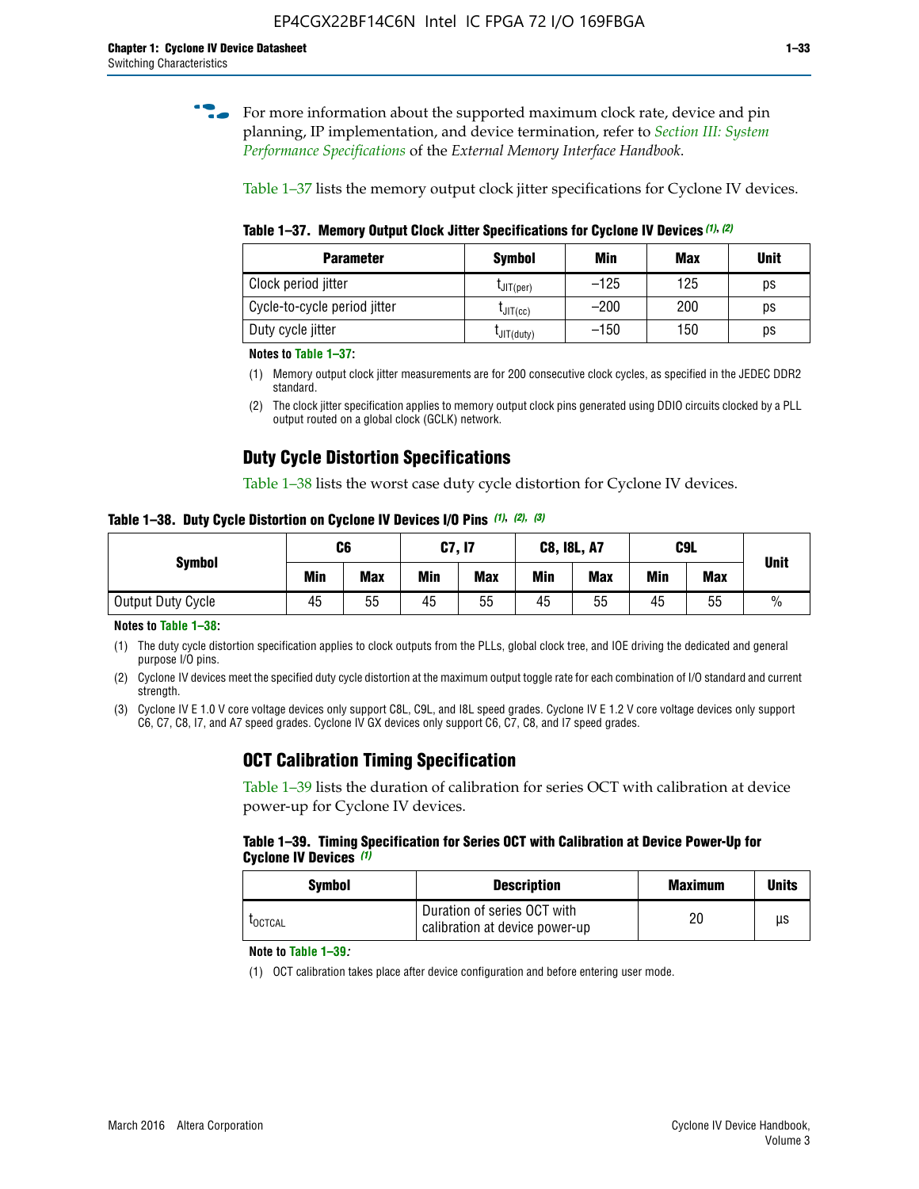For more information about the supported maximum clock rate, device and pin planning, IP implementation, and device termination, refer to *Section III: System Performance Specifications* of the *External Memory Interface Handbook*.

Table 1–37 lists the memory output clock jitter specifications for Cyclone IV devices.

**Table 1–37. Memory Output Clock Jitter Specifications for Cyclone IV Devices (1), (2)**

| Parameter | Symbol | Min | Max | Unit |
|---|---|---|---|---|
| Clock period jitter | $t_{JIT(per)}$ | –125 | 125 | ps |
| Cycle-to-cycle period jitter | $t_{JIT(cc)}$ | –200 | 200 | ps |
| Duty cycle jitter | $t_{JIT(duty)}$ | –150 | 150 | ps |

**Notes to Table 1–37:**

(1) Memory output clock jitter measurements are for 200 consecutive clock cycles, as specified in the JEDEC DDR2 standard.

(2) The clock jitter specification applies to memory output clock pins generated using DDIO circuits clocked by a PLL output routed on a global clock (GCLK) network.

## Duty Cycle Distortion Specifications

Table 1–38 lists the worst case duty cycle distortion for Cyclone IV devices.

**Table 1–38. Duty Cycle Distortion on Cyclone IV Devices I/O Pins (1), (2), (3)**

| Symbol | C6 | | C7, I7 | | C8, I8L, A7 | | C9L | | Unit |
|---|---|---|---|---|---|---|---|---|---|
| | Min | Max | Min | Max | Min | Max | Min | Max | |
| Output Duty Cycle | 45 | 55 | 45 | 55 | 45 | 55 | 45 | 55 | % |

**Notes to Table 1–38:**

(1) The duty cycle distortion specification applies to clock outputs from the PLLs, global clock tree, and IOE driving the dedicated and general purpose I/O pins.

(2) Cyclone IV devices meet the specified duty cycle distortion at the maximum output toggle rate for each combination of I/O standard and current strength.

(3) Cyclone IV E 1.0 V core voltage devices only support C8L, C9L, and I8L speed grades. Cyclone IV E 1.2 V core voltage devices only support C6, C7, C8, I7, and A7 speed grades. Cyclone IV GX devices only support C6, C7, C8, and I7 speed grades.

## OCT Calibration Timing Specification

Table 1–39 lists the duration of calibration for series OCT with calibration at device power-up for Cyclone IV devices.

**Table 1–39. Timing Specification for Series OCT with Calibration at Device Power-Up for Cyclone IV Devices (1)**

| Symbol | Description | Maximum | Units |
|---|---|---|---|
| $t_{OCTCAL}$ | Duration of series OCT with calibration at device power-up | 20 | µs |

**Note to Table 1–39:**

(1) OCT calibration takes place after device configuration and before entering user mode.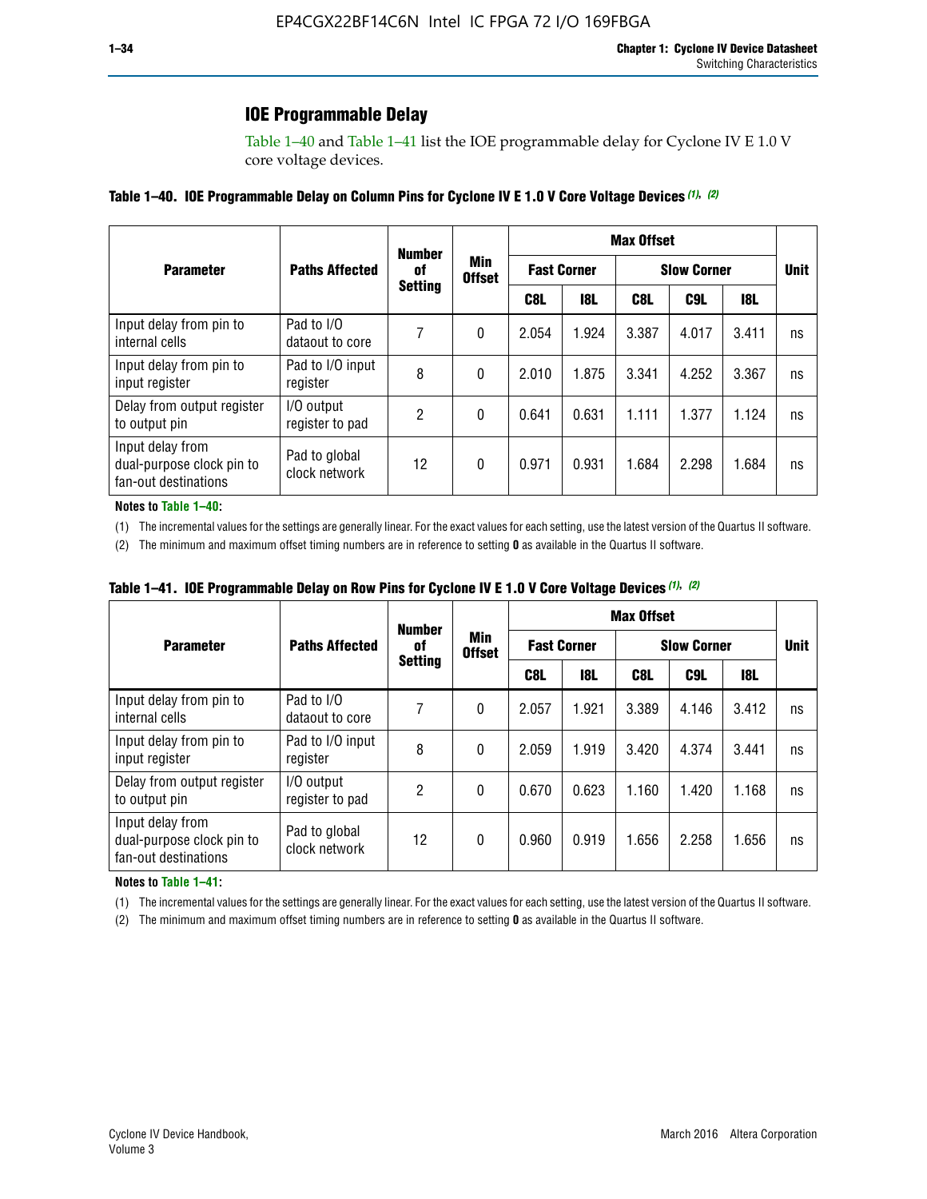## IOE Programmable Delay

Table 1–40 and Table 1–41 list the IOE programmable delay for Cyclone IV E 1.0 V core voltage devices.

**Table 1–40. IOE Programmable Delay on Column Pins for Cyclone IV E 1.0 V Core Voltage Devices** *(1), (2)*

| Parameter | Paths Affected | Number of Setting | Min Offset | Max Offset | | | | | Unit |
|---|---|---|---|---|---|---|---|---|---|
| | | | | Fast Corner | | Slow Corner | | | |
| | | | | C8L | I8L | C8L | C9L | I8L | |
| Input delay from pin to internal cells | Pad to I/O dataout to core | 7 | 0 | 2.054 | 1.924 | 3.387 | 4.017 | 3.411 | ns |
| Input delay from pin to input register | Pad to I/O input register | 8 | 0 | 2.010 | 1.875 | 3.341 | 4.252 | 3.367 | ns |
| Delay from output register to output pin | I/O output register to pad | 2 | 0 | 0.641 | 0.631 | 1.111 | 1.377 | 1.124 | ns |
| Input delay from dual-purpose clock pin to fan-out destinations | Pad to global clock network | 12 | 0 | 0.971 | 0.931 | 1.684 | 2.298 | 1.684 | ns |

**Notes to Table 1–40:**

(1) The incremental values for the settings are generally linear. For the exact values for each setting, use the latest version of the Quartus II software.

(2) The minimum and maximum offset timing numbers are in reference to setting **0** as available in the Quartus II software.

**Table 1–41. IOE Programmable Delay on Row Pins for Cyclone IV E 1.0 V Core Voltage Devices** *(1), (2)*

| Parameter | Paths Affected | Number of Setting | Min Offset | Max Offset | | | | | Unit |
|---|---|---|---|---|---|---|---|---|---|
| | | | | Fast Corner | | Slow Corner | | | |
| | | | | C8L | I8L | C8L | C9L | I8L | |
| Input delay from pin to internal cells | Pad to I/O dataout to core | 7 | 0 | 2.057 | 1.921 | 3.389 | 4.146 | 3.412 | ns |
| Input delay from pin to input register | Pad to I/O input register | 8 | 0 | 2.059 | 1.919 | 3.420 | 4.374 | 3.441 | ns |
| Delay from output register to output pin | I/O output register to pad | 2 | 0 | 0.670 | 0.623 | 1.160 | 1.420 | 1.168 | ns |
| Input delay from dual-purpose clock pin to fan-out destinations | Pad to global clock network | 12 | 0 | 0.960 | 0.919 | 1.656 | 2.258 | 1.656 | ns |

**Notes to Table 1–41:**

(1) The incremental values for the settings are generally linear. For the exact values for each setting, use the latest version of the Quartus II software.

(2) The minimum and maximum offset timing numbers are in reference to setting **0** as available in the Quartus II software.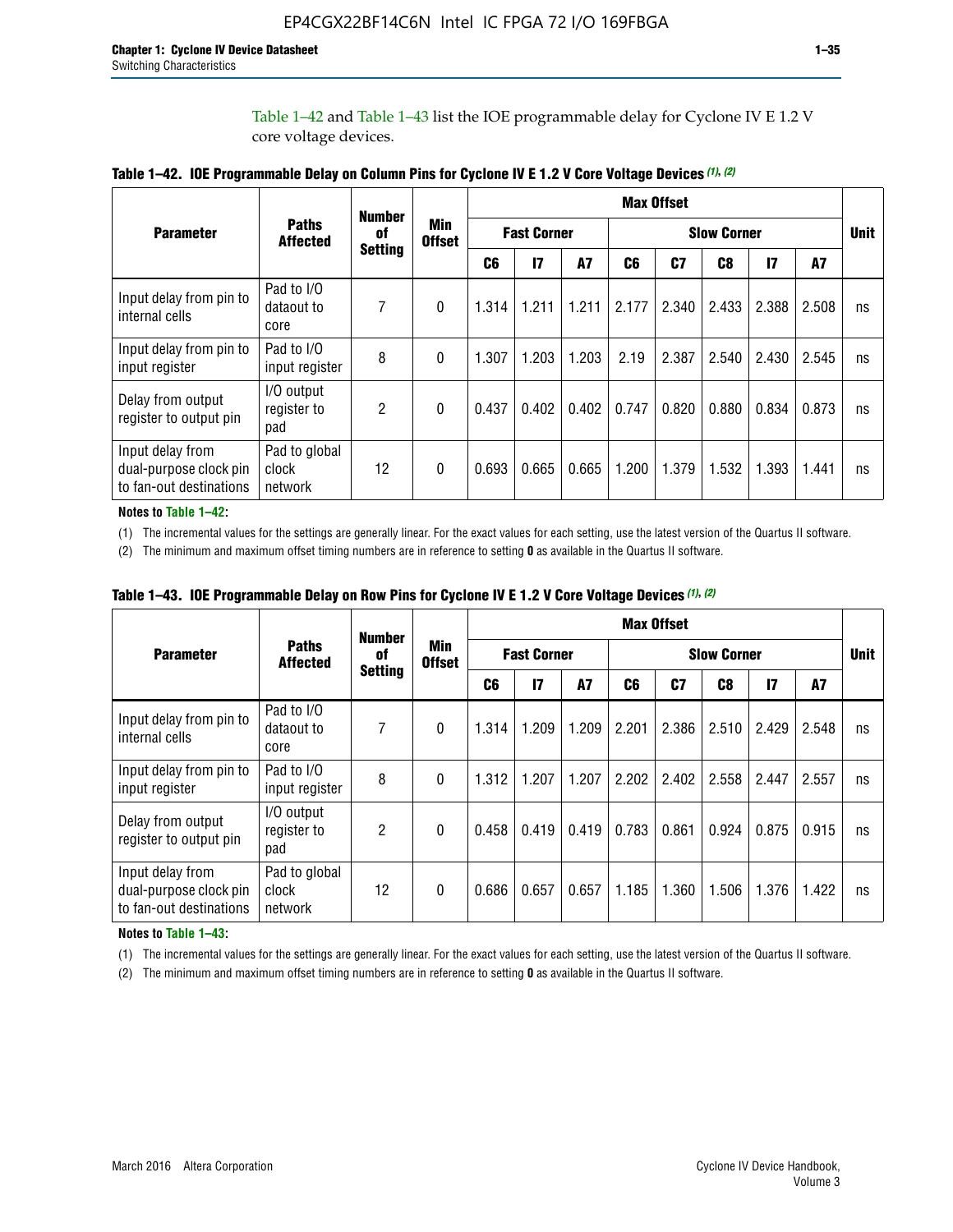Table 1–42 and Table 1–43 list the IOE programmable delay for Cyclone IV E 1.2 V core voltage devices.

**Table 1–42. IOE Programmable Delay on Column Pins for Cyclone IV E 1.2 V Core Voltage Devices (1), (2)**

| Parameter | Paths Affected | Number of Setting | Min Offset | Max Offset | | | | | | | | Unit |
|---|---|---|---|---|---|---|---|---|---|---|---|---|
| | | | | Fast Corner | | | Slow Corner | | | | | |
| | | | | C6 | I7 | A7 | C6 | C7 | C8 | I7 | A7 | |
| Input delay from pin to internal cells | Pad to I/O dataout to core | 7 | 0 | 1.314 | 1.211 | 1.211 | 2.177 | 2.340 | 2.433 | 2.388 | 2.508 | ns |
| Input delay from pin to input register | Pad to I/O input register | 8 | 0 | 1.307 | 1.203 | 1.203 | 2.19 | 2.387 | 2.540 | 2.430 | 2.545 | ns |
| Delay from output register to output pin | I/O output register to pad | 2 | 0 | 0.437 | 0.402 | 0.402 | 0.747 | 0.820 | 0.880 | 0.834 | 0.873 | ns |
| Input delay from dual-purpose clock pin to fan-out destinations | Pad to global clock network | 12 | 0 | 0.693 | 0.665 | 0.665 | 1.200 | 1.379 | 1.532 | 1.393 | 1.441 | ns |

**Notes to Table 1–42:**

(1) The incremental values for the settings are generally linear. For the exact values for each setting, use the latest version of the Quartus II software.

(2) The minimum and maximum offset timing numbers are in reference to setting **0** as available in the Quartus II software.

**Table 1–43. IOE Programmable Delay on Row Pins for Cyclone IV E 1.2 V Core Voltage Devices (1), (2)**

| Parameter | Paths Affected | Number of Setting | Min Offset | Max Offset | | | | | | | | Unit |
|---|---|---|---|---|---|---|---|---|---|---|---|---|
| | | | | Fast Corner | | | Slow Corner | | | | | |
| | | | | C6 | I7 | A7 | C6 | C7 | C8 | I7 | A7 | |
| Input delay from pin to internal cells | Pad to I/O dataout to core | 7 | 0 | 1.314 | 1.209 | 1.209 | 2.201 | 2.386 | 2.510 | 2.429 | 2.548 | ns |
| Input delay from pin to input register | Pad to I/O input register | 8 | 0 | 1.312 | 1.207 | 1.207 | 2.202 | 2.402 | 2.558 | 2.447 | 2.557 | ns |
| Delay from output register to output pin | I/O output register to pad | 2 | 0 | 0.458 | 0.419 | 0.419 | 0.783 | 0.861 | 0.924 | 0.875 | 0.915 | ns |
| Input delay from dual-purpose clock pin to fan-out destinations | Pad to global clock network | 12 | 0 | 0.686 | 0.657 | 0.657 | 1.185 | 1.360 | 1.506 | 1.376 | 1.422 | ns |

**Notes to Table 1–43:**

(1) The incremental values for the settings are generally linear. For the exact values for each setting, use the latest version of the Quartus II software.

(2) The minimum and maximum offset timing numbers are in reference to setting **0** as available in the Quartus II software.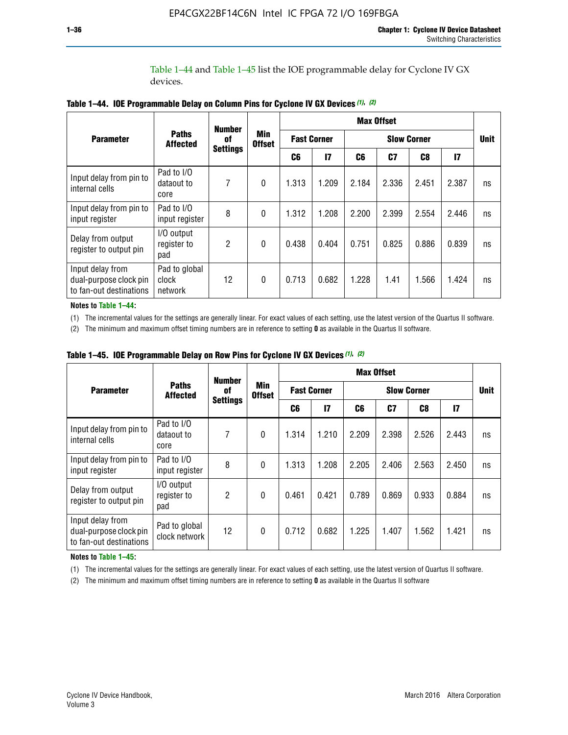Table 1–44 and Table 1–45 list the IOE programmable delay for Cyclone IV GX devices.

**Table 1–44. IOE Programmable Delay on Column Pins for Cyclone IV GX Devices (1), (2)**

| Parameter | Paths Affected | Number of Settings | Min Offset | Max Offset | | | | | | Unit |
|---|---|---|---|---|---|---|---|---|---|---|
| | | | | Fast Corner | | Slow Corner | | | | |
| | | | | C6 | I7 | C6 | C7 | C8 | I7 | |
| Input delay from pin to internal cells | Pad to I/O dataout to core | 7 | 0 | 1.313 | 1.209 | 2.184 | 2.336 | 2.451 | 2.387 | ns |
| Input delay from pin to input register | Pad to I/O input register | 8 | 0 | 1.312 | 1.208 | 2.200 | 2.399 | 2.554 | 2.446 | ns |
| Delay from output register to output pin | I/O output register to pad | 2 | 0 | 0.438 | 0.404 | 0.751 | 0.825 | 0.886 | 0.839 | ns |
| Input delay from dual-purpose clock pin to fan-out destinations | Pad to global clock network | 12 | 0 | 0.713 | 0.682 | 1.228 | 1.41 | 1.566 | 1.424 | ns |

**Notes to Table 1–44:**

(1) The incremental values for the settings are generally linear. For exact values of each setting, use the latest version of the Quartus II software.

(2) The minimum and maximum offset timing numbers are in reference to setting **0** as available in the Quartus II software.

**Table 1–45. IOE Programmable Delay on Row Pins for Cyclone IV GX Devices (1), (2)**

| Parameter | Paths Affected | Number of Settings | Min Offset | Max Offset | | | | | | Unit |
|---|---|---|---|---|---|---|---|---|---|---|
| | | | | Fast Corner | | Slow Corner | | | | |
| | | | | C6 | I7 | C6 | C7 | C8 | I7 | |
| Input delay from pin to internal cells | Pad to I/O dataout to core | 7 | 0 | 1.314 | 1.210 | 2.209 | 2.398 | 2.526 | 2.443 | ns |
| Input delay from pin to input register | Pad to I/O input register | 8 | 0 | 1.313 | 1.208 | 2.205 | 2.406 | 2.563 | 2.450 | ns |
| Delay from output register to output pin | I/O output register to pad | 2 | 0 | 0.461 | 0.421 | 0.789 | 0.869 | 0.933 | 0.884 | ns |
| Input delay from dual-purpose clock pin to fan-out destinations | Pad to global clock network | 12 | 0 | 0.712 | 0.682 | 1.225 | 1.407 | 1.562 | 1.421 | ns |

**Notes to Table 1–45:**

(1) The incremental values for the settings are generally linear. For exact values of each setting, use the latest version of Quartus II software.

(2) The minimum and maximum offset timing numbers are in reference to setting **0** as available in the Quartus II software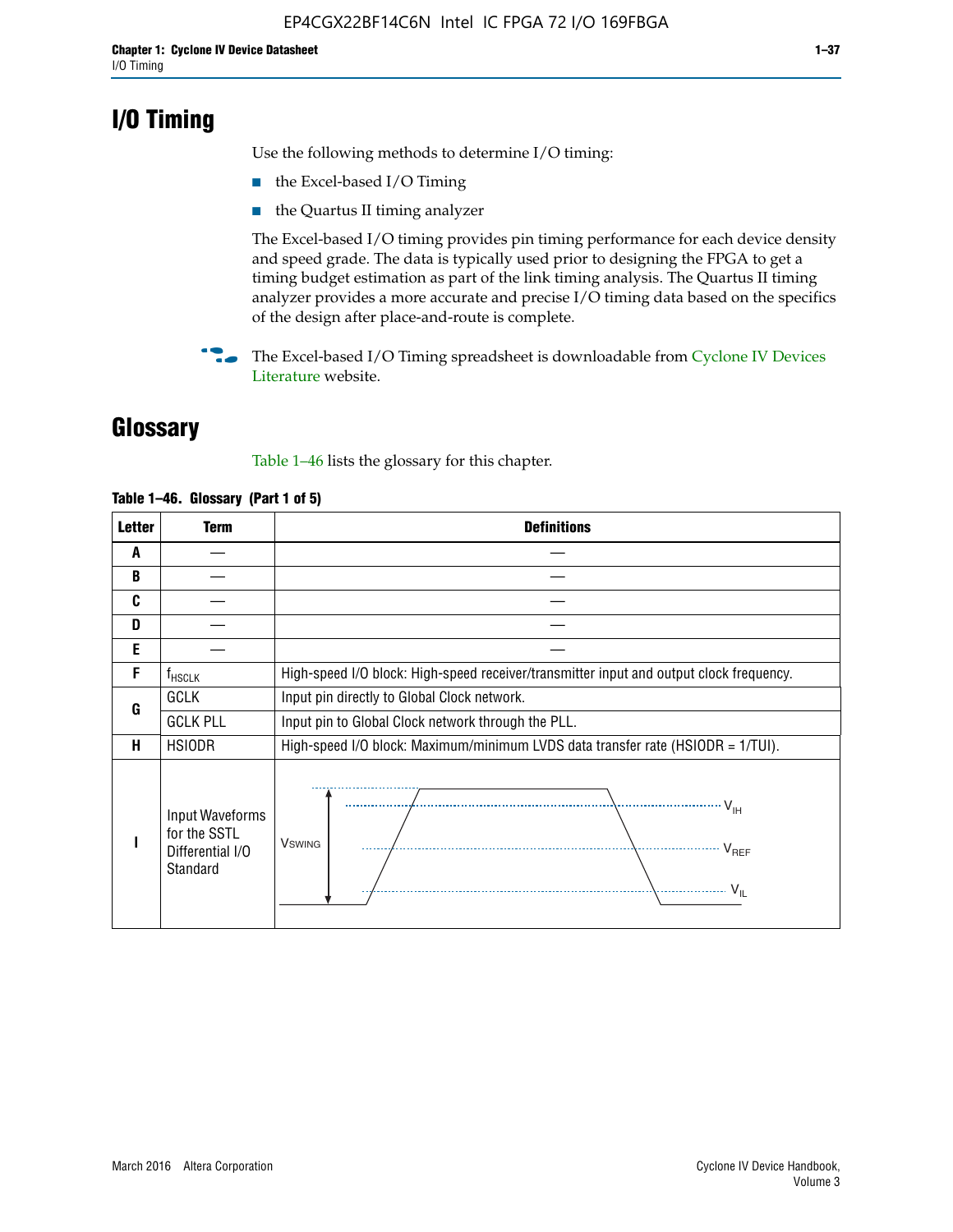# I/O Timing

Use the following methods to determine I/O timing:

- the Excel-based I/O Timing
- the Quartus II timing analyzer

The Excel-based I/O timing provides pin timing performance for each device density and speed grade. The data is typically used prior to designing the FPGA to get a timing budget estimation as part of the link timing analysis. The Quartus II timing analyzer provides a more accurate and precise I/O timing data based on the specifics of the design after place-and-route is complete.

The Excel-based I/O Timing spreadsheet is downloadable from Cyclone IV Devices Literature website.

# Glossary

Table 1–46 lists the glossary for this chapter.

**Table 1–46. Glossary (Part 1 of 5)**

| Letter | Term | Definitions |
|---|---|---|
| A | — | — |
| B | — | — |
| C | — | — |
| D | — | — |
| E | — | — |
| F | $f_{HSCLK}$ | High-speed I/O block: High-speed receiver/transmitter input and output clock frequency. |
| G | GCLK | Input pin directly to Global Clock network. |
| | GCLK PLL | Input pin to Global Clock network through the PLL. |
| H | HSIODR | High-speed I/O block: Maximum/minimum LVDS data transfer rate (HSIODR = 1/TUI). |
| I | Input Waveforms for the SSTL Differential I/O Standard | VSWING, $V_{IH}$, $V_{REF}$, $V_{IL}$ (waveform diagram) |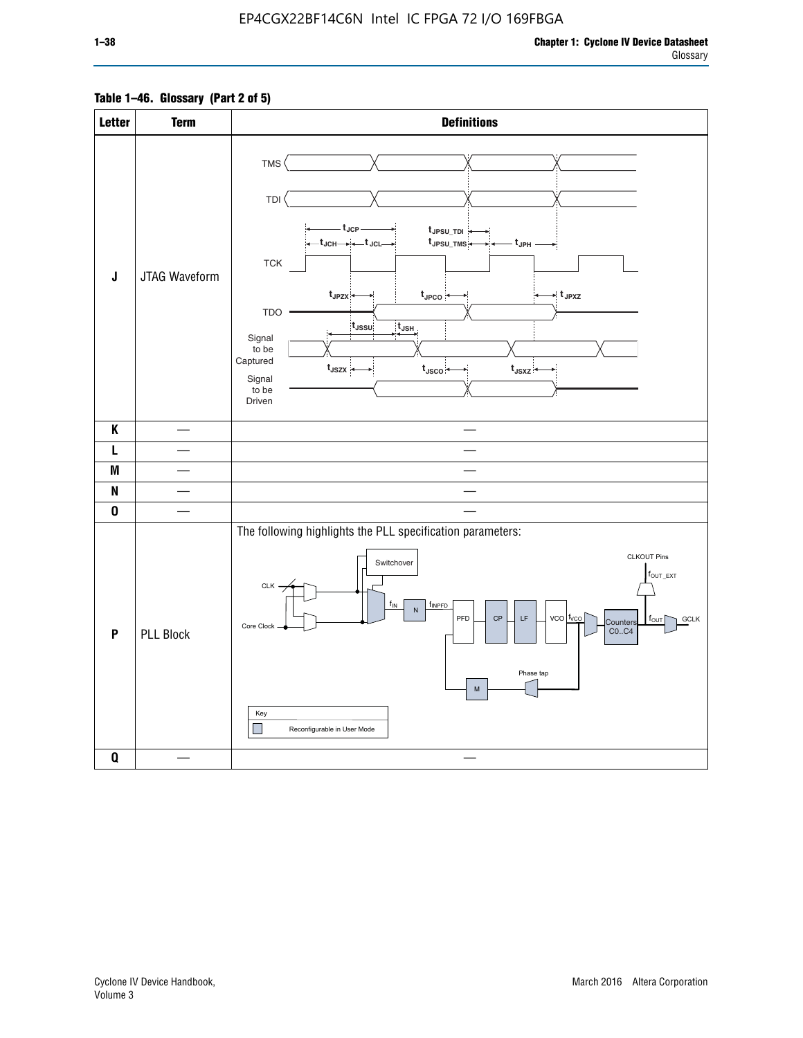**Table 1–46. Glossary (Part 2 of 5)**

| Letter | Term | Definitions |
|---|---|---|
| J | JTAG Waveform | TMS<br>TDI<br>$t_{JCP}$<br>$t_{JCH}$ $t_{JCL}$<br>$t_{JPSU\_TDI}$<br>$t_{JPSU\_TMS}$<br>$t_{JPH}$<br>TCK<br>$t_{JPZX}$ $t_{JPCO}$ $t_{JPXZ}$<br>TDO<br>$t_{JSSU}$ $t_{JSH}$<br>Signal to be Captured<br>$t_{JSZX}$ $t_{JSCO}$ $t_{JSXZ}$<br>Signal to be Driven |
| K | — | — |
| L | — | — |
| M | — | — |
| N | — | — |
| O | — | — |
| P | PLL Block | The following highlights the PLL specification parameters:<br>Switchover<br>CLKOUT Pins<br>$f_{OUT\_EXT}$<br>CLK<br>$f_{IN}$ N $f_{INPFD}$<br>PFD CP LF VCO $f_{VCO}$<br>Counters C0..C4<br>$f_{OUT}$ GCLK<br>Core Clock<br>Phase tap<br>M<br>Key<br>Reconfigurable in User Mode |
| Q | — | — |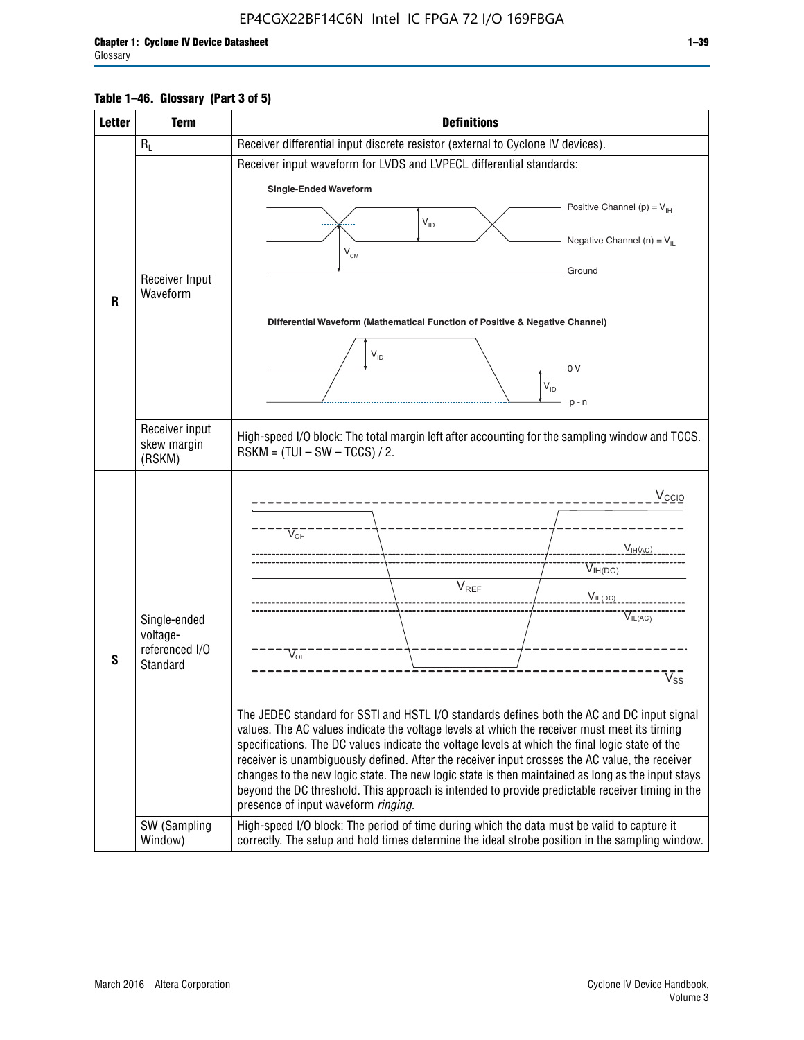**Table 1–46. Glossary (Part 3 of 5)**

| Letter | Term | Definitions |
|---|---|---|
| R | $R_L$ | Receiver differential input discrete resistor (external to Cyclone IV devices). |
| | Receiver Input Waveform | Receiver input waveform for LVDS and LVPECL differential standards: Single-Ended Waveform: Positive Channel (p) = $V_{IH}$; Negative Channel (n) = $V_{IL}$; $V_{ID}$; $V_{CM}$; Ground. Differential Waveform (Mathematical Function of Positive & Negative Channel): $V_{ID}$; 0 V; $V_{ID}$; p - n |
| | Receiver input skew margin (RSKM) | High-speed I/O block: The total margin left after accounting for the sampling window and TCCS. RSKM = (TUI – SW – TCCS) / 2. |
| S | Single-ended voltage-referenced I/O Standard | $V_{CCIO}$; $V_{OH}$; $V_{IH(AC)}$; $V_{IH(DC)}$; $V_{REF}$; $V_{IL(DC)}$; $V_{IL(AC)}$; $V_{OL}$; $V_{SS}$. The JEDEC standard for SSTl and HSTL I/O standards defines both the AC and DC input signal values. The AC values indicate the voltage levels at which the receiver must meet its timing specifications. The DC values indicate the voltage levels at which the final logic state of the receiver is unambiguously defined. After the receiver input crosses the AC value, the receiver changes to the new logic state. The new logic state is then maintained as long as the input stays beyond the DC threshold. This approach is intended to provide predictable receiver timing in the presence of input waveform *ringing*. |
| | SW (Sampling Window) | High-speed I/O block: The period of time during which the data must be valid to capture it correctly. The setup and hold times determine the ideal strobe position in the sampling window. |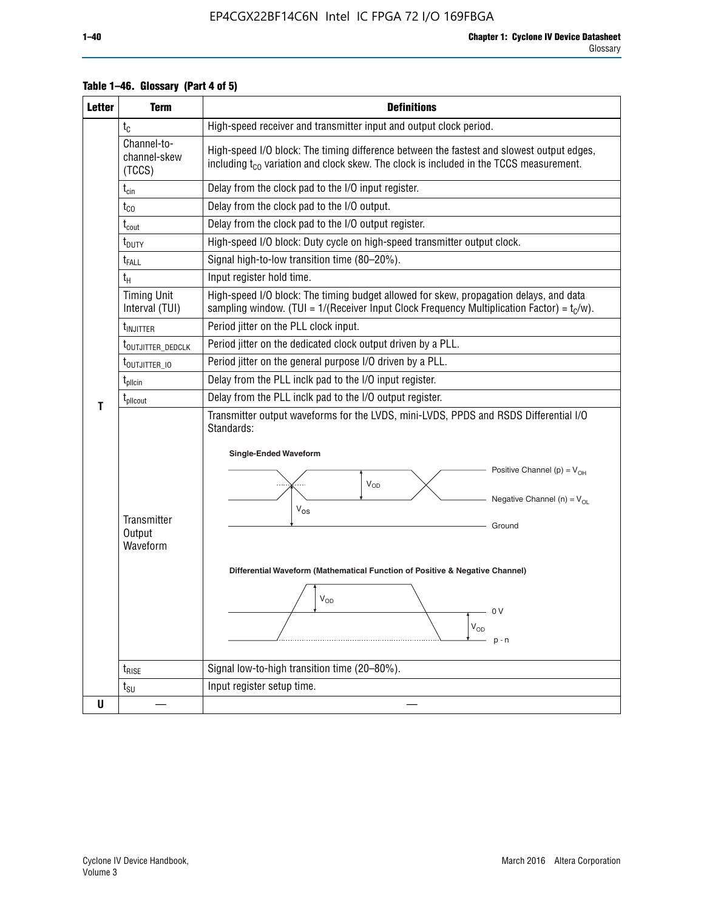**Table 1–46. Glossary (Part 4 of 5)**

| Letter | Term | Definitions |
|---|---|---|
| T | $t_C$ | High-speed receiver and transmitter input and output clock period. |
| | Channel-to-channel-skew (TCCS) | High-speed I/O block: The timing difference between the fastest and slowest output edges, including $t_{CO}$ variation and clock skew. The clock is included in the TCCS measurement. |
| | $t_{cin}$ | Delay from the clock pad to the I/O input register. |
| | $t_{CO}$ | Delay from the clock pad to the I/O output. |
| | $t_{cout}$ | Delay from the clock pad to the I/O output register. |
| | $t_{DUTY}$ | High-speed I/O block: Duty cycle on high-speed transmitter output clock. |
| | $t_{FALL}$ | Signal high-to-low transition time (80–20%). |
| | $t_H$ | Input register hold time. |
| | Timing Unit Interval (TUI) | High-speed I/O block: The timing budget allowed for skew, propagation delays, and data sampling window. (TUI = 1/(Receiver Input Clock Frequency Multiplication Factor) = $t_C/w$). |
| | $t_{INJITTER}$ | Period jitter on the PLL clock input. |
| | $t_{OUTJITTER\_DEDCLK}$ | Period jitter on the dedicated clock output driven by a PLL. |
| | $t_{OUTJITTER\_IO}$ | Period jitter on the general purpose I/O driven by a PLL. |
| | $t_{pllcin}$ | Delay from the PLL inclk pad to the I/O input register. |
| | $t_{pllcout}$ | Delay from the PLL inclk pad to the I/O output register. |
| | Transmitter Output Waveform | Transmitter output waveforms for the LVDS, mini-LVDS, PPDS and RSDS Differential I/O Standards:<br><br>**Single-Ended Waveform**<br>Positive Channel (p) = $V_{OH}$; Negative Channel (n) = $V_{OL}$; $V_{OD}$; $V_{OS}$; Ground<br><br>**Differential Waveform (Mathematical Function of Positive & Negative Channel)**<br>$V_{OD}$; 0 V; $V_{OD}$; p - n |
| | $t_{RISE}$ | Signal low-to-high transition time (20–80%). |
| | $t_{SU}$ | Input register setup time. |
| U | — | — |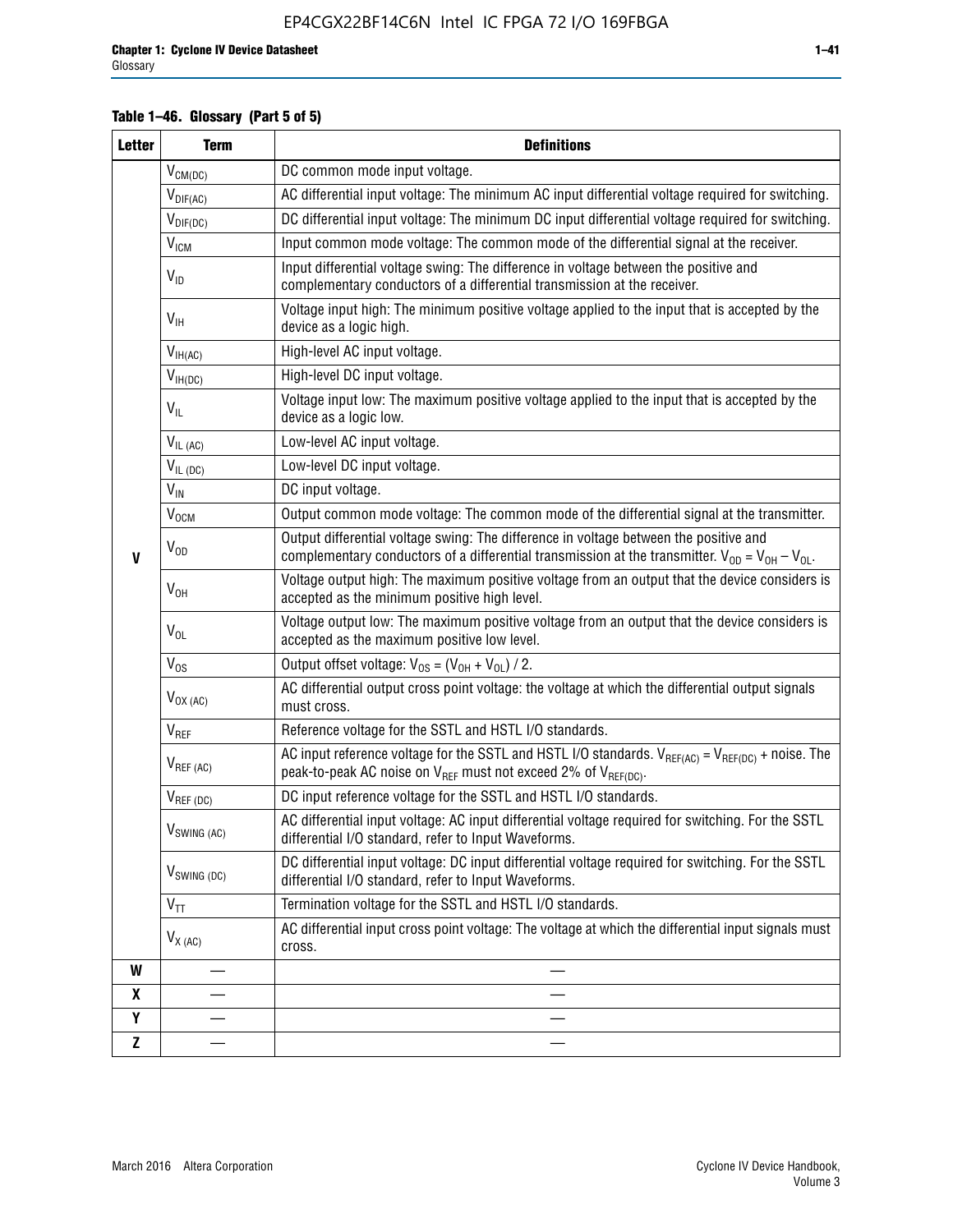**Table 1–46. Glossary (Part 5 of 5)**

| Letter | Term | Definitions |
|---|---|---|
| V | $V_{CM(DC)}$ | DC common mode input voltage. |
| | $V_{DIF(AC)}$ | AC differential input voltage: The minimum AC input differential voltage required for switching. |
| | $V_{DIF(DC)}$ | DC differential input voltage: The minimum DC input differential voltage required for switching. |
| | $V_{ICM}$ | Input common mode voltage: The common mode of the differential signal at the receiver. |
| | $V_{ID}$ | Input differential voltage swing: The difference in voltage between the positive and complementary conductors of a differential transmission at the receiver. |
| | $V_{IH}$ | Voltage input high: The minimum positive voltage applied to the input that is accepted by the device as a logic high. |
| | $V_{IH(AC)}$ | High-level AC input voltage. |
| | $V_{IH(DC)}$ | High-level DC input voltage. |
| | $V_{IL}$ | Voltage input low: The maximum positive voltage applied to the input that is accepted by the device as a logic low. |
| | $V_{IL\ (AC)}$ | Low-level AC input voltage. |
| | $V_{IL\ (DC)}$ | Low-level DC input voltage. |
| | $V_{IN}$ | DC input voltage. |
| | $V_{OCM}$ | Output common mode voltage: The common mode of the differential signal at the transmitter. |
| | $V_{OD}$ | Output differential voltage swing: The difference in voltage between the positive and complementary conductors of a differential transmission at the transmitter. $V_{OD} = V_{OH} – V_{OL}$. |
| | $V_{OH}$ | Voltage output high: The maximum positive voltage from an output that the device considers is accepted as the minimum positive high level. |
| | $V_{OL}$ | Voltage output low: The maximum positive voltage from an output that the device considers is accepted as the maximum positive low level. |
| | $V_{OS}$ | Output offset voltage: $V_{OS} = (V_{OH} + V_{OL}) / 2$. |
| | $V_{OX\ (AC)}$ | AC differential output cross point voltage: the voltage at which the differential output signals must cross. |
| | $V_{REF}$ | Reference voltage for the SSTL and HSTL I/O standards. |
| | $V_{REF\ (AC)}$ | AC input reference voltage for the SSTL and HSTL I/O standards. $V_{REF(AC)} = V_{REF(DC)}$ + noise. The peak-to-peak AC noise on $V_{REF}$ must not exceed 2% of $V_{REF(DC)}$. |
| | $V_{REF\ (DC)}$ | DC input reference voltage for the SSTL and HSTL I/O standards. |
| | $V_{SWING\ (AC)}$ | AC differential input voltage: AC input differential voltage required for switching. For the SSTL differential I/O standard, refer to Input Waveforms. |
| | $V_{SWING\ (DC)}$ | DC differential input voltage: DC input differential voltage required for switching. For the SSTL differential I/O standard, refer to Input Waveforms. |
| | $V_{TT}$ | Termination voltage for the SSTL and HSTL I/O standards. |
| | $V_{X\ (AC)}$ | AC differential input cross point voltage: The voltage at which the differential input signals must cross. |
| W | — | — |
| X | — | — |
| Y | — | — |
| Z | — | — |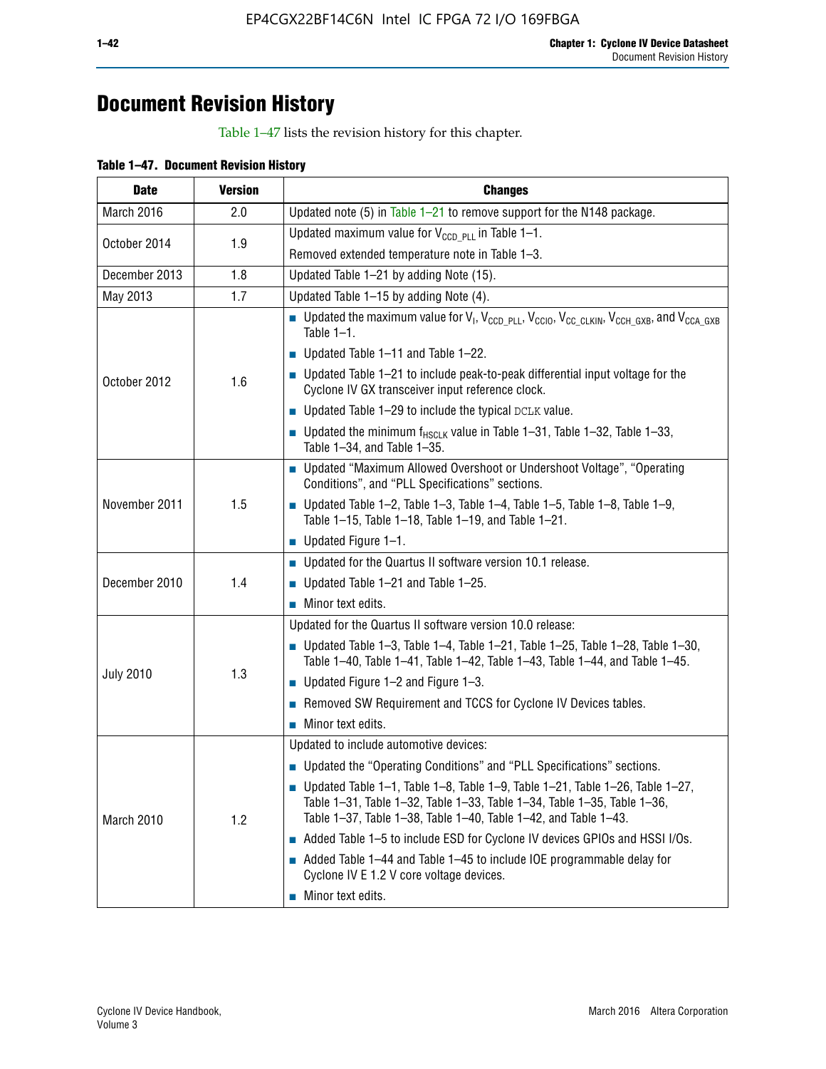# Document Revision History

Table 1–47 lists the revision history for this chapter.

**Table 1–47. Document Revision History**

| Date | Version | Changes |
|---|---|---|
| March 2016 | 2.0 | Updated note (5) in Table 1–21 to remove support for the N148 package. |
| October 2014 | 1.9 | Updated maximum value for $V_{CCD\_PLL}$ in Table 1–1.<br>Removed extended temperature note in Table 1–3. |
| December 2013 | 1.8 | Updated Table 1–21 by adding Note (15). |
| May 2013 | 1.7 | Updated Table 1–15 by adding Note (4). |
| October 2012 | 1.6 | ■ Updated the maximum value for $V_I$, $V_{CCD\_PLL}$, $V_{CCIO}$, $V_{CC\_CLKIN}$, $V_{CCH\_GXB}$, and $V_{CCA\_GXB}$ Table 1–1.<br>■ Updated Table 1–11 and Table 1–22.<br>■ Updated Table 1–21 to include peak-to-peak differential input voltage for the Cyclone IV GX transceiver input reference clock.<br>■ Updated Table 1–29 to include the typical DCLK value.<br>■ Updated the minimum $f_{HSCLK}$ value in Table 1–31, Table 1–32, Table 1–33, Table 1–34, and Table 1–35. |
| November 2011 | 1.5 | ■ Updated "Maximum Allowed Overshoot or Undershoot Voltage", "Operating Conditions", and "PLL Specifications" sections.<br>■ Updated Table 1–2, Table 1–3, Table 1–4, Table 1–5, Table 1–8, Table 1–9, Table 1–15, Table 1–18, Table 1–19, and Table 1–21.<br>■ Updated Figure 1–1. |
| December 2010 | 1.4 | ■ Updated for the Quartus II software version 10.1 release.<br>■ Updated Table 1–21 and Table 1–25.<br>■ Minor text edits. |
| July 2010 | 1.3 | Updated for the Quartus II software version 10.0 release:<br>■ Updated Table 1–3, Table 1–4, Table 1–21, Table 1–25, Table 1–28, Table 1–30, Table 1–40, Table 1–41, Table 1–42, Table 1–43, Table 1–44, and Table 1–45.<br>■ Updated Figure 1–2 and Figure 1–3.<br>■ Removed SW Requirement and TCCS for Cyclone IV Devices tables.<br>■ Minor text edits. |
| March 2010 | 1.2 | Updated to include automotive devices:<br>■ Updated the "Operating Conditions" and "PLL Specifications" sections.<br>■ Updated Table 1–1, Table 1–8, Table 1–9, Table 1–21, Table 1–26, Table 1–27, Table 1–31, Table 1–32, Table 1–33, Table 1–34, Table 1–35, Table 1–36, Table 1–37, Table 1–38, Table 1–40, Table 1–42, and Table 1–43.<br>■ Added Table 1–5 to include ESD for Cyclone IV devices GPIOs and HSSI I/Os.<br>■ Added Table 1–44 and Table 1–45 to include IOE programmable delay for Cyclone IV E 1.2 V core voltage devices.<br>■ Minor text edits. |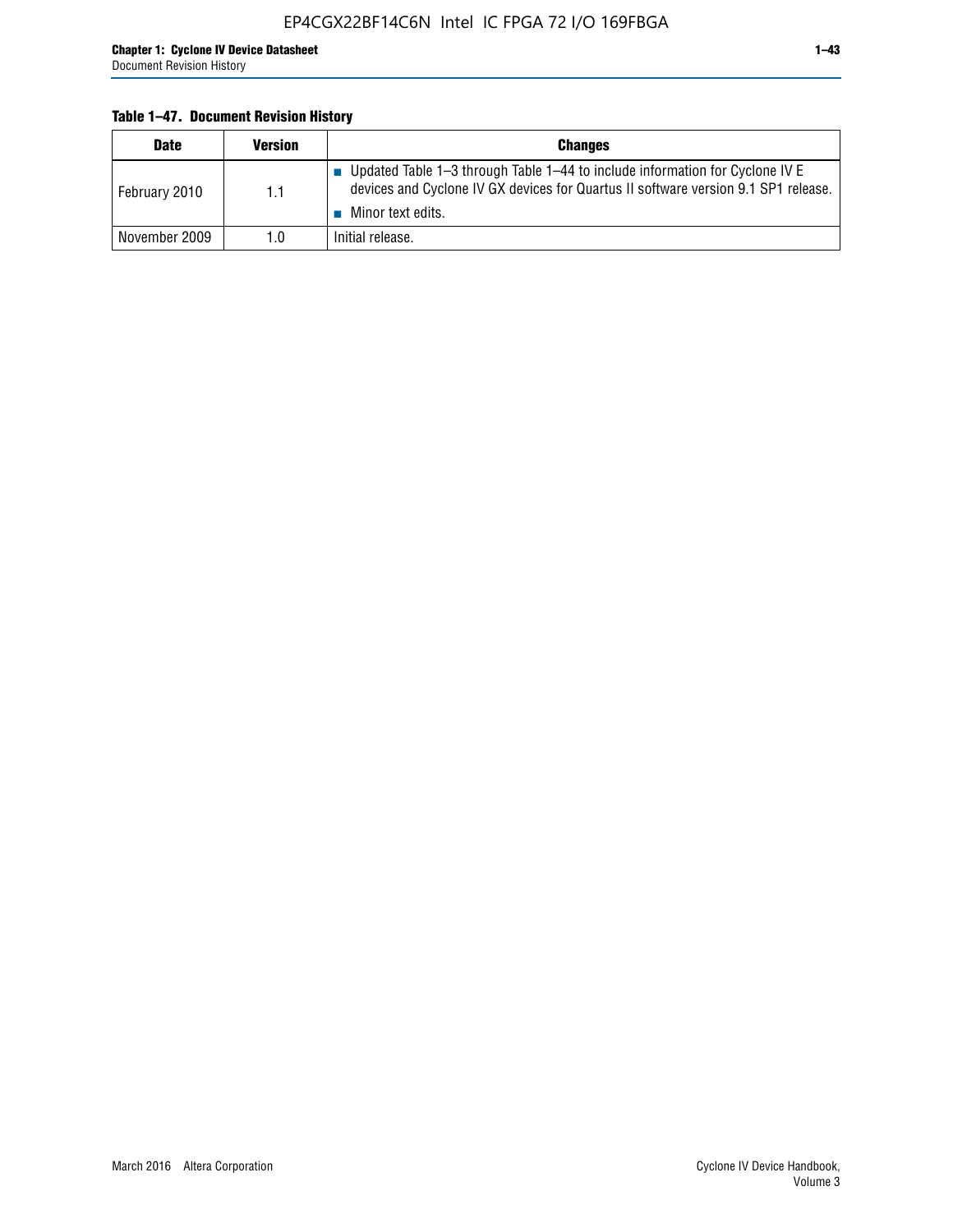**Table 1–47. Document Revision History**

| Date | Version | Changes |
|---|---|---|
| February 2010 | 1.1 | ■ Updated Table 1–3 through Table 1–44 to include information for Cyclone IV E devices and Cyclone IV GX devices for Quartus II software version 9.1 SP1 release. ■ Minor text edits. |
| November 2009 | 1.0 | Initial release. |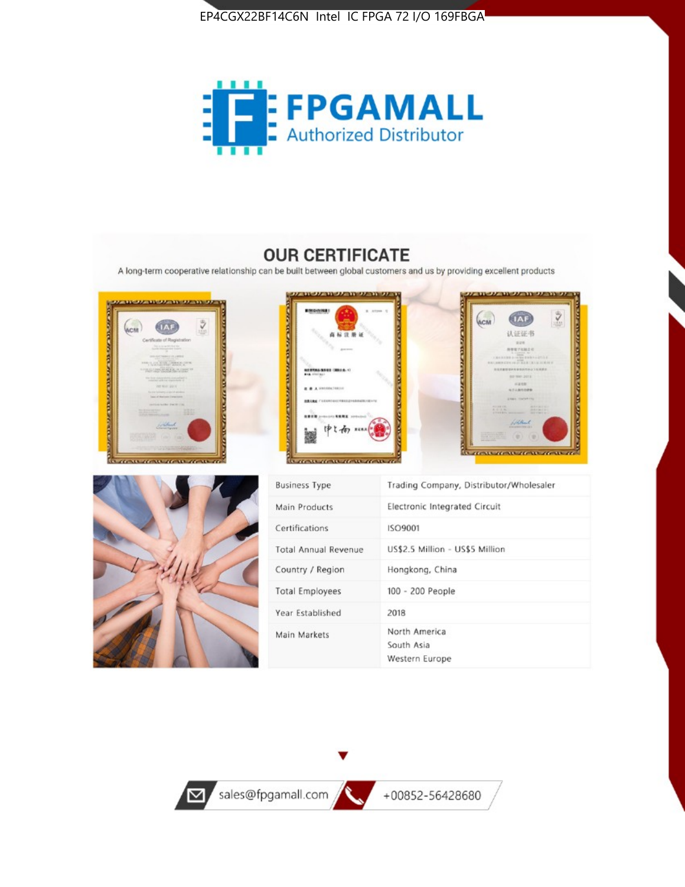FPGAMALL
Authorized Distributor

## OUR CERTIFICATE

A long-term cooperative relationship can be built between global customers and us by providing excellent products

| | |
|---|---|
| Business Type | Trading Company, Distributor/Wholesaler |
| Main Products | Electronic Integrated Circuit |
| Certifications | ISO9001 |
| Total Annual Revenue | US$2.5 Million - US$5 Million |
| Country / Region | Hongkong, China |
| Total Employees | 100 - 200 People |
| Year Established | 2018 |
| Main Markets | North America<br>South Asia<br>Western Europe |

sales@fpgamall.com

+00852-56428680